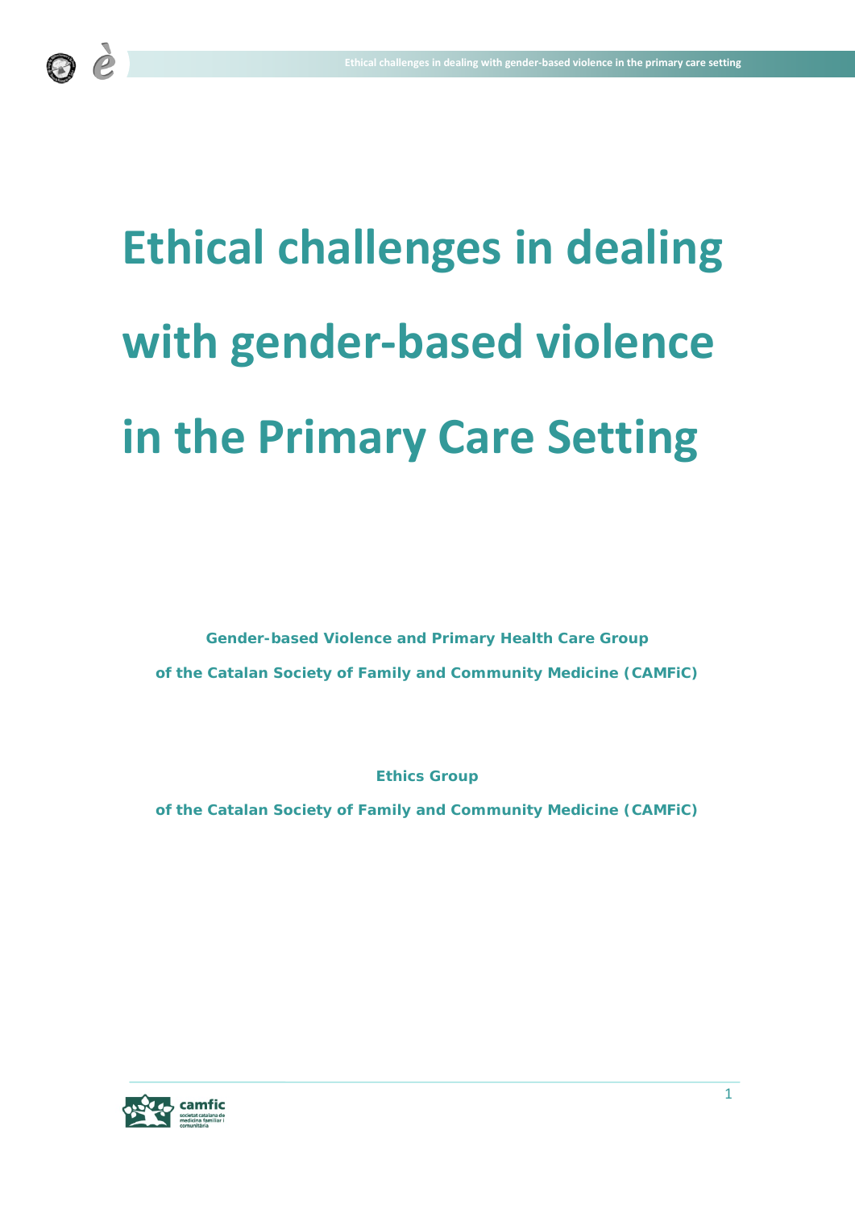# Ethical challenges in dealing with gender-based violence in the Primary Care Setting

**Gender-based Violence and Primary Health Care Group**

**of the Catalan Society of Family and Community Medicine (CAMFiC)**

**Ethics Group**

**of the Catalan Society of Family and Community Medicine (CAMFiC)**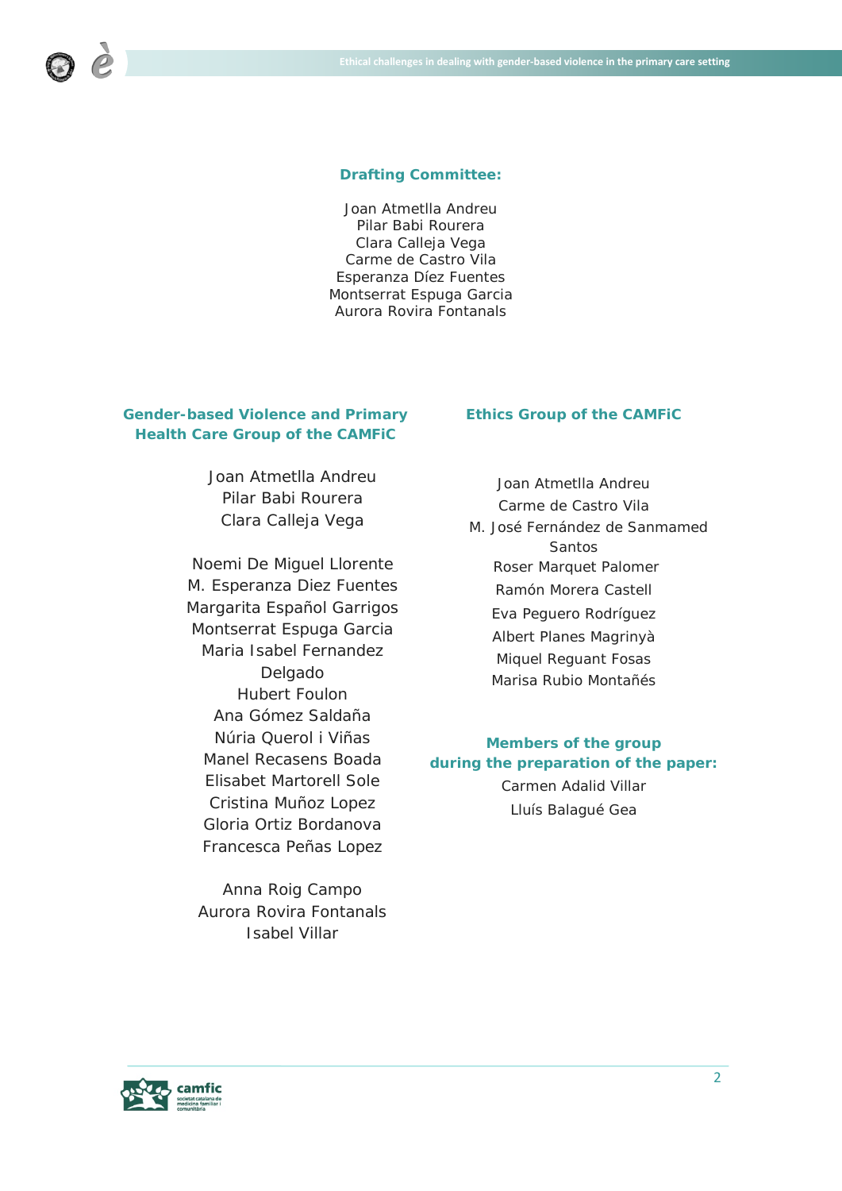### Drafting Committee:

Joan Atmetlla Andreu
Pilar Babi Rourera
Clara Calleja Vega
Carme de Castro Vila
Esperanza Díez Fuentes
Montserrat Espuga Garcia
Aurora Rovira Fontanals

### Gender-based Violence and Primary Health Care Group of the CAMFiC

Joan Atmetlla Andreu
Pilar Babi Rourera
Clara Calleja Vega

Noemi De Miguel Llorente
M. Esperanza Diez Fuentes
Margarita Español Garrigos
Montserrat Espuga Garcia
Maria Isabel Fernandez Delgado
Hubert Foulon
Ana Gómez Saldaña
Núria Querol i Viñas
Manel Recasens Boada
Elisabet Martorell Sole
Cristina Muñoz Lopez
Gloria Ortiz Bordanova
Francesca Peñas Lopez

Anna Roig Campo
Aurora Rovira Fontanals
Isabel Villar

### Ethics Group of the CAMFiC

Joan Atmetlla Andreu
Carme de Castro Vila
M. José Fernández de Sanmamed Santos
Roser Marquet Palomer
Ramón Morera Castell
Eva Peguero Rodríguez
Albert Planes Magrinyà
Miquel Reguant Fosas
Marisa Rubio Montañés

### Members of the group during the preparation of the paper:

Carmen Adalid Villar
Lluís Balagué Gea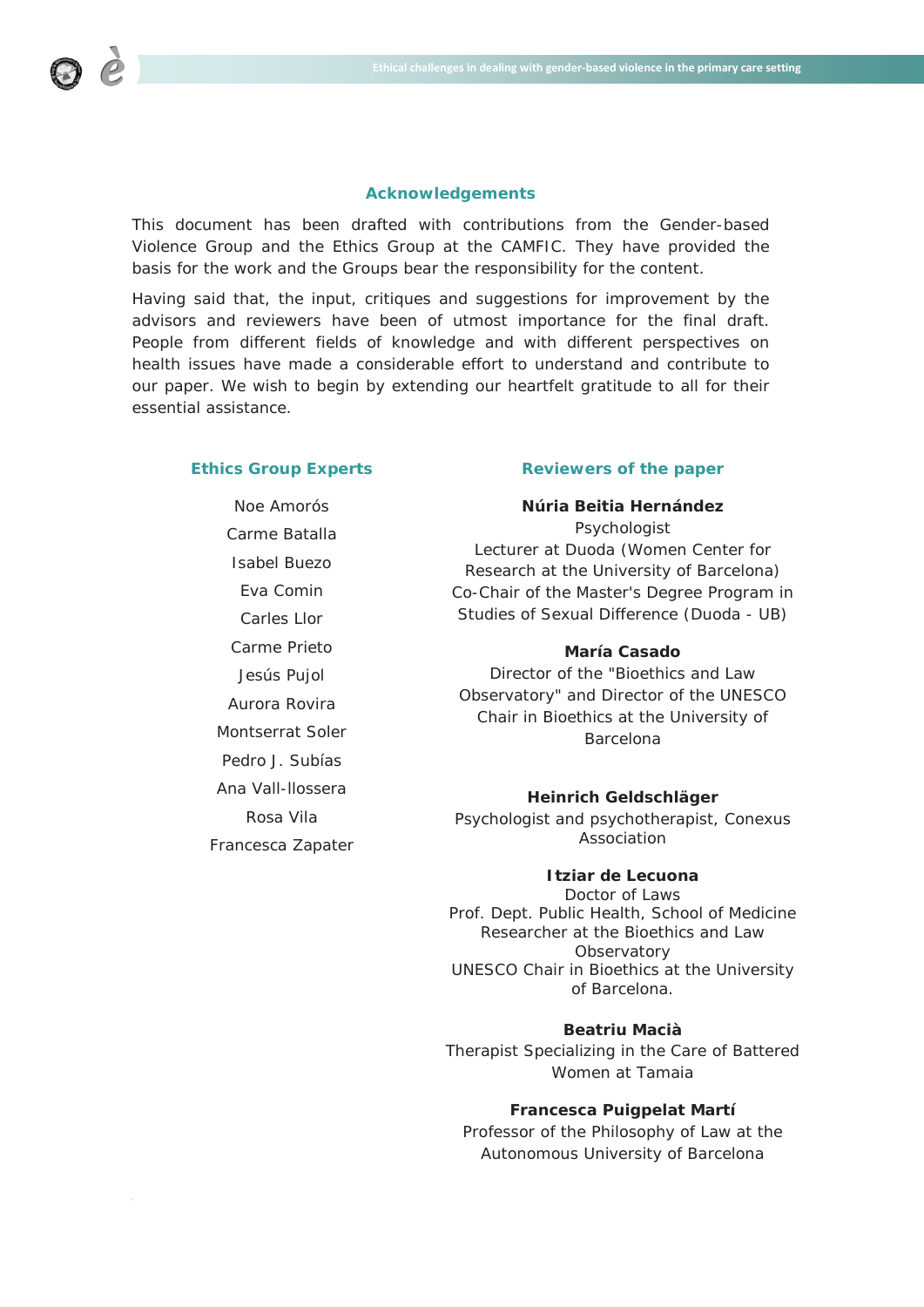## Acknowledgements

This document has been drafted with contributions from the Gender-based Violence Group and the Ethics Group at the CAMFIC. They have provided the basis for the work and the Groups bear the responsibility for the content.

Having said that, the input, critiques and suggestions for improvement by the advisors and reviewers have been of utmost importance for the final draft. People from different fields of knowledge and with different perspectives on health issues have made a considerable effort to understand and contribute to our paper. We wish to begin by extending our heartfelt gratitude to all for their essential assistance.

### Ethics Group Experts

Noe Amorós

Carme Batalla

Isabel Buezo

Eva Comin

Carles Llor

Carme Prieto

Jesús Pujol

Aurora Rovira

Montserrat Soler

Pedro J. Subías

Ana Vall-llossera

Rosa Vila

Francesca Zapater

### Reviewers of the paper

**Núria Beitia Hernández**
Psychologist
Lecturer at Duoda (Women Center for Research at the University of Barcelona)
Co-Chair of the Master's Degree Program in Studies of Sexual Difference (Duoda - UB)

**María Casado**
Director of the "Bioethics and Law Observatory" and Director of the UNESCO Chair in Bioethics at the University of Barcelona

**Heinrich Geldschläger**
Psychologist and psychotherapist, Conexus Association

**Itziar de Lecuona**
Doctor of Laws
Prof. Dept. Public Health, School of Medicine
Researcher at the Bioethics and Law Observatory
UNESCO Chair in Bioethics at the University of Barcelona.

**Beatriu Macià**
Therapist Specializing in the Care of Battered Women at Tamaia

**Francesca Puigpelat Martí**
Professor of the Philosophy of Law at the Autonomous University of Barcelona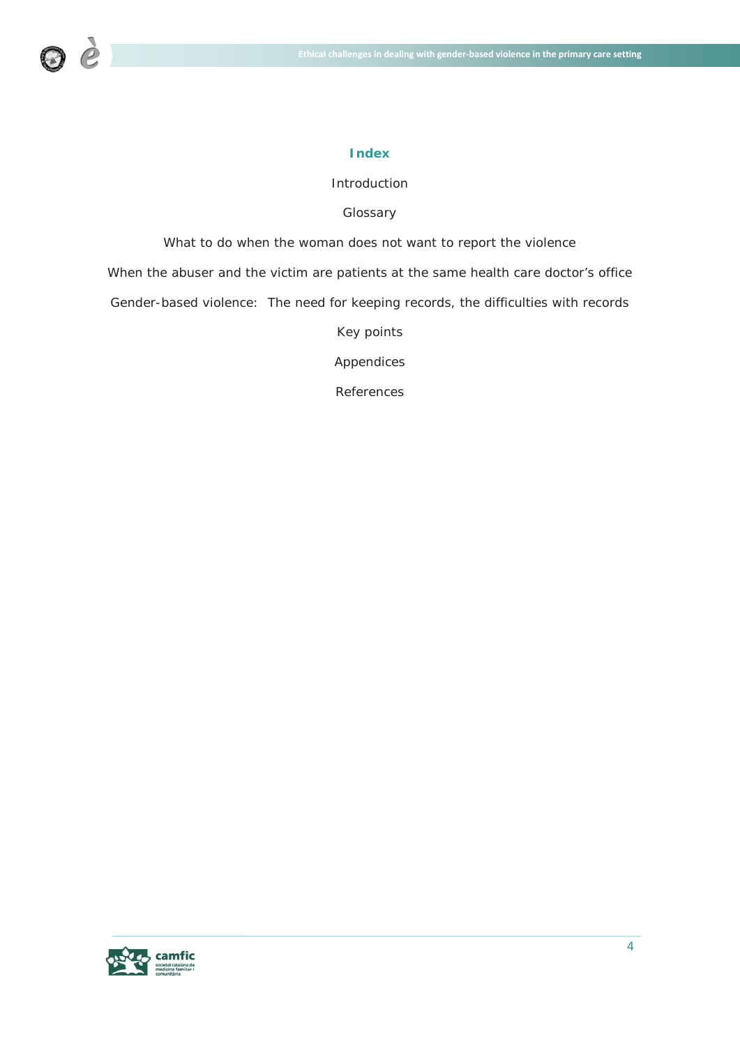# Index

Introduction

Glossary

What to do when the woman does not want to report the violence

When the abuser and the victim are patients at the same health care doctor's office

Gender-based violence: The need for keeping records, the difficulties with records

Key points

Appendices

References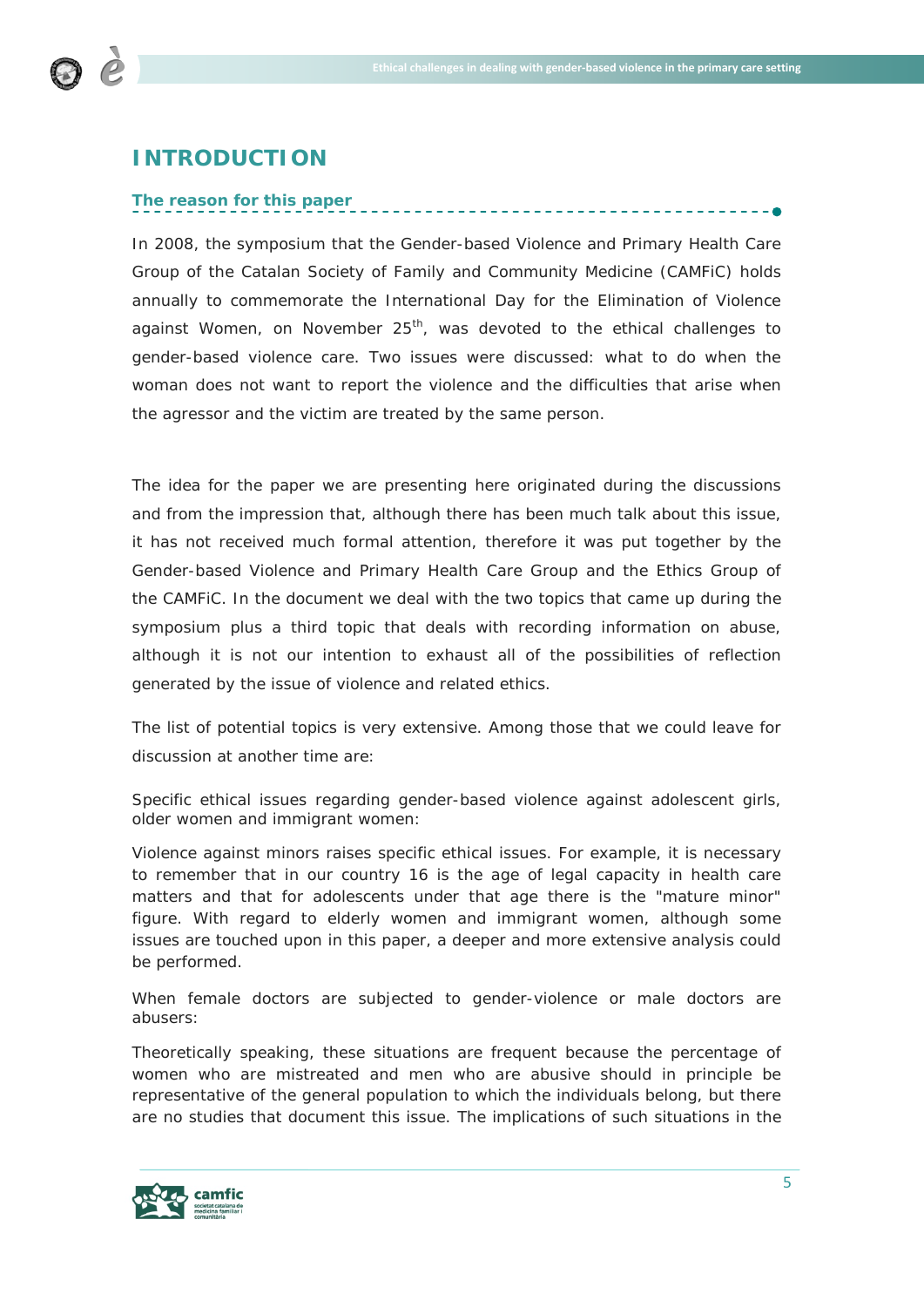# INTRODUCTION

## The reason for this paper

In 2008, the symposium that the Gender-based Violence and Primary Health Care Group of the Catalan Society of Family and Community Medicine (CAMFiC) holds annually to commemorate the International Day for the Elimination of Violence against Women, on November 25th, was devoted to the ethical challenges to gender-based violence care. Two issues were discussed: what to do when the woman does not want to report the violence and the difficulties that arise when the agressor and the victim are treated by the same person.

The idea for the paper we are presenting here originated during the discussions and from the impression that, although there has been much talk about this issue, it has not received much formal attention, therefore it was put together by the Gender-based Violence and Primary Health Care Group and the Ethics Group of the CAMFiC. In the document we deal with the two topics that came up during the symposium plus a third topic that deals with recording information on abuse, although it is not our intention to exhaust all of the possibilities of reflection generated by the issue of violence and related ethics.

The list of potential topics is very extensive. Among those that we could leave for discussion at another time are:

Specific ethical issues regarding gender-based violence against adolescent girls, older women and immigrant women:

Violence against minors raises specific ethical issues. For example, it is necessary to remember that in our country 16 is the age of legal capacity in health care matters and that for adolescents under that age there is the "mature minor" figure. With regard to elderly women and immigrant women, although some issues are touched upon in this paper, a deeper and more extensive analysis could be performed.

When female doctors are subjected to gender-violence or male doctors are abusers:

Theoretically speaking, these situations are frequent because the percentage of women who are mistreated and men who are abusive should in principle be representative of the general population to which the individuals belong, but there are no studies that document this issue. The implications of such situations in the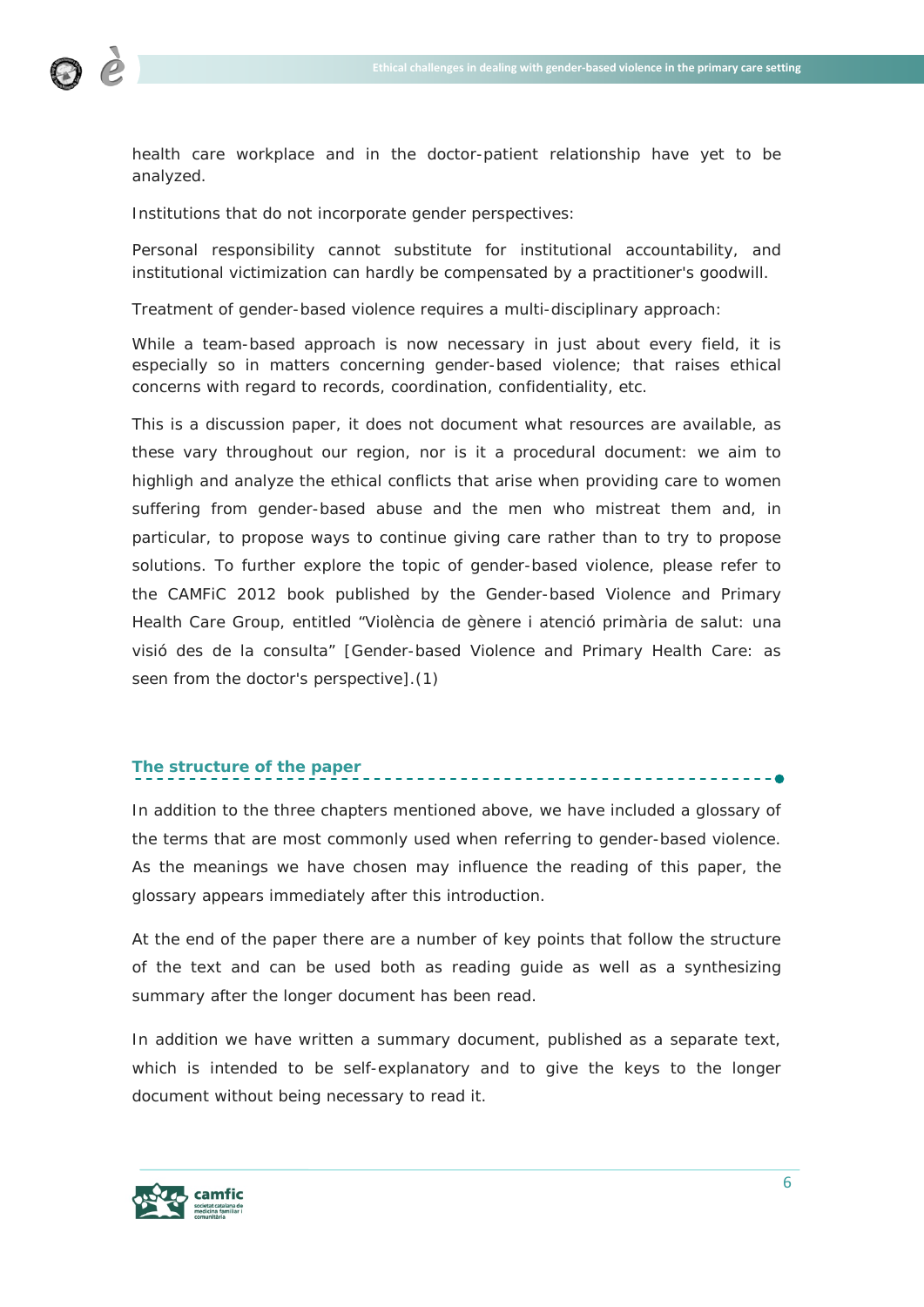health care workplace and in the doctor-patient relationship have yet to be analyzed.

Institutions that do not incorporate gender perspectives:

Personal responsibility cannot substitute for institutional accountability, and institutional victimization can hardly be compensated by a practitioner's goodwill.

Treatment of gender-based violence requires a multi-disciplinary approach:

While a team-based approach is now necessary in just about every field, it is especially so in matters concerning gender-based violence; that raises ethical concerns with regard to records, coordination, confidentiality, etc.

This is a discussion paper, it does not document what resources are available, as these vary throughout our region, nor is it a procedural document: we aim to highligh and analyze the ethical conflicts that arise when providing care to women suffering from gender-based abuse and the men who mistreat them and, in particular, to propose ways to continue giving care rather than to try to propose solutions. To further explore the topic of gender-based violence, please refer to the CAMFiC 2012 book published by the Gender-based Violence and Primary Health Care Group, entitled "Violència de gènere i atenció primària de salut: una visió des de la consulta" [Gender-based Violence and Primary Health Care: as seen from the doctor's perspective].(1)

## The structure of the paper

In addition to the three chapters mentioned above, we have included a glossary of the terms that are most commonly used when referring to gender-based violence. As the meanings we have chosen may influence the reading of this paper, the glossary appears immediately after this introduction.

At the end of the paper there are a number of key points that follow the structure of the text and can be used both as reading guide as well as a synthesizing summary after the longer document has been read.

In addition we have written a summary document, published as a separate text, which is intended to be self-explanatory and to give the keys to the longer document without being necessary to read it.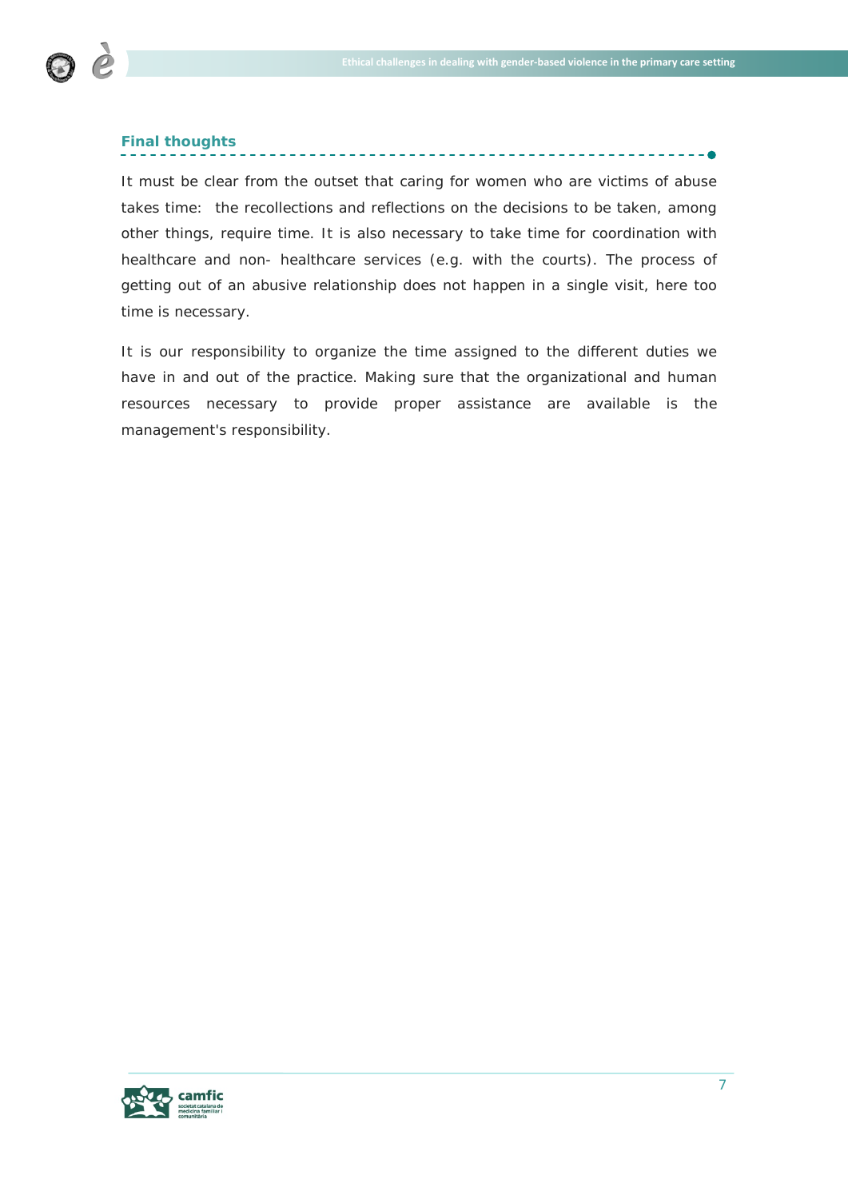## Final thoughts

It must be clear from the outset that caring for women who are victims of abuse takes time: the recollections and reflections on the decisions to be taken, among other things, require time. It is also necessary to take time for coordination with healthcare and non- healthcare services (e.g. with the courts). The process of getting out of an abusive relationship does not happen in a single visit, here too time is necessary.

It is our responsibility to organize the time assigned to the different duties we have in and out of the practice. Making sure that the organizational and human resources necessary to provide proper assistance are available is the management's responsibility.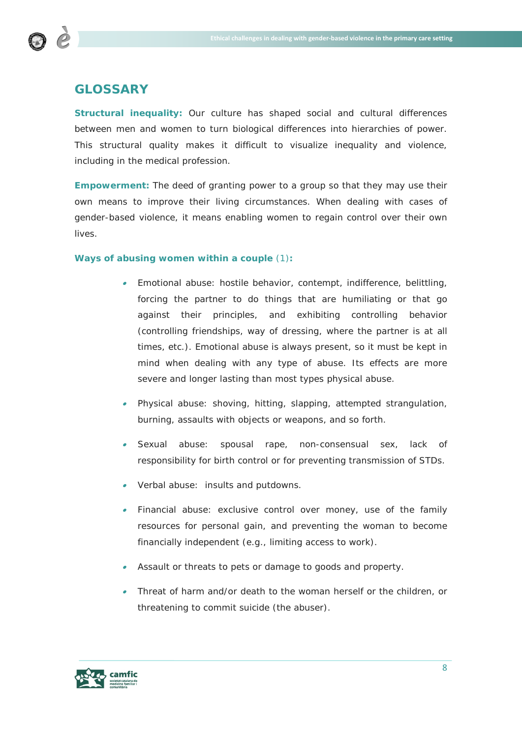## GLOSSARY

**Structural inequality:** Our culture has shaped social and cultural differences between men and women to turn biological differences into hierarchies of power. This structural quality makes it difficult to visualize inequality and violence, including in the medical profession.

**Empowerment:** The deed of granting power to a group so that they may use their own means to improve their living circumstances. When dealing with cases of gender-based violence, it means enabling women to regain control over their own lives.

**Ways of abusing women within a couple** (1)**:**

- Emotional abuse: hostile behavior, contempt, indifference, belittling, forcing the partner to do things that are humiliating or that go against their principles, and exhibiting controlling behavior (controlling friendships, way of dressing, where the partner is at all times, etc.). Emotional abuse is always present, so it must be kept in mind when dealing with any type of abuse. Its effects are more severe and longer lasting than most types physical abuse.
- Physical abuse: shoving, hitting, slapping, attempted strangulation, burning, assaults with objects or weapons, and so forth.
- Sexual abuse: spousal rape, non-consensual sex, lack of responsibility for birth control or for preventing transmission of STDs.
- Verbal abuse: insults and putdowns.
- Financial abuse: exclusive control over money, use of the family resources for personal gain, and preventing the woman to become financially independent (e.g., limiting access to work).
- Assault or threats to pets or damage to goods and property.
- Threat of harm and/or death to the woman herself or the children, or threatening to commit suicide (the abuser).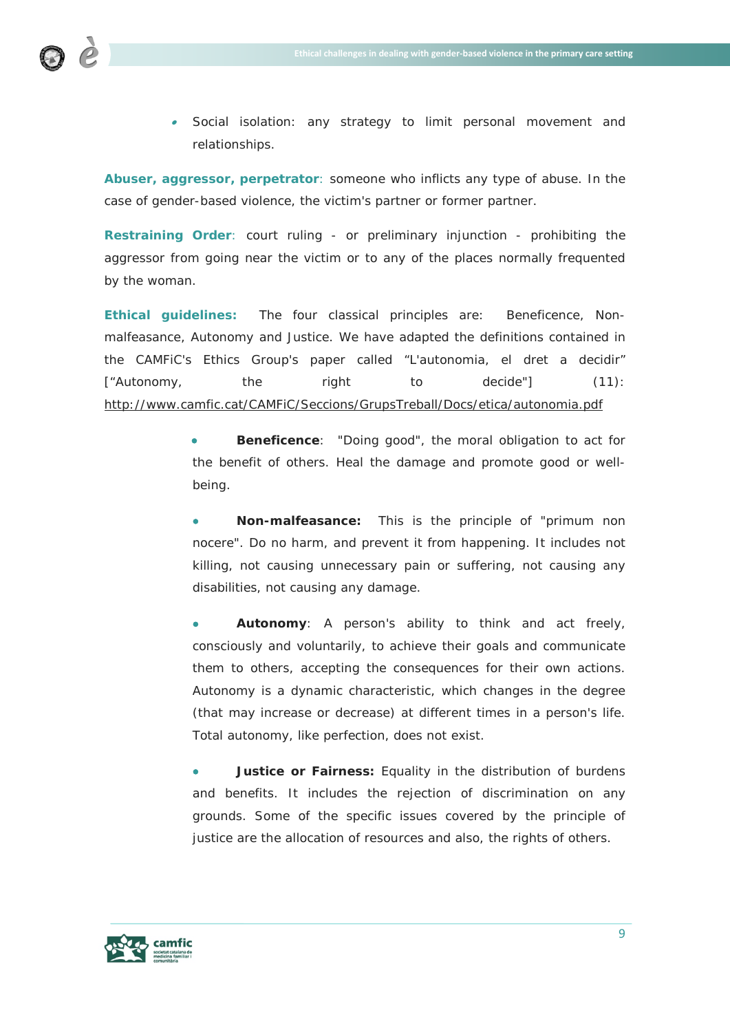- Social isolation: any strategy to limit personal movement and relationships.

**Abuser, aggressor, perpetrator**: someone who inflicts any type of abuse. In the case of gender-based violence, the victim's partner or former partner.

**Restraining Order**: court ruling - or preliminary injunction - prohibiting the aggressor from going near the victim or to any of the places normally frequented by the woman.

**Ethical guidelines:** The four classical principles are: Beneficence, Non-malfeasance, Autonomy and Justice. We have adapted the definitions contained in the CAMFiC's Ethics Group's paper called "L'autonomia, el dret a decidir" ["Autonomy, the right to decide"] (11): http://www.camfic.cat/CAMFiC/Seccions/GrupsTreball/Docs/etica/autonomia.pdf

- **Beneficence**: "Doing good", the moral obligation to act for the benefit of others. Heal the damage and promote good or well-being.

- **Non-malfeasance:** This is the principle of "primum non nocere". Do no harm, and prevent it from happening. It includes not killing, not causing unnecessary pain or suffering, not causing any disabilities, not causing any damage.

- **Autonomy**: A person's ability to think and act freely, consciously and voluntarily, to achieve their goals and communicate them to others, accepting the consequences for their own actions. Autonomy is a dynamic characteristic, which changes in the degree (that may increase or decrease) at different times in a person's life. Total autonomy, like perfection, does not exist.

- **Justice or Fairness:** Equality in the distribution of burdens and benefits. It includes the rejection of discrimination on any grounds. Some of the specific issues covered by the principle of justice are the allocation of resources and also, the rights of others.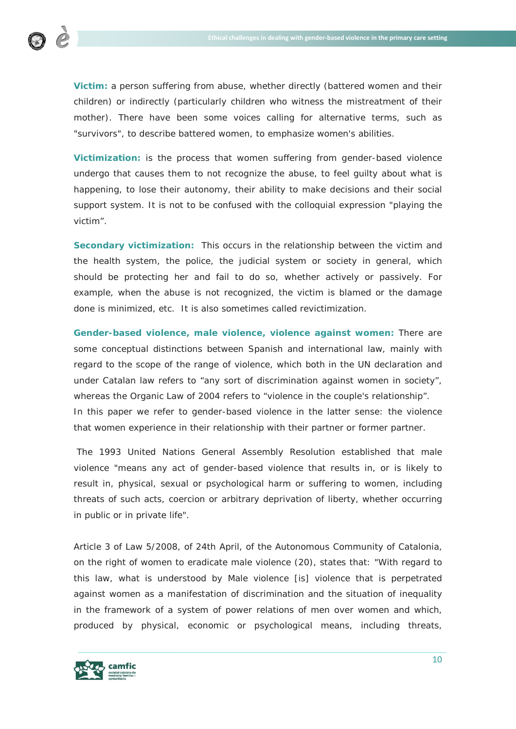**Victim:** a person suffering from abuse, whether directly (battered women and their children) or indirectly (particularly children who witness the mistreatment of their mother). There have been some voices calling for alternative terms, such as "survivors", to describe battered women, to emphasize women's abilities.

**Victimization:** is the process that women suffering from gender-based violence undergo that causes them to not recognize the abuse, to feel guilty about what is happening, to lose their autonomy, their ability to make decisions and their social support system. It is not to be confused with the colloquial expression "playing the victim".

**Secondary victimization:** This occurs in the relationship between the victim and the health system, the police, the judicial system or society in general, which should be protecting her and fail to do so, whether actively or passively. For example, when the abuse is not recognized, the victim is blamed or the damage done is minimized, etc. It is also sometimes called revictimization.

**Gender-based violence, male violence, violence against women:** There are some conceptual distinctions between Spanish and international law, mainly with regard to the scope of the range of violence, which both in the UN declaration and under Catalan law refers to "any sort of discrimination against women in society", whereas the Organic Law of 2004 refers to "violence in the couple's relationship". In this paper we refer to gender-based violence in the latter sense: the violence that women experience in their relationship with their partner or former partner.

The 1993 United Nations General Assembly Resolution established that male violence "means any act of gender-based violence that results in, or is likely to result in, physical, sexual or psychological harm or suffering to women, including threats of such acts, coercion or arbitrary deprivation of liberty, whether occurring in public or in private life".

Article 3 of Law 5/2008, of 24th April, of the Autonomous Community of Catalonia, on the right of women to eradicate male violence (20), states that: "With regard to this law, what is understood by Male violence [is] violence that is perpetrated against women as a manifestation of discrimination and the situation of inequality in the framework of a system of power relations of men over women and which, produced by physical, economic or psychological means, including threats,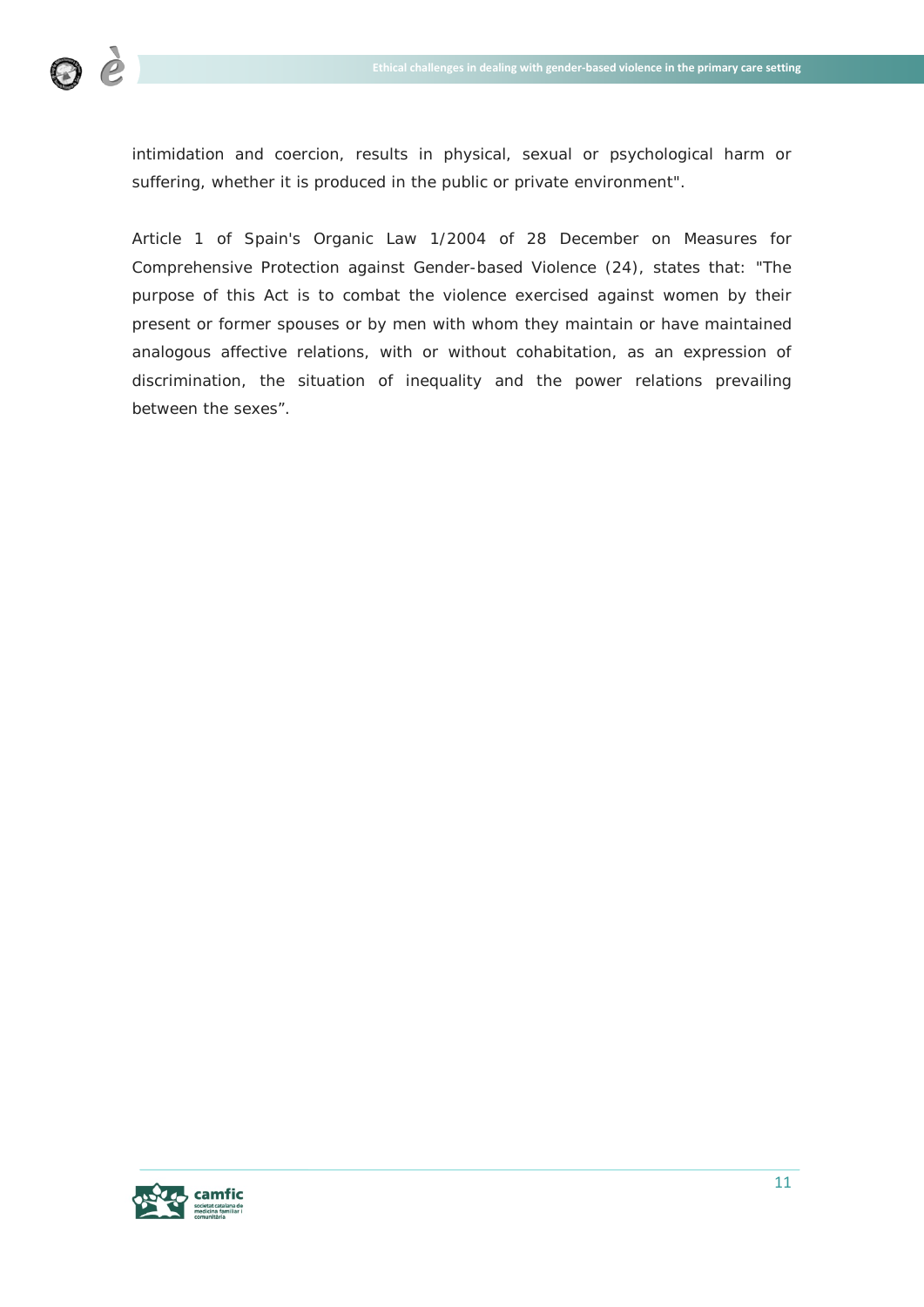intimidation and coercion, results in physical, sexual or psychological harm or suffering, whether it is produced in the public or private environment".

Article 1 of Spain's Organic Law 1/2004 of 28 December on Measures for Comprehensive Protection against Gender-based Violence (24), states that: "The purpose of this Act is to combat the violence exercised against women by their present or former spouses or by men with whom they maintain or have maintained analogous affective relations, with or without cohabitation, as an expression of discrimination, the situation of inequality and the power relations prevailing between the sexes”.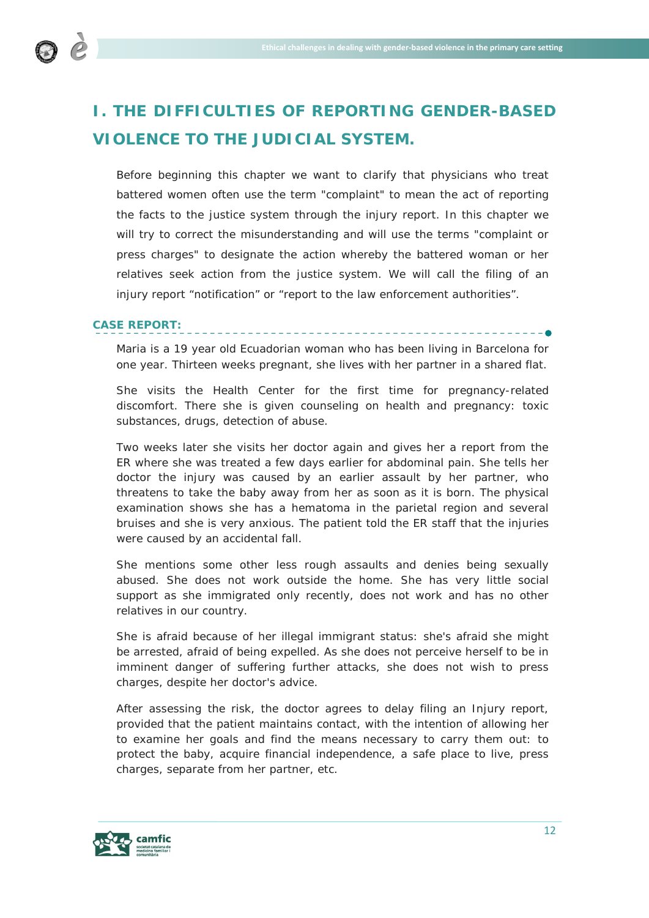# I. THE DIFFICULTIES OF REPORTING GENDER-BASED VIOLENCE TO THE JUDICIAL SYSTEM.

Before beginning this chapter we want to clarify that physicians who treat battered women often use the term "complaint" to mean the act of reporting the facts to the justice system through the injury report. In this chapter we will try to correct the misunderstanding and will use the terms "complaint or press charges" to designate the action whereby the battered woman or her relatives seek action from the justice system. We will call the filing of an injury report “notification” or “report to the law enforcement authorities”.

**CASE REPORT:**

Maria is a 19 year old Ecuadorian woman who has been living in Barcelona for one year. Thirteen weeks pregnant, she lives with her partner in a shared flat.

She visits the Health Center for the first time for pregnancy-related discomfort. There she is given counseling on health and pregnancy: toxic substances, drugs, detection of abuse.

Two weeks later she visits her doctor again and gives her a report from the ER where she was treated a few days earlier for abdominal pain. She tells her doctor the injury was caused by an earlier assault by her partner, who threatens to take the baby away from her as soon as it is born. The physical examination shows she has a hematoma in the parietal region and several bruises and she is very anxious. The patient told the ER staff that the injuries were caused by an accidental fall.

She mentions some other less rough assaults and denies being sexually abused. She does not work outside the home. She has very little social support as she immigrated only recently, does not work and has no other relatives in our country.

She is afraid because of her illegal immigrant status: she's afraid she might be arrested, afraid of being expelled. As she does not perceive herself to be in imminent danger of suffering further attacks, she does not wish to press charges, despite her doctor's advice.

After assessing the risk, the doctor agrees to delay filing an Injury report, provided that the patient maintains contact, with the intention of allowing her to examine her goals and find the means necessary to carry them out: to protect the baby, acquire financial independence, a safe place to live, press charges, separate from her partner, etc.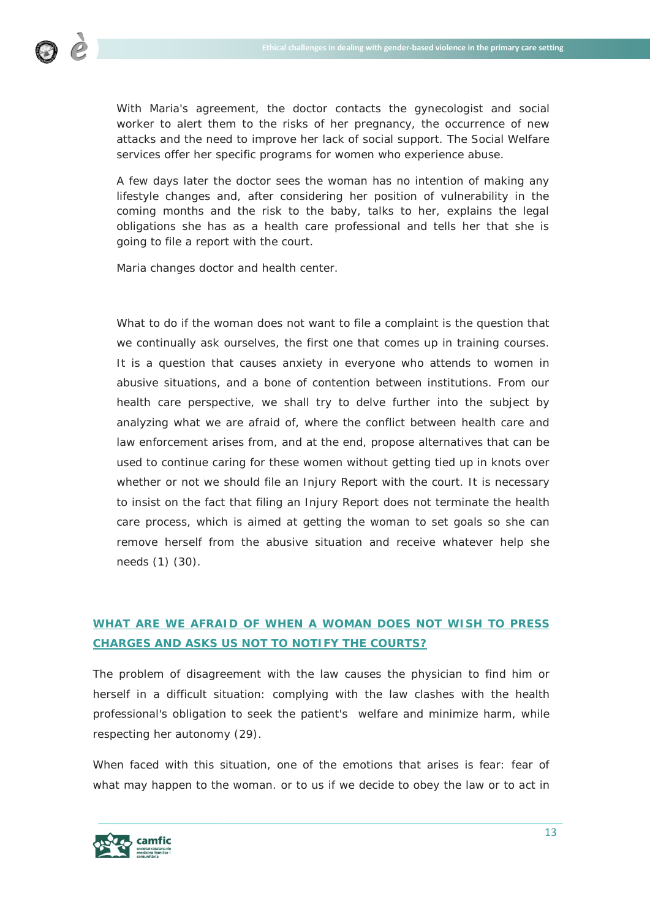With Maria's agreement, the doctor contacts the gynecologist and social worker to alert them to the risks of her pregnancy, the occurrence of new attacks and the need to improve her lack of social support. The Social Welfare services offer her specific programs for women who experience abuse.

A few days later the doctor sees the woman has no intention of making any lifestyle changes and, after considering her position of vulnerability in the coming months and the risk to the baby, talks to her, explains the legal obligations she has as a health care professional and tells her that she is going to file a report with the court.

Maria changes doctor and health center.

What to do if the woman does not want to file a complaint is the question that we continually ask ourselves, the first one that comes up in training courses. It is a question that causes anxiety in everyone who attends to women in abusive situations, and a bone of contention between institutions. From our health care perspective, we shall try to delve further into the subject by analyzing what we are afraid of, where the conflict between health care and law enforcement arises from, and at the end, propose alternatives that can be used to continue caring for these women without getting tied up in knots over whether or not we should file an Injury Report with the court. It is necessary to insist on the fact that filing an Injury Report does not terminate the health care process, which is aimed at getting the woman to set goals so she can remove herself from the abusive situation and receive whatever help she needs (1) (30).

## WHAT ARE WE AFRAID OF WHEN A WOMAN DOES NOT WISH TO PRESS CHARGES AND ASKS US NOT TO NOTIFY THE COURTS?

The problem of disagreement with the law causes the physician to find him or herself in a difficult situation: complying with the law clashes with the health professional's obligation to seek the patient's welfare and minimize harm, while respecting her autonomy (29).

When faced with this situation, one of the emotions that arises is fear: fear of what may happen to the woman. or to us if we decide to obey the law or to act in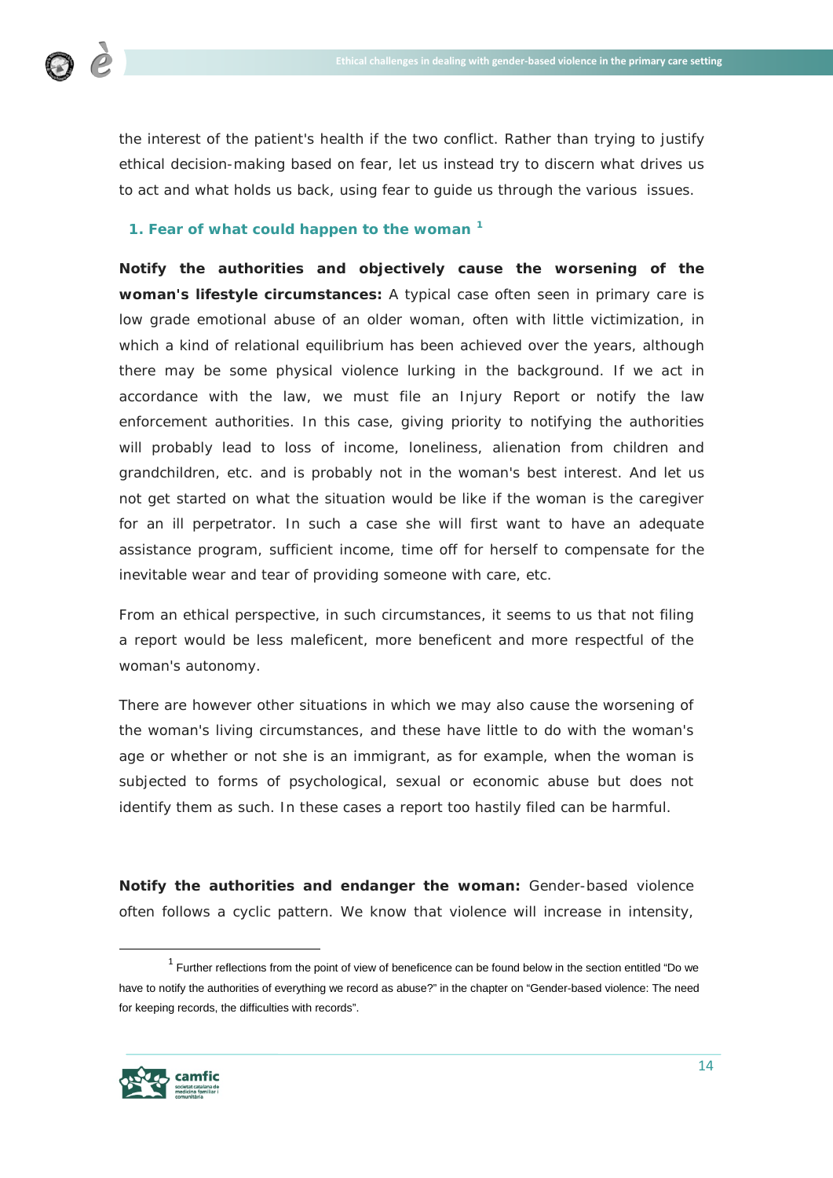the interest of the patient's health if the two conflict. Rather than trying to justify ethical decision-making based on fear, let us instead try to discern what drives us to act and what holds us back, using fear to guide us through the various issues.

### 1. Fear of what could happen to the woman [1]

**Notify the authorities and objectively cause the worsening of the woman's lifestyle circumstances:** A typical case often seen in primary care is low grade emotional abuse of an older woman, often with little victimization, in which a kind of relational equilibrium has been achieved over the years, although there may be some physical violence lurking in the background. If we act in accordance with the law, we must file an Injury Report or notify the law enforcement authorities. In this case, giving priority to notifying the authorities will probably lead to loss of income, loneliness, alienation from children and grandchildren, etc. and is probably not in the woman's best interest. And let us not get started on what the situation would be like if the woman is the caregiver for an ill perpetrator. In such a case she will first want to have an adequate assistance program, sufficient income, time off for herself to compensate for the inevitable wear and tear of providing someone with care, etc.

From an ethical perspective, in such circumstances, it seems to us that not filing a report would be less maleficent, more beneficent and more respectful of the woman's autonomy.

There are however other situations in which we may also cause the worsening of the woman's living circumstances, and these have little to do with the woman's age or whether or not she is an immigrant, as for example, when the woman is subjected to forms of psychological, sexual or economic abuse but does not identify them as such. In these cases a report too hastily filed can be harmful.

**Notify the authorities and endanger the woman:** Gender-based violence often follows a cyclic pattern. We know that violence will increase in intensity,

[1] Further reflections from the point of view of beneficence can be found below in the section entitled "Do we have to notify the authorities of everything we record as abuse?" in the chapter on "Gender-based violence: The need for keeping records, the difficulties with records".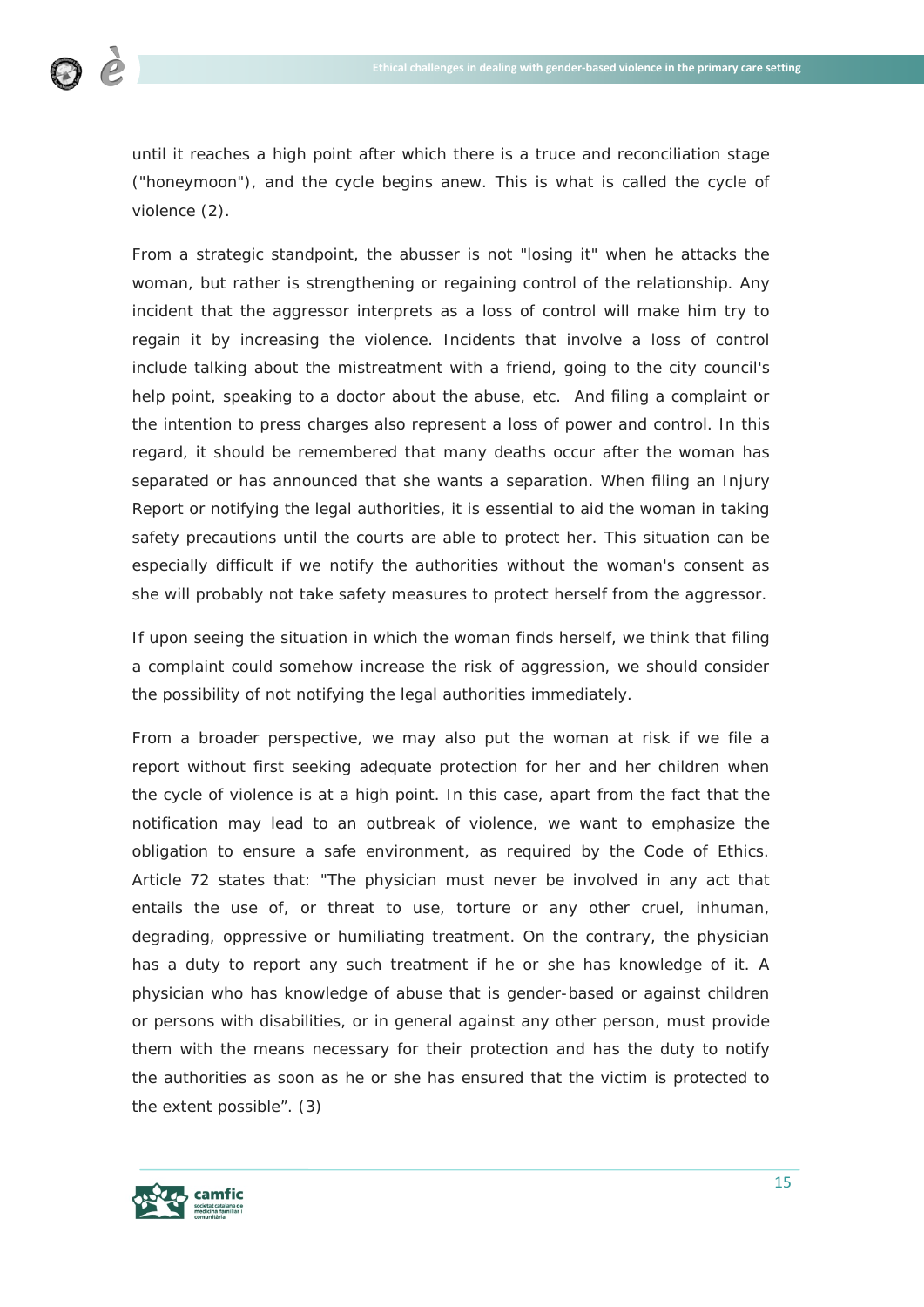until it reaches a high point after which there is a truce and reconciliation stage ("honeymoon"), and the cycle begins anew. This is what is called the cycle of violence (2).

From a strategic standpoint, the abusser is not "losing it" when he attacks the woman, but rather is strengthening or regaining control of the relationship. Any incident that the aggressor interprets as a loss of control will make him try to regain it by increasing the violence. Incidents that involve a loss of control include talking about the mistreatment with a friend, going to the city council's help point, speaking to a doctor about the abuse, etc. And filing a complaint or the intention to press charges also represent a loss of power and control. In this regard, it should be remembered that many deaths occur after the woman has separated or has announced that she wants a separation. When filing an Injury Report or notifying the legal authorities, it is essential to aid the woman in taking safety precautions until the courts are able to protect her. This situation can be especially difficult if we notify the authorities without the woman's consent as she will probably not take safety measures to protect herself from the aggressor.

If upon seeing the situation in which the woman finds herself, we think that filing a complaint could somehow increase the risk of aggression, we should consider the possibility of not notifying the legal authorities immediately.

From a broader perspective, we may also put the woman at risk if we file a report without first seeking adequate protection for her and her children when the cycle of violence is at a high point. In this case, apart from the fact that the notification may lead to an outbreak of violence, we want to emphasize the obligation to ensure a safe environment, as required by the Code of Ethics. Article 72 states that: "The physician must never be involved in any act that entails the use of, or threat to use, torture or any other cruel, inhuman, degrading, oppressive or humiliating treatment. On the contrary, the physician has a duty to report any such treatment if he or she has knowledge of it. A physician who has knowledge of abuse that is gender-based or against children or persons with disabilities, or in general against any other person, must provide them with the means necessary for their protection and has the duty to notify the authorities as soon as he or she has ensured that the victim is protected to the extent possible". (3)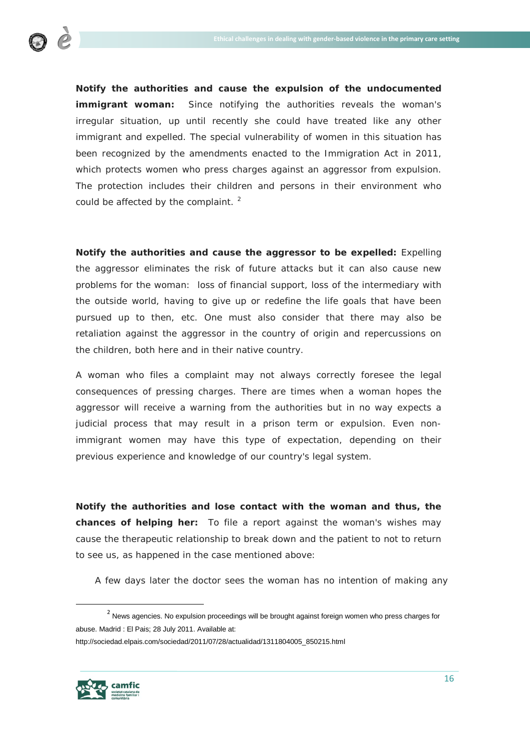**Notify the authorities and cause the expulsion of the undocumented immigrant woman:** Since notifying the authorities reveals the woman's irregular situation, up until recently she could have treated like any other immigrant and expelled. The special vulnerability of women in this situation has been recognized by the amendments enacted to the Immigration Act in 2011, which protects women who press charges against an aggressor from expulsion. The protection includes their children and persons in their environment who could be affected by the complaint. [2]

**Notify the authorities and cause the aggressor to be expelled:** Expelling the aggressor eliminates the risk of future attacks but it can also cause new problems for the woman: loss of financial support, loss of the intermediary with the outside world, having to give up or redefine the life goals that have been pursued up to then, etc. One must also consider that there may also be retaliation against the aggressor in the country of origin and repercussions on the children, both here and in their native country.

A woman who files a complaint may not always correctly foresee the legal consequences of pressing charges. There are times when a woman hopes the aggressor will receive a warning from the authorities but in no way expects a judicial process that may result in a prison term or expulsion. Even non-immigrant women may have this type of expectation, depending on their previous experience and knowledge of our country's legal system.

**Notify the authorities and lose contact with the woman and thus, the chances of helping her:** To file a report against the woman's wishes may cause the therapeutic relationship to break down and the patient to not to return to see us, as happened in the case mentioned above:

A few days later the doctor sees the woman has no intention of making any

---

[2] News agencies. No expulsion proceedings will be brought against foreign women who press charges for abuse. Madrid : El Pais; 28 July 2011. Available at: http://sociedad.elpais.com/sociedad/2011/07/28/actualidad/1311804005_850215.html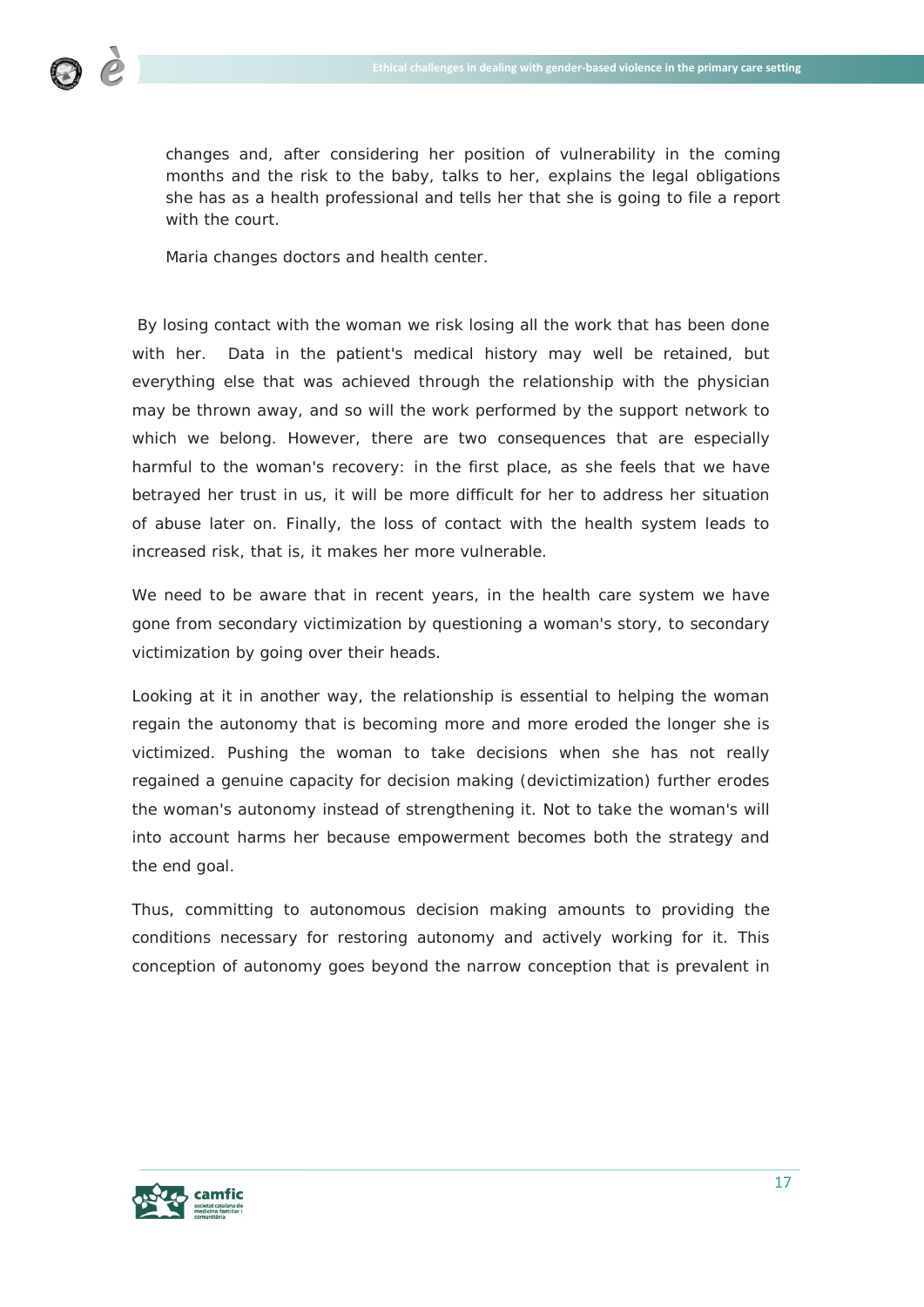changes and, after considering her position of vulnerability in the coming months and the risk to the baby, talks to her, explains the legal obligations she has as a health professional and tells her that she is going to file a report with the court.

Maria changes doctors and health center.

By losing contact with the woman we risk losing all the work that has been done with her. Data in the patient's medical history may well be retained, but everything else that was achieved through the relationship with the physician may be thrown away, and so will the work performed by the support network to which we belong. However, there are two consequences that are especially harmful to the woman's recovery: in the first place, as she feels that we have betrayed her trust in us, it will be more difficult for her to address her situation of abuse later on. Finally, the loss of contact with the health system leads to increased risk, that is, it makes her more vulnerable.

We need to be aware that in recent years, in the health care system we have gone from secondary victimization by questioning a woman's story, to secondary victimization by going over their heads.

Looking at it in another way, the relationship is essential to helping the woman regain the autonomy that is becoming more and more eroded the longer she is victimized. Pushing the woman to take decisions when she has not really regained a genuine capacity for decision making (devictimization) further erodes the woman's autonomy instead of strengthening it. Not to take the woman's will into account harms her because empowerment becomes both the strategy and the end goal.

Thus, committing to autonomous decision making amounts to providing the conditions necessary for restoring autonomy and actively working for it. This conception of autonomy goes beyond the narrow conception that is prevalent in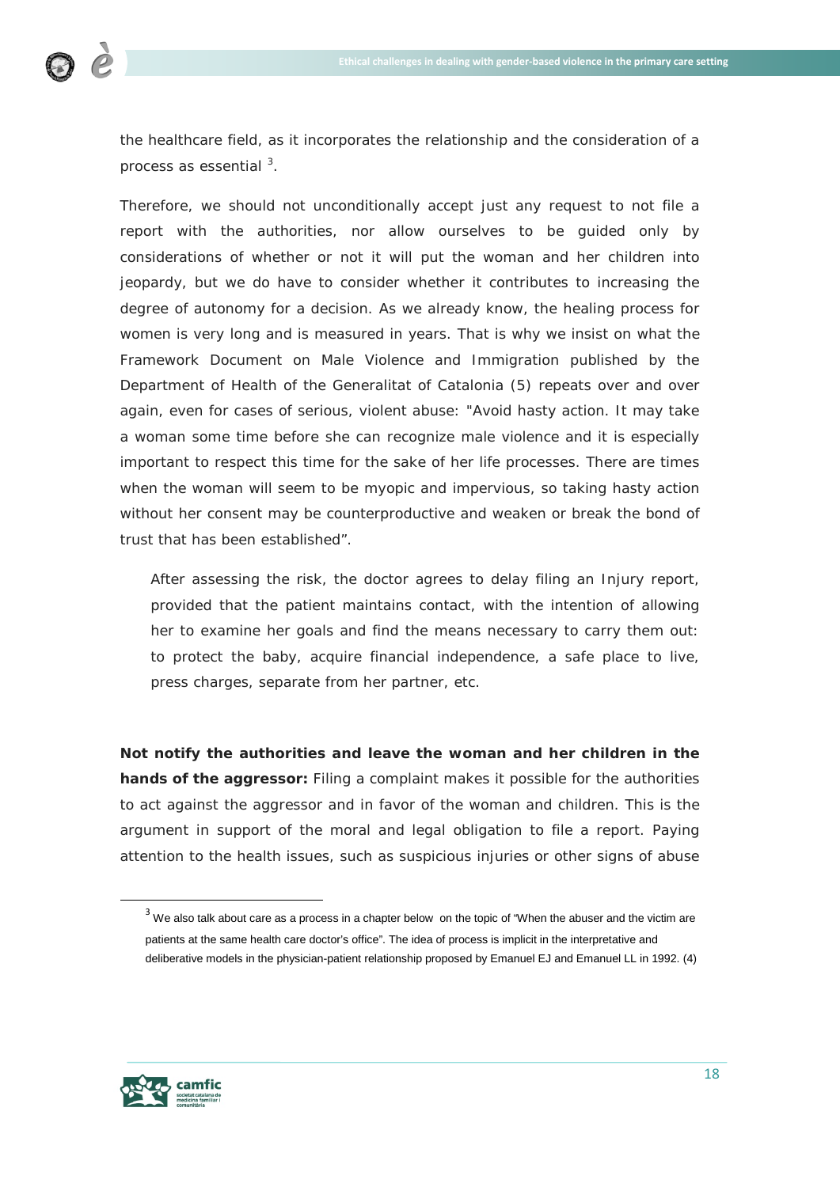the healthcare field, as it incorporates the relationship and the consideration of a process as essential [3].

Therefore, we should not unconditionally accept just any request to not file a report with the authorities, nor allow ourselves to be guided only by considerations of whether or not it will put the woman and her children into jeopardy, but we do have to consider whether it contributes to increasing the degree of autonomy for a decision. As we already know, the healing process for women is very long and is measured in years. That is why we insist on what the Framework Document on Male Violence and Immigration published by the Department of Health of the Generalitat of Catalonia (5) repeats over and over again, even for cases of serious, violent abuse: "Avoid hasty action. It may take a woman some time before she can recognize male violence and it is especially important to respect this time for the sake of her life processes. There are times when the woman will seem to be myopic and impervious, so taking hasty action without her consent may be counterproductive and weaken or break the bond of trust that has been established".

> After assessing the risk, the doctor agrees to delay filing an Injury report, provided that the patient maintains contact, with the intention of allowing her to examine her goals and find the means necessary to carry them out: to protect the baby, acquire financial independence, a safe place to live, press charges, separate from her partner, etc.

**Not notify the authorities and leave the woman and her children in the hands of the aggressor:** Filing a complaint makes it possible for the authorities to act against the aggressor and in favor of the woman and children. This is the argument in support of the moral and legal obligation to file a report. Paying attention to the health issues, such as suspicious injuries or other signs of abuse

---

[3] We also talk about care as a process in a chapter below on the topic of "When the abuser and the victim are patients at the same health care doctor's office". The idea of process is implicit in the interpretative and deliberative models in the physician-patient relationship proposed by Emanuel EJ and Emanuel LL in 1992. (4)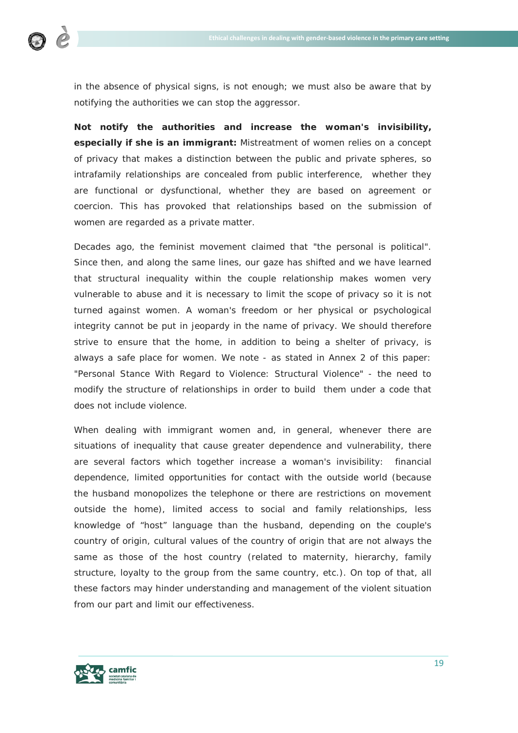in the absence of physical signs, is not enough; we must also be aware that by notifying the authorities we can stop the aggressor.

**Not notify the authorities and increase the woman's invisibility, especially if she is an immigrant:** Mistreatment of women relies on a concept of privacy that makes a distinction between the public and private spheres, so intrafamily relationships are concealed from public interference, whether they are functional or dysfunctional, whether they are based on agreement or coercion. This has provoked that relationships based on the submission of women are regarded as a private matter.

Decades ago, the feminist movement claimed that "the personal is political". Since then, and along the same lines, our gaze has shifted and we have learned that structural inequality within the couple relationship makes women very vulnerable to abuse and it is necessary to limit the scope of privacy so it is not turned against women. A woman's freedom or her physical or psychological integrity cannot be put in jeopardy in the name of privacy. We should therefore strive to ensure that the home, in addition to being a shelter of privacy, is always a safe place for women. We note - as stated in Annex 2 of this paper: "Personal Stance With Regard to Violence: Structural Violence" - the need to modify the structure of relationships in order to build them under a code that does not include violence.

When dealing with immigrant women and, in general, whenever there are situations of inequality that cause greater dependence and vulnerability, there are several factors which together increase a woman's invisibility: financial dependence, limited opportunities for contact with the outside world (because the husband monopolizes the telephone or there are restrictions on movement outside the home), limited access to social and family relationships, less knowledge of "host" language than the husband, depending on the couple's country of origin, cultural values of the country of origin that are not always the same as those of the host country (related to maternity, hierarchy, family structure, loyalty to the group from the same country, etc.). On top of that, all these factors may hinder understanding and management of the violent situation from our part and limit our effectiveness.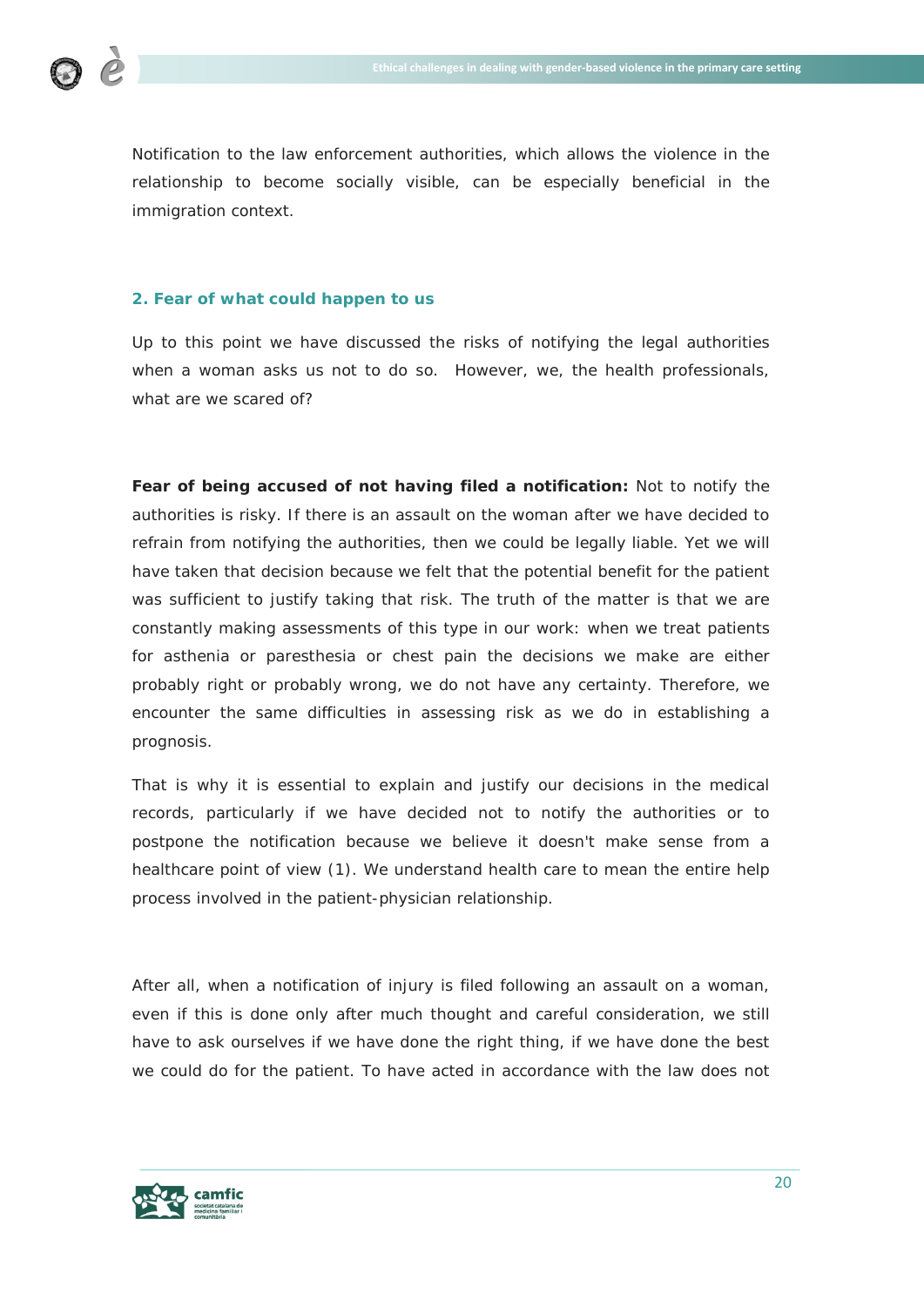Notification to the law enforcement authorities, which allows the violence in the relationship to become socially visible, can be especially beneficial in the immigration context.

## 2. Fear of what could happen to us

Up to this point we have discussed the risks of notifying the legal authorities when a woman asks us not to do so. However, we, the health professionals, what are we scared of?

**Fear of being accused of not having filed a notification:** Not to notify the authorities is risky. If there is an assault on the woman after we have decided to refrain from notifying the authorities, then we could be legally liable. Yet we will have taken that decision because we felt that the potential benefit for the patient was sufficient to justify taking that risk. The truth of the matter is that we are constantly making assessments of this type in our work: when we treat patients for asthenia or paresthesia or chest pain the decisions we make are either probably right or probably wrong, we do not have any certainty. Therefore, we encounter the same difficulties in assessing risk as we do in establishing a prognosis.

That is why it is essential to explain and justify our decisions in the medical records, particularly if we have decided not to notify the authorities or to postpone the notification because we believe it doesn't make sense from a healthcare point of view (1). We understand health care to mean the entire help process involved in the patient-physician relationship.

After all, when a notification of injury is filed following an assault on a woman, even if this is done only after much thought and careful consideration, we still have to ask ourselves if we have done the right thing, if we have done the best we could do for the patient. To have acted in accordance with the law does not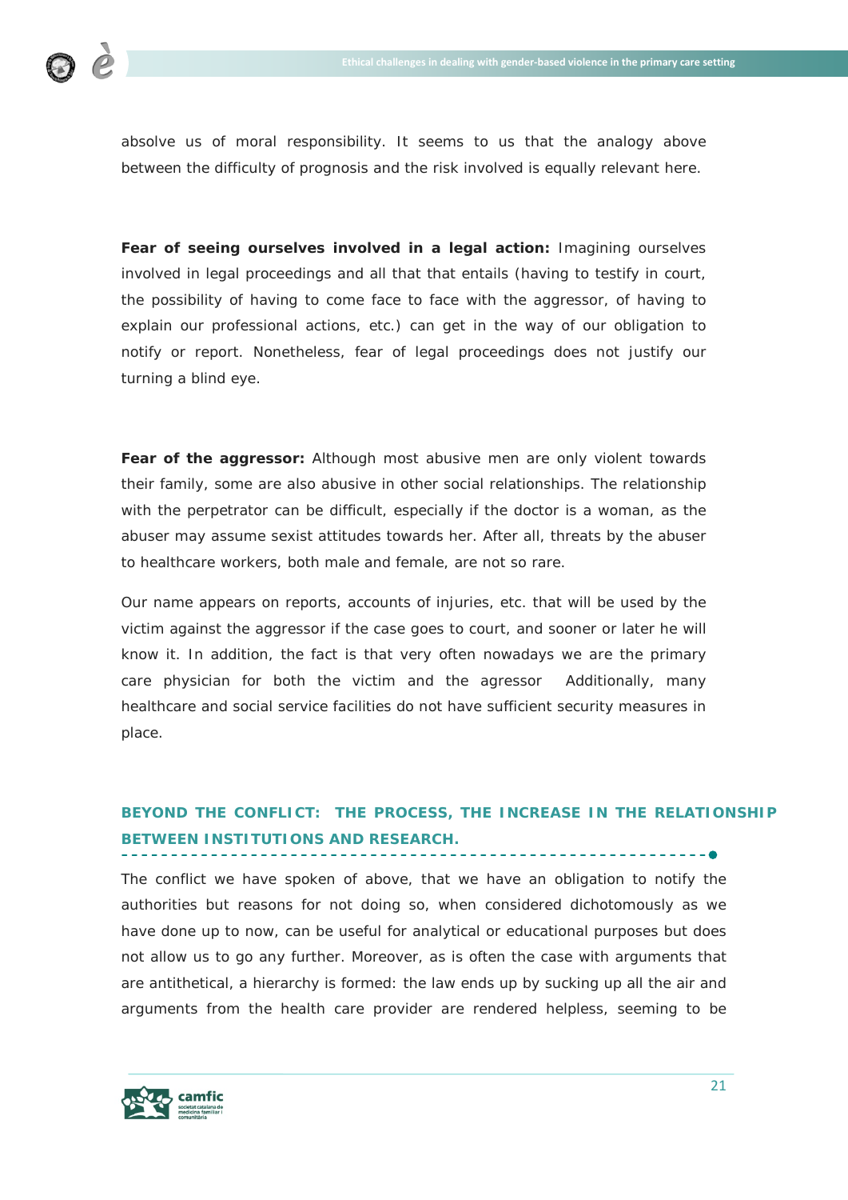absolve us of moral responsibility. It seems to us that the analogy above between the difficulty of prognosis and the risk involved is equally relevant here.

**Fear of seeing ourselves involved in a legal action:** Imagining ourselves involved in legal proceedings and all that that entails (having to testify in court, the possibility of having to come face to face with the aggressor, of having to explain our professional actions, etc.) can get in the way of our obligation to notify or report. Nonetheless, fear of legal proceedings does not justify our turning a blind eye.

**Fear of the aggressor:** Although most abusive men are only violent towards their family, some are also abusive in other social relationships. The relationship with the perpetrator can be difficult, especially if the doctor is a woman, as the abuser may assume sexist attitudes towards her. After all, threats by the abuser to healthcare workers, both male and female, are not so rare.

Our name appears on reports, accounts of injuries, etc. that will be used by the victim against the aggressor if the case goes to court, and sooner or later he will know it. In addition, the fact is that very often nowadays we are the primary care physician for both the victim and the agressor  Additionally, many healthcare and social service facilities do not have sufficient security measures in place.

## BEYOND THE CONFLICT: THE PROCESS, THE INCREASE IN THE RELATIONSHIP BETWEEN INSTITUTIONS AND RESEARCH.

The conflict we have spoken of above, that we have an obligation to notify the authorities but reasons for not doing so, when considered dichotomously as we have done up to now, can be useful for analytical or educational purposes but does not allow us to go any further. Moreover, as is often the case with arguments that are antithetical, a hierarchy is formed: the law ends up by sucking up all the air and arguments from the health care provider are rendered helpless, seeming to be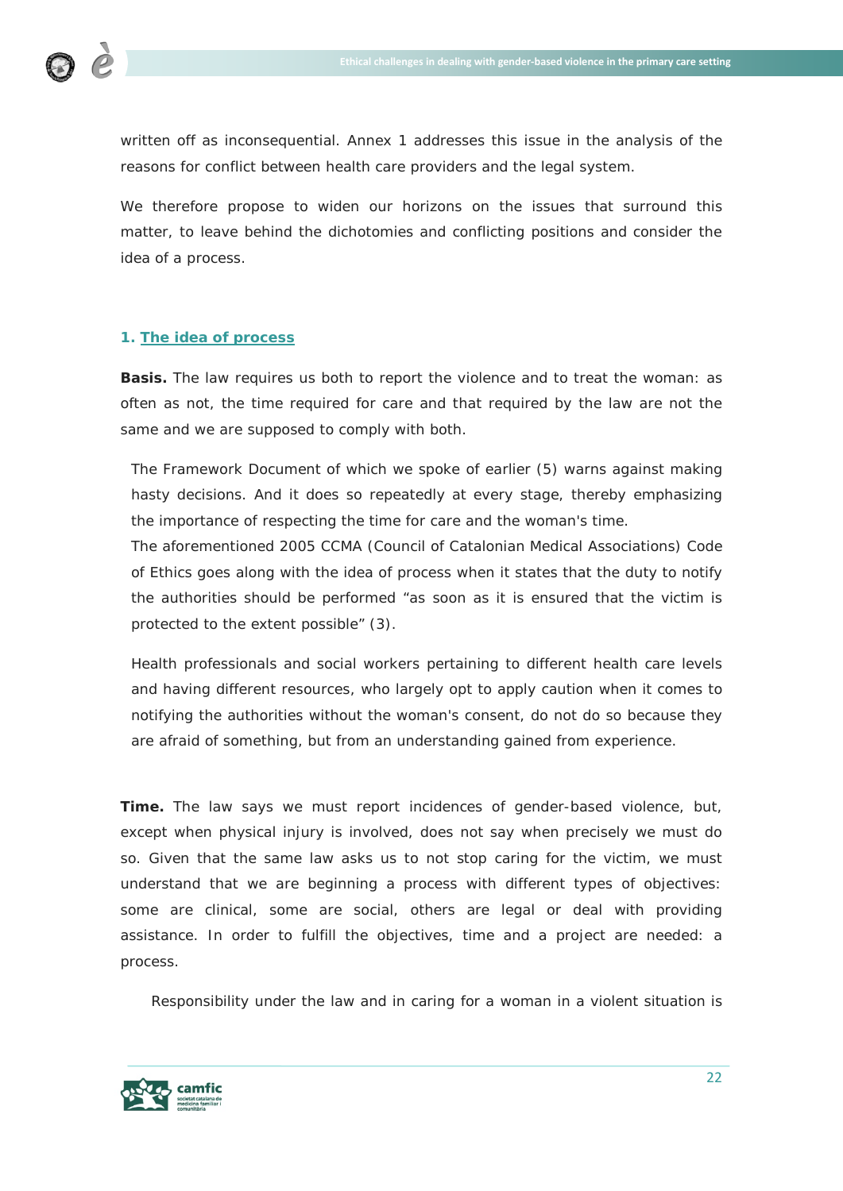written off as inconsequential. Annex 1 addresses this issue in the analysis of the reasons for conflict between health care providers and the legal system.

We therefore propose to widen our horizons on the issues that surround this matter, to leave behind the dichotomies and conflicting positions and consider the idea of a process.

## 1. The idea of process

**Basis.** The law requires us both to report the violence and to treat the woman: as often as not, the time required for care and that required by the law are not the same and we are supposed to comply with both.

The Framework Document of which we spoke of earlier (5) warns against making hasty decisions. And it does so repeatedly at every stage, thereby emphasizing the importance of respecting the time for care and the woman's time.
The aforementioned 2005 CCMA (Council of Catalonian Medical Associations) Code of Ethics goes along with the idea of process when it states that the duty to notify the authorities should be performed "as soon as it is ensured that the victim is protected to the extent possible" (3).

Health professionals and social workers pertaining to different health care levels and having different resources, who largely opt to apply caution when it comes to notifying the authorities without the woman's consent, do not do so because they are afraid of something, but from an understanding gained from experience.

**Time.** The law says we must report incidences of gender-based violence, but, except when physical injury is involved, does not say when precisely we must do so. Given that the same law asks us to not stop caring for the victim, we must understand that we are beginning a process with different types of objectives: some are clinical, some are social, others are legal or deal with providing assistance. In order to fulfill the objectives, time and a project are needed: a process.

Responsibility under the law and in caring for a woman in a violent situation is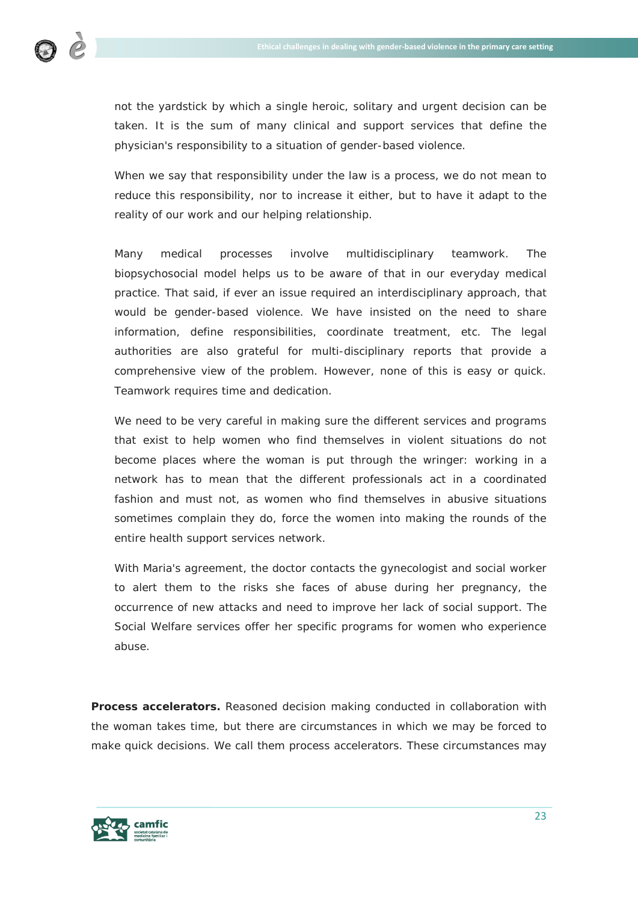not the yardstick by which a single heroic, solitary and urgent decision can be taken. It is the sum of many clinical and support services that define the physician's responsibility to a situation of gender-based violence.

When we say that responsibility under the law is a process, we do not mean to reduce this responsibility, nor to increase it either, but to have it adapt to the reality of our work and our helping relationship.

Many medical processes involve multidisciplinary teamwork. The biopsychosocial model helps us to be aware of that in our everyday medical practice. That said, if ever an issue required an interdisciplinary approach, that would be gender-based violence. We have insisted on the need to share information, define responsibilities, coordinate treatment, etc. The legal authorities are also grateful for multi-disciplinary reports that provide a comprehensive view of the problem. However, none of this is easy or quick. Teamwork requires time and dedication.

We need to be very careful in making sure the different services and programs that exist to help women who find themselves in violent situations do not become places where the woman is put through the wringer: working in a network has to mean that the different professionals act in a coordinated fashion and must not, as women who find themselves in abusive situations sometimes complain they do, force the women into making the rounds of the entire health support services network.

With Maria's agreement, the doctor contacts the gynecologist and social worker to alert them to the risks she faces of abuse during her pregnancy, the occurrence of new attacks and need to improve her lack of social support. The Social Welfare services offer her specific programs for women who experience abuse.

**Process accelerators.** Reasoned decision making conducted in collaboration with the woman takes time, but there are circumstances in which we may be forced to make quick decisions. We call them process accelerators. These circumstances may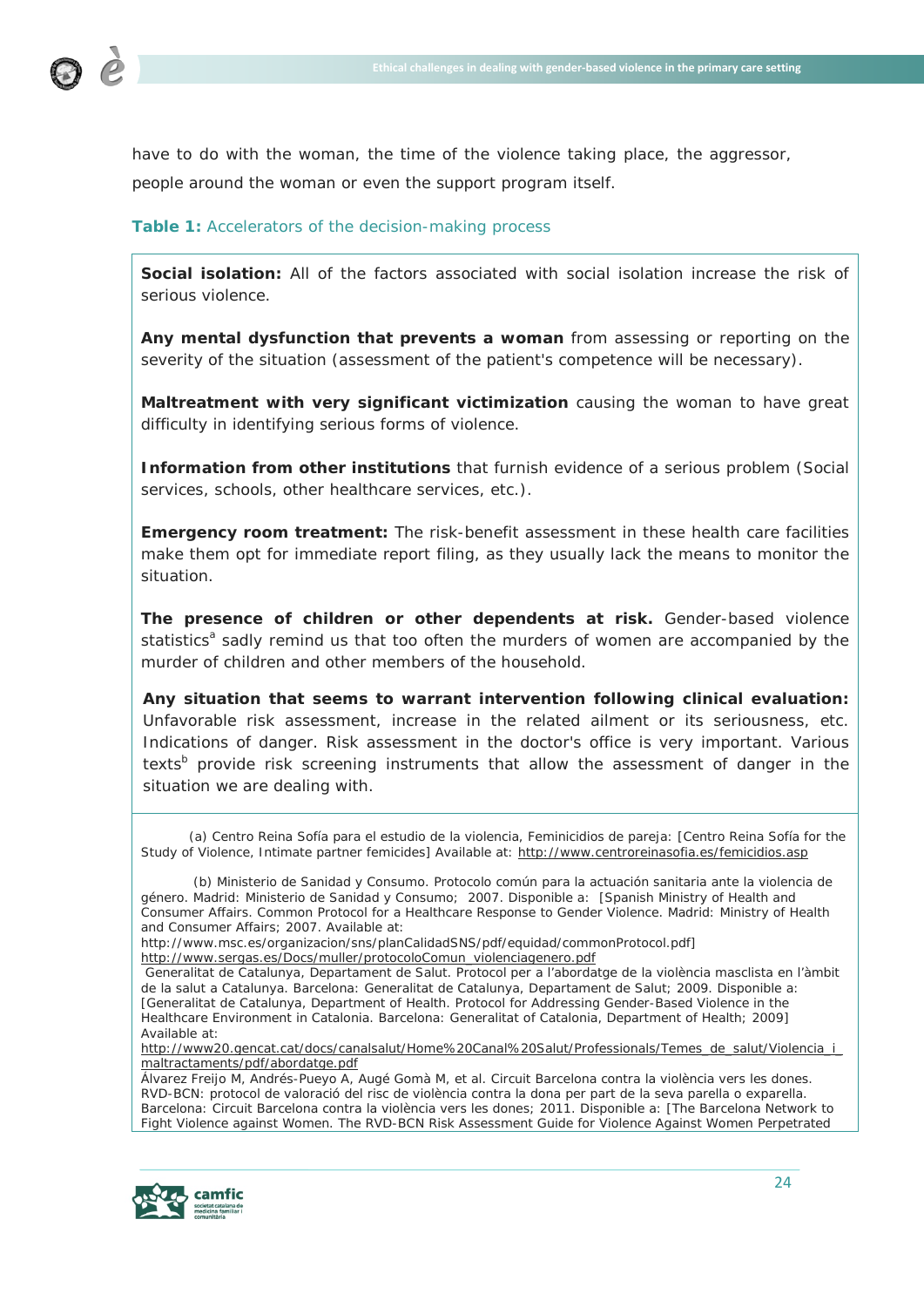have to do with the woman, the time of the violence taking place, the aggressor, people around the woman or even the support program itself.

**Table 1:** Accelerators of the decision-making process

**Social isolation:** All of the factors associated with social isolation increase the risk of serious violence.

**Any mental dysfunction that prevents a woman** from assessing or reporting on the severity of the situation (assessment of the patient's competence will be necessary).

**Maltreatment with very significant victimization** causing the woman to have great difficulty in identifying serious forms of violence.

**Information from other institutions** that furnish evidence of a serious problem (Social services, schools, other healthcare services, etc.).

**Emergency room treatment:** The risk-benefit assessment in these health care facilities make them opt for immediate report filing, as they usually lack the means to monitor the situation.

**The presence of children or other dependents at risk.** Gender-based violence statistics[a] sadly remind us that too often the murders of women are accompanied by the murder of children and other members of the household.

**Any situation that seems to warrant intervention following clinical evaluation:** Unfavorable risk assessment, increase in the related ailment or its seriousness, etc. Indications of danger. Risk assessment in the doctor's office is very important. Various texts[b] provide risk screening instruments that allow the assessment of danger in the situation we are dealing with.

(a) Centro Reina Sofía para el estudio de la violencia, Feminicidios de pareja: [Centro Reina Sofía for the Study of Violence, Intimate partner femicides] Available at: http://www.centroreinasofia.es/femicidios.asp

(b) Ministerio de Sanidad y Consumo. Protocolo común para la actuación sanitaria ante la violencia de género. Madrid: Ministerio de Sanidad y Consumo; 2007. Disponible a: [Spanish Ministry of Health and Consumer Affairs. Common Protocol for a Healthcare Response to Gender Violence. Madrid: Ministry of Health and Consumer Affairs; 2007. Available at:
http://www.msc.es/organizacion/sns/planCalidadSNS/pdf/equidad/commonProtocol.pdf]
http://www.sergas.es/Docs/muller/protocoloComun_violenciagenero.pdf
Generalitat de Catalunya, Departament de Salut. Protocol per a l'abordatge de la violència masclista en l'àmbit de la salut a Catalunya. Barcelona: Generalitat de Catalunya, Departament de Salut; 2009. Disponible a: [Generalitat de Catalunya, Department of Health. Protocol for Addressing Gender-Based Violence in the Healthcare Environment in Catalonia. Barcelona: Generalitat of Catalonia, Department of Health; 2009] Available at:
http://www20.gencat.cat/docs/canalsalut/Home%20Canal%20Salut/Professionals/Temes_de_salut/Violencia_i_maltractaments/pdf/abordatge.pdf
Álvarez Freijo M, Andrés-Pueyo A, Augé Gomà M, et al. Circuit Barcelona contra la violència vers les dones. RVD-BCN: protocol de valoració del risc de violència contra la dona per part de la seva parella o exparella. Barcelona: Circuit Barcelona contra la violència vers les dones; 2011. Disponible a: [The Barcelona Network to Fight Violence against Women. The RVD-BCN Risk Assessment Guide for Violence Against Women Perpetrated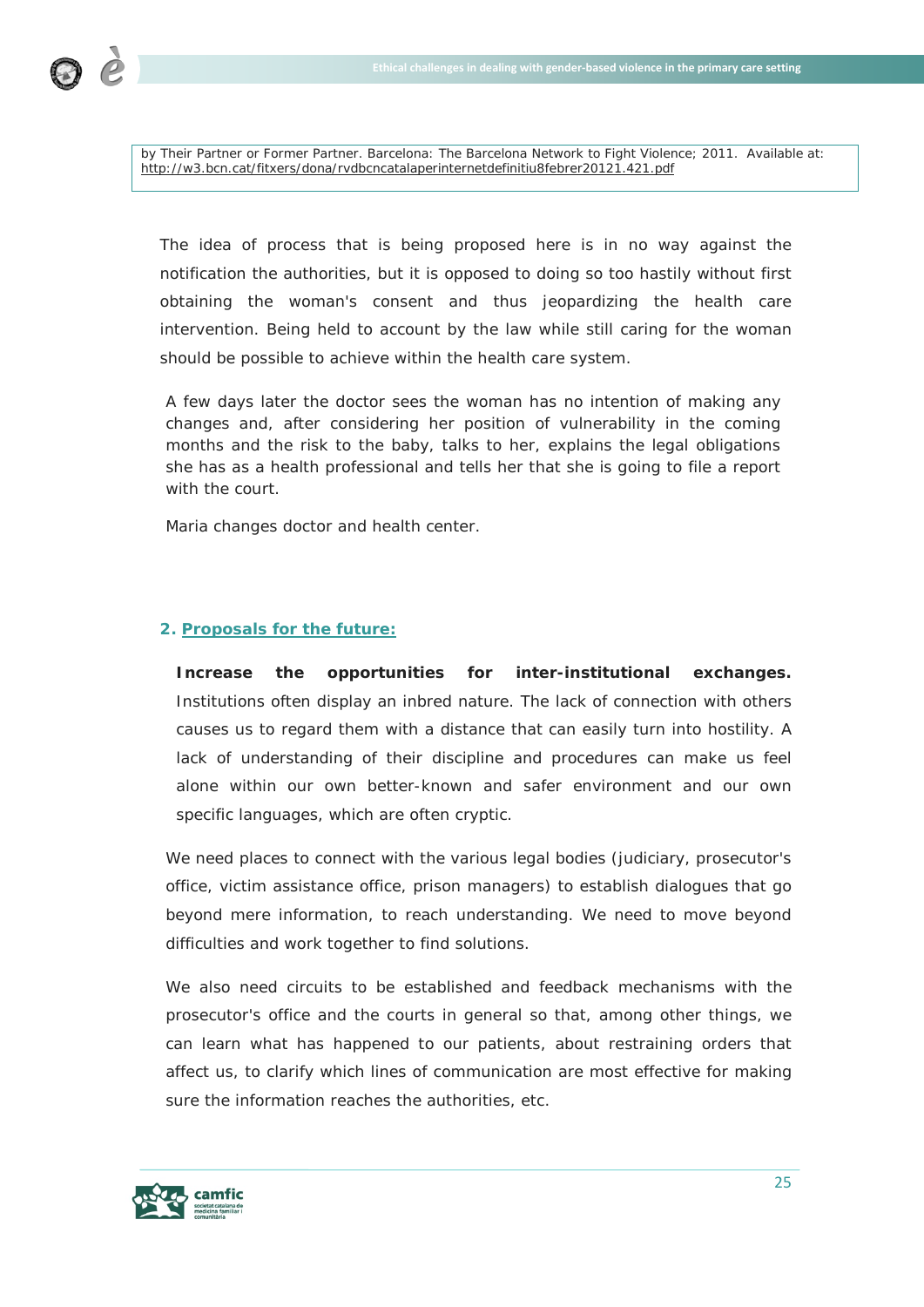by Their Partner or Former Partner. Barcelona: The Barcelona Network to Fight Violence; 2011. Available at: http://w3.bcn.cat/fitxers/dona/rvdbcncatalaperinternetdefinitiu8febrer20121.421.pdf

The idea of process that is being proposed here is in no way against the notification the authorities, but it is opposed to doing so too hastily without first obtaining the woman's consent and thus jeopardizing the health care intervention. Being held to account by the law while still caring for the woman should be possible to achieve within the health care system.

A few days later the doctor sees the woman has no intention of making any changes and, after considering her position of vulnerability in the coming months and the risk to the baby, talks to her, explains the legal obligations she has as a health professional and tells her that she is going to file a report with the court.

Maria changes doctor and health center.

## 2. Proposals for the future:

**Increase the opportunities for inter-institutional exchanges.** Institutions often display an inbred nature. The lack of connection with others causes us to regard them with a distance that can easily turn into hostility. A lack of understanding of their discipline and procedures can make us feel alone within our own better-known and safer environment and our own specific languages, which are often cryptic.

We need places to connect with the various legal bodies (judiciary, prosecutor's office, victim assistance office, prison managers) to establish dialogues that go beyond mere information, to reach understanding. We need to move beyond difficulties and work together to find solutions.

We also need circuits to be established and feedback mechanisms with the prosecutor's office and the courts in general so that, among other things, we can learn what has happened to our patients, about restraining orders that affect us, to clarify which lines of communication are most effective for making sure the information reaches the authorities, etc.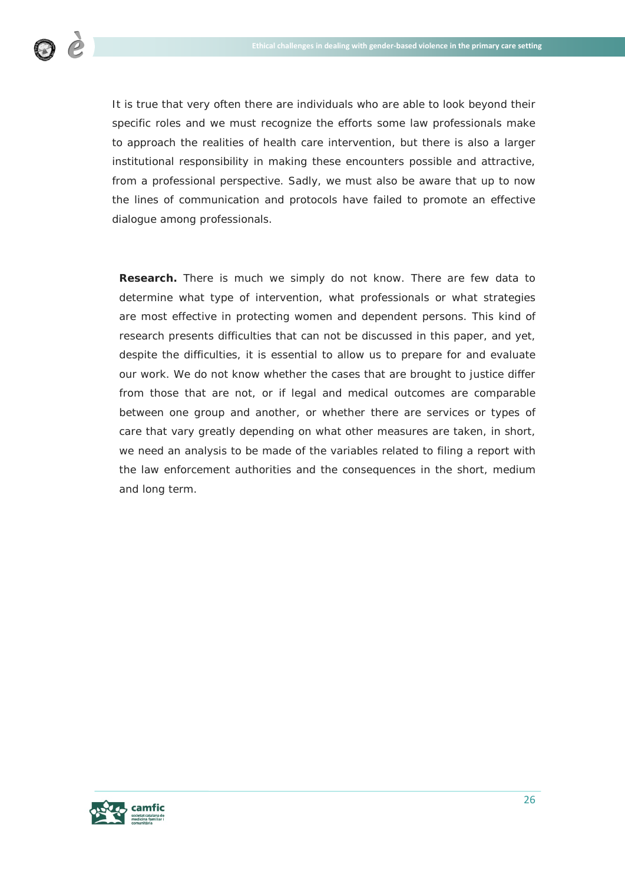It is true that very often there are individuals who are able to look beyond their specific roles and we must recognize the efforts some law professionals make to approach the realities of health care intervention, but there is also a larger institutional responsibility in making these encounters possible and attractive, from a professional perspective. Sadly, we must also be aware that up to now the lines of communication and protocols have failed to promote an effective dialogue among professionals.

**Research.** There is much we simply do not know. There are few data to determine what type of intervention, what professionals or what strategies are most effective in protecting women and dependent persons. This kind of research presents difficulties that can not be discussed in this paper, and yet, despite the difficulties, it is essential to allow us to prepare for and evaluate our work. We do not know whether the cases that are brought to justice differ from those that are not, or if legal and medical outcomes are comparable between one group and another, or whether there are services or types of care that vary greatly depending on what other measures are taken, in short, we need an analysis to be made of the variables related to filing a report with the law enforcement authorities and the consequences in the short, medium and long term.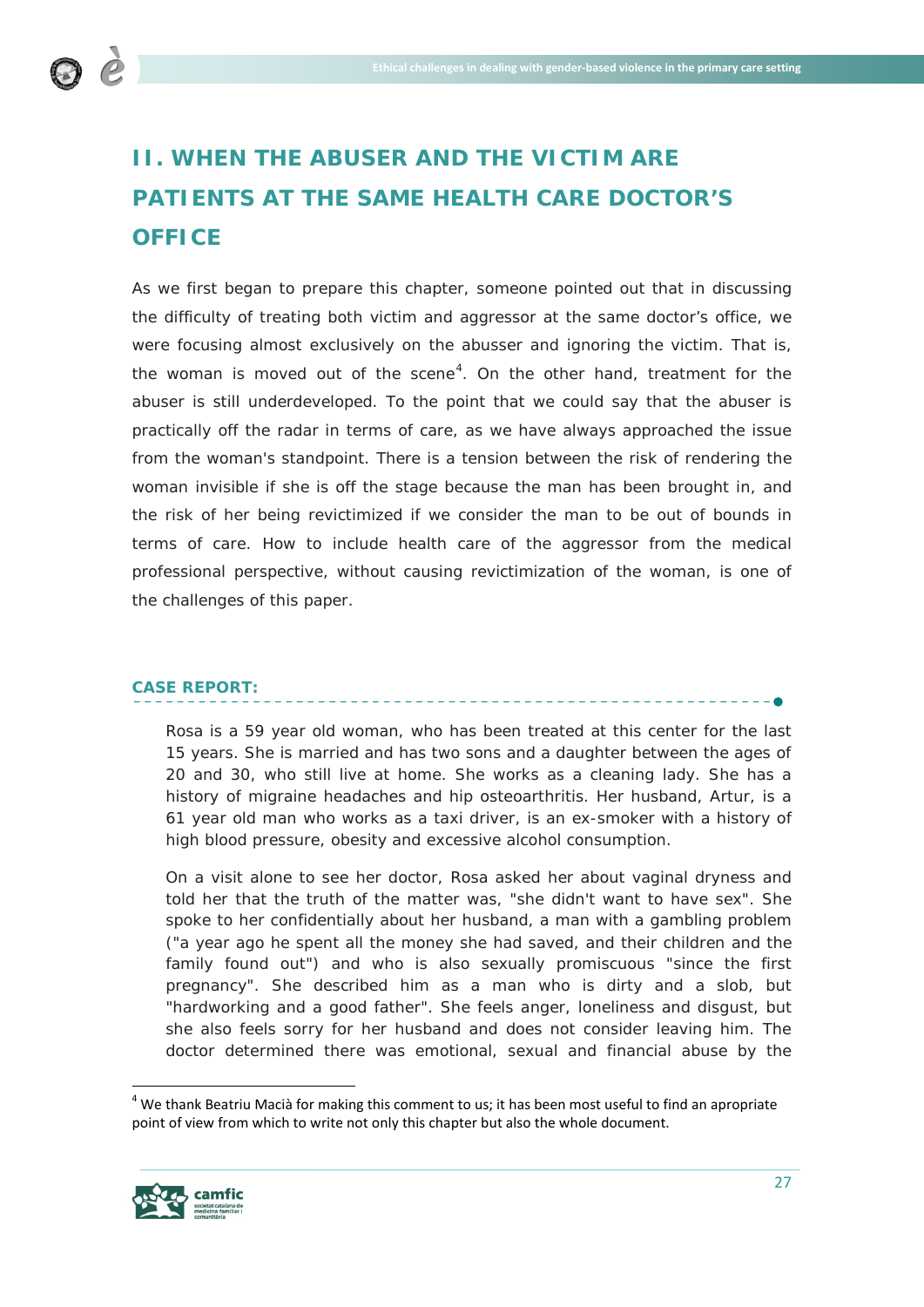## II. WHEN THE ABUSER AND THE VICTIM ARE PATIENTS AT THE SAME HEALTH CARE DOCTOR'S OFFICE

As we first began to prepare this chapter, someone pointed out that in discussing the difficulty of treating both victim and aggressor at the same doctor's office, we were focusing almost exclusively on the abusser and ignoring the victim. That is, the woman is moved out of the scene[4]. On the other hand, treatment for the abuser is still underdeveloped. To the point that we could say that the abuser is practically off the radar in terms of care, as we have always approached the issue from the woman's standpoint. There is a tension between the risk of rendering the woman invisible if she is off the stage because the man has been brought in, and the risk of her being revictimized if we consider the man to be out of bounds in terms of care. How to include health care of the aggressor from the medical professional perspective, without causing revictimization of the woman, is one of the challenges of this paper.

**CASE REPORT:**

Rosa is a 59 year old woman, who has been treated at this center for the last 15 years. She is married and has two sons and a daughter between the ages of 20 and 30, who still live at home. She works as a cleaning lady. She has a history of migraine headaches and hip osteoarthritis. Her husband, Artur, is a 61 year old man who works as a taxi driver, is an ex-smoker with a history of high blood pressure, obesity and excessive alcohol consumption.

On a visit alone to see her doctor, Rosa asked her about vaginal dryness and told her that the truth of the matter was, "she didn't want to have sex". She spoke to her confidentially about her husband, a man with a gambling problem ("a year ago he spent all the money she had saved, and their children and the family found out") and who is also sexually promiscuous "since the first pregnancy". She described him as a man who is dirty and a slob, but "hardworking and a good father". She feels anger, loneliness and disgust, but she also feels sorry for her husband and does not consider leaving him. The doctor determined there was emotional, sexual and financial abuse by the

[4] We thank Beatriu Macià for making this comment to us; it has been most useful to find an apropriate point of view from which to write not only this chapter but also the whole document.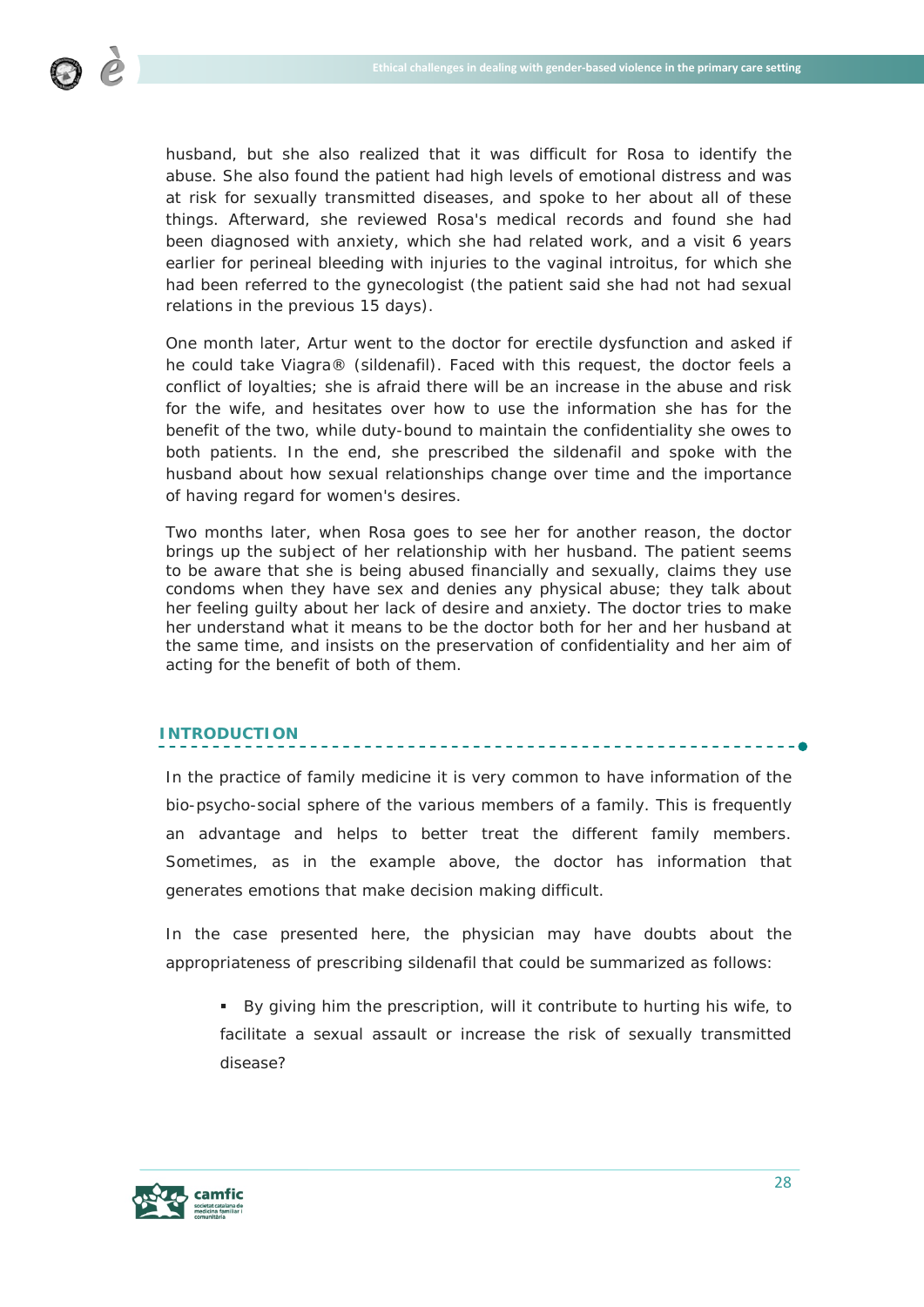husband, but she also realized that it was difficult for Rosa to identify the abuse. She also found the patient had high levels of emotional distress and was at risk for sexually transmitted diseases, and spoke to her about all of these things. Afterward, she reviewed Rosa's medical records and found she had been diagnosed with anxiety, which she had related work, and a visit 6 years earlier for perineal bleeding with injuries to the vaginal introitus, for which she had been referred to the gynecologist (the patient said she had not had sexual relations in the previous 15 days).

One month later, Artur went to the doctor for erectile dysfunction and asked if he could take Viagra® (sildenafil). Faced with this request, the doctor feels a conflict of loyalties; she is afraid there will be an increase in the abuse and risk for the wife, and hesitates over how to use the information she has for the benefit of the two, while duty-bound to maintain the confidentiality she owes to both patients. In the end, she prescribed the sildenafil and spoke with the husband about how sexual relationships change over time and the importance of having regard for women's desires.

Two months later, when Rosa goes to see her for another reason, the doctor brings up the subject of her relationship with her husband. The patient seems to be aware that she is being abused financially and sexually, claims they use condoms when they have sex and denies any physical abuse; they talk about her feeling guilty about her lack of desire and anxiety. The doctor tries to make her understand what it means to be the doctor both for her and her husband at the same time, and insists on the preservation of confidentiality and her aim of acting for the benefit of both of them.

## INTRODUCTION

In the practice of family medicine it is very common to have information of the bio-psycho-social sphere of the various members of a family. This is frequently an advantage and helps to better treat the different family members. Sometimes, as in the example above, the doctor has information that generates emotions that make decision making difficult.

In the case presented here, the physician may have doubts about the appropriateness of prescribing sildenafil that could be summarized as follows:

- By giving him the prescription, will it contribute to hurting his wife, to facilitate a sexual assault or increase the risk of sexually transmitted disease?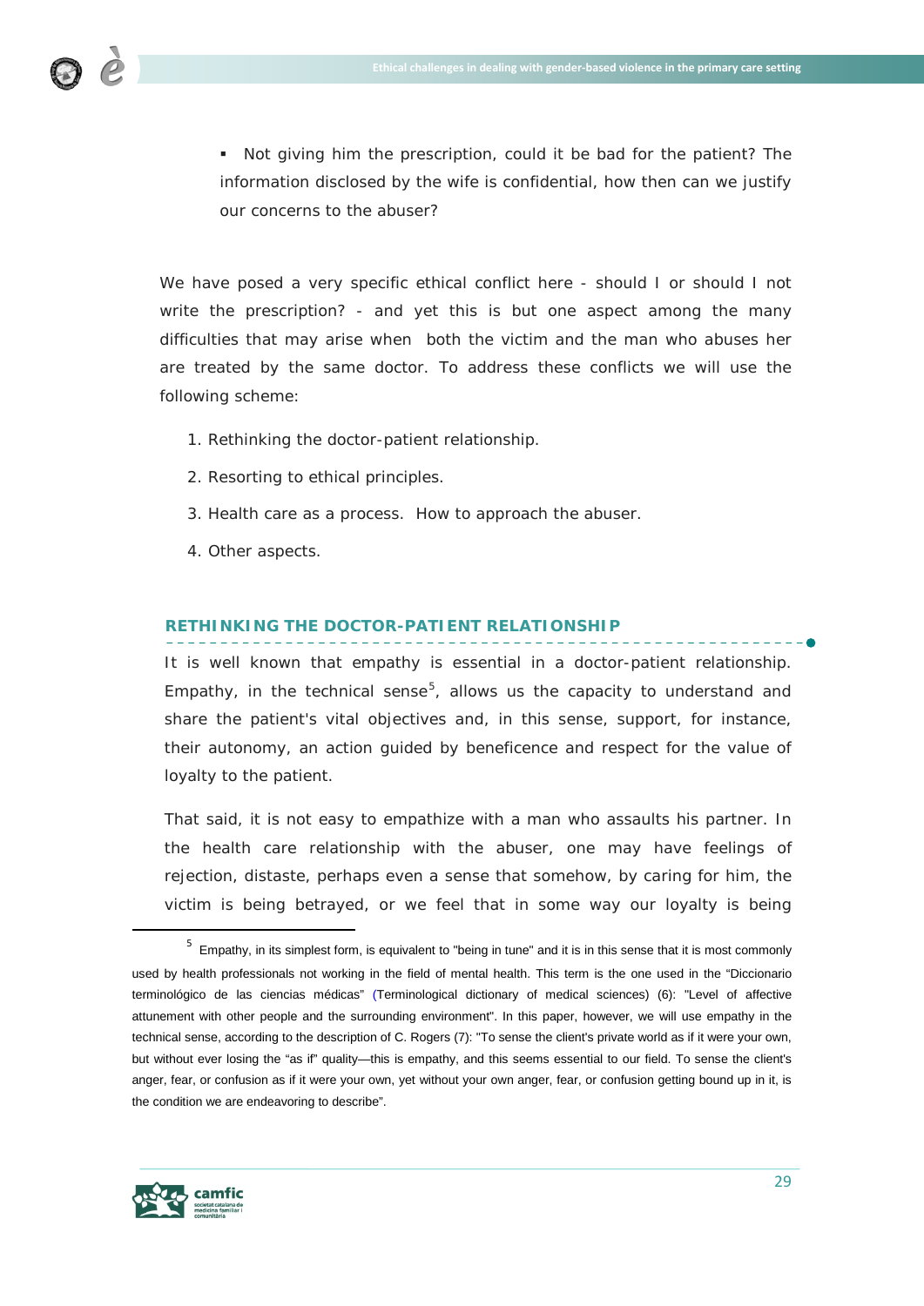- Not giving him the prescription, could it be bad for the patient? The information disclosed by the wife is confidential, how then can we justify our concerns to the abuser?

We have posed a very specific ethical conflict here - should I or should I not write the prescription? - and yet this is but one aspect among the many difficulties that may arise when both the victim and the man who abuses her are treated by the same doctor. To address these conflicts we will use the following scheme:

1. Rethinking the doctor-patient relationship.
2. Resorting to ethical principles.
3. Health care as a process. How to approach the abuser.
4. Other aspects.

## RETHINKING THE DOCTOR-PATIENT RELATIONSHIP

It is well known that empathy is essential in a doctor-patient relationship. Empathy, in the technical sense[5], allows us the capacity to understand and share the patient's vital objectives and, in this sense, support, for instance, their autonomy, an action guided by beneficence and respect for the value of loyalty to the patient.

That said, it is not easy to empathize with a man who assaults his partner. In the health care relationship with the abuser, one may have feelings of rejection, distaste, perhaps even a sense that somehow, by caring for him, the victim is being betrayed, or we feel that in some way our loyalty is being

---

[5] Empathy, in its simplest form, is equivalent to "being in tune" and it is in this sense that it is most commonly used by health professionals not working in the field of mental health. This term is the one used in the "Diccionario terminológico de las ciencias médicas" (Terminological dictionary of medical sciences) (6): "Level of affective attunement with other people and the surrounding environment". In this paper, however, we will use empathy in the technical sense, according to the description of C. Rogers (7): "To sense the client's private world as if it were your own, but without ever losing the "as if" quality—this is empathy, and this seems essential to our field. To sense the client's anger, fear, or confusion as if it were your own, yet without your own anger, fear, or confusion getting bound up in it, is the condition we are endeavoring to describe".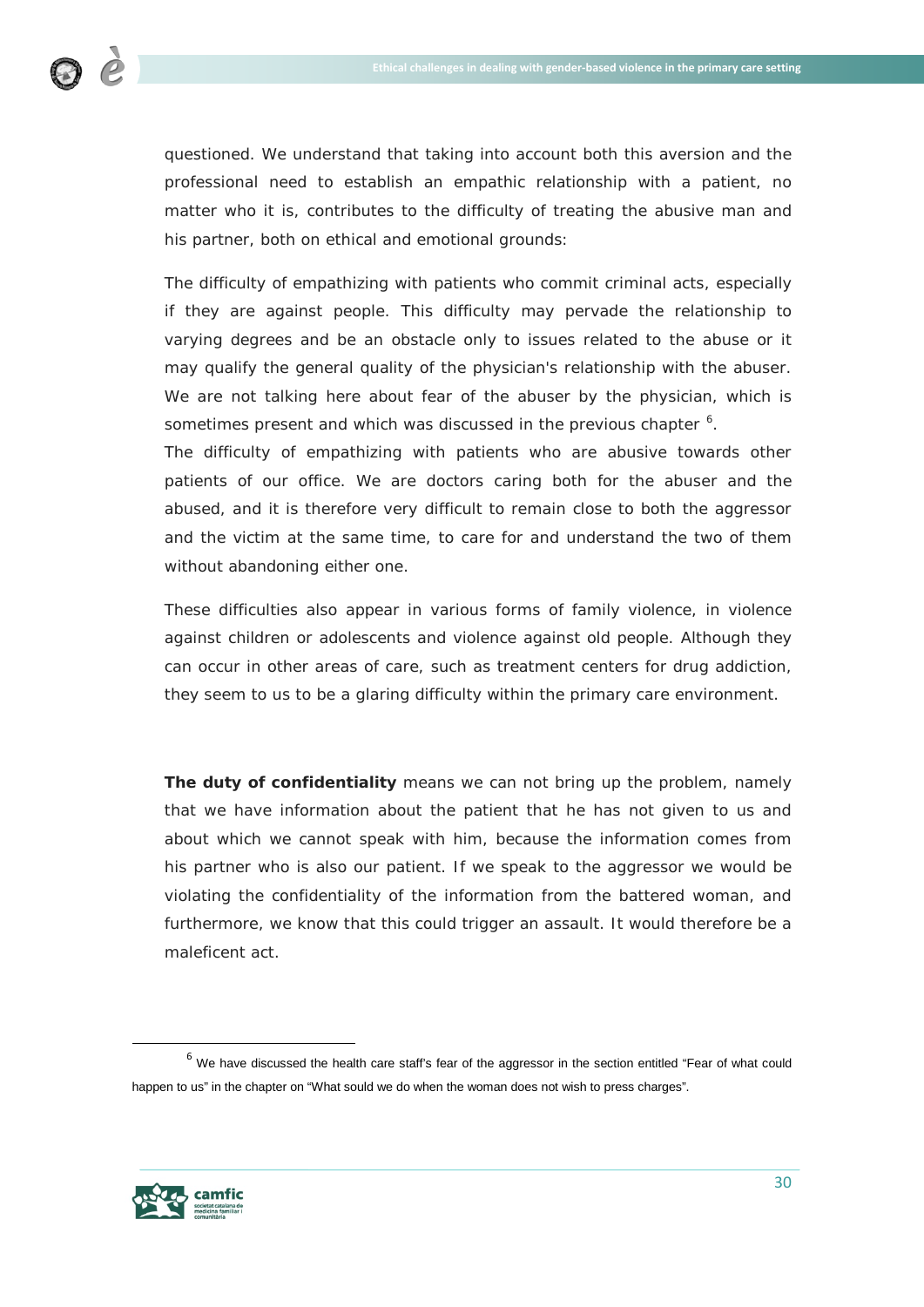questioned. We understand that taking into account both this aversion and the professional need to establish an empathic relationship with a patient, no matter who it is, contributes to the difficulty of treating the abusive man and his partner, both on ethical and emotional grounds:

The difficulty of empathizing with patients who commit criminal acts, especially if they are against people. This difficulty may pervade the relationship to varying degrees and be an obstacle only to issues related to the abuse or it may qualify the general quality of the physician's relationship with the abuser. We are not talking here about fear of the abuser by the physician, which is sometimes present and which was discussed in the previous chapter [6].

The difficulty of empathizing with patients who are abusive towards other patients of our office. We are doctors caring both for the abuser and the abused, and it is therefore very difficult to remain close to both the aggressor and the victim at the same time, to care for and understand the two of them without abandoning either one.

These difficulties also appear in various forms of family violence, in violence against children or adolescents and violence against old people. Although they can occur in other areas of care, such as treatment centers for drug addiction, they seem to us to be a glaring difficulty within the primary care environment.

**The duty of confidentiality** means we can not bring up the problem, namely that we have information about the patient that he has not given to us and about which we cannot speak with him, because the information comes from his partner who is also our patient. If we speak to the aggressor we would be violating the confidentiality of the information from the battered woman, and furthermore, we know that this could trigger an assault. It would therefore be a maleficent act.

---

[6] We have discussed the health care staff's fear of the aggressor in the section entitled "Fear of what could happen to us" in the chapter on "What sould we do when the woman does not wish to press charges".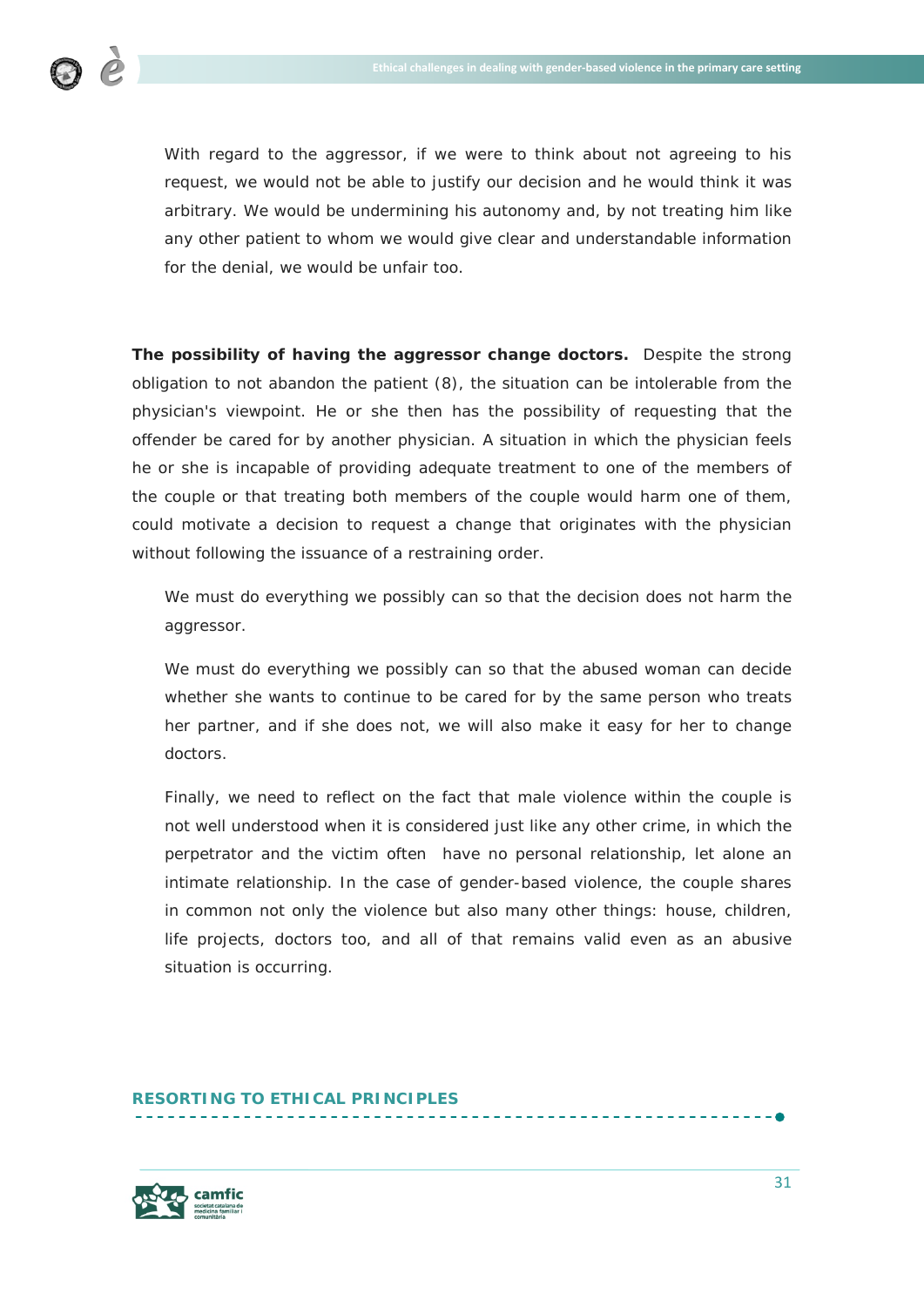With regard to the aggressor, if we were to think about not agreeing to his request, we would not be able to justify our decision and he would think it was arbitrary. We would be undermining his autonomy and, by not treating him like any other patient to whom we would give clear and understandable information for the denial, we would be unfair too.

**The possibility of having the aggressor change doctors.** Despite the strong obligation to not abandon the patient (8), the situation can be intolerable from the physician's viewpoint. He or she then has the possibility of requesting that the offender be cared for by another physician. A situation in which the physician feels he or she is incapable of providing adequate treatment to one of the members of the couple or that treating both members of the couple would harm one of them, could motivate a decision to request a change that originates with the physician without following the issuance of a restraining order.

We must do everything we possibly can so that the decision does not harm the aggressor.

We must do everything we possibly can so that the abused woman can decide whether she wants to continue to be cared for by the same person who treats her partner, and if she does not, we will also make it easy for her to change doctors.

Finally, we need to reflect on the fact that male violence within the couple is not well understood when it is considered just like any other crime, in which the perpetrator and the victim often have no personal relationship, let alone an intimate relationship. In the case of gender-based violence, the couple shares in common not only the violence but also many other things: house, children, life projects, doctors too, and all of that remains valid even as an abusive situation is occurring.

## RESORTING TO ETHICAL PRINCIPLES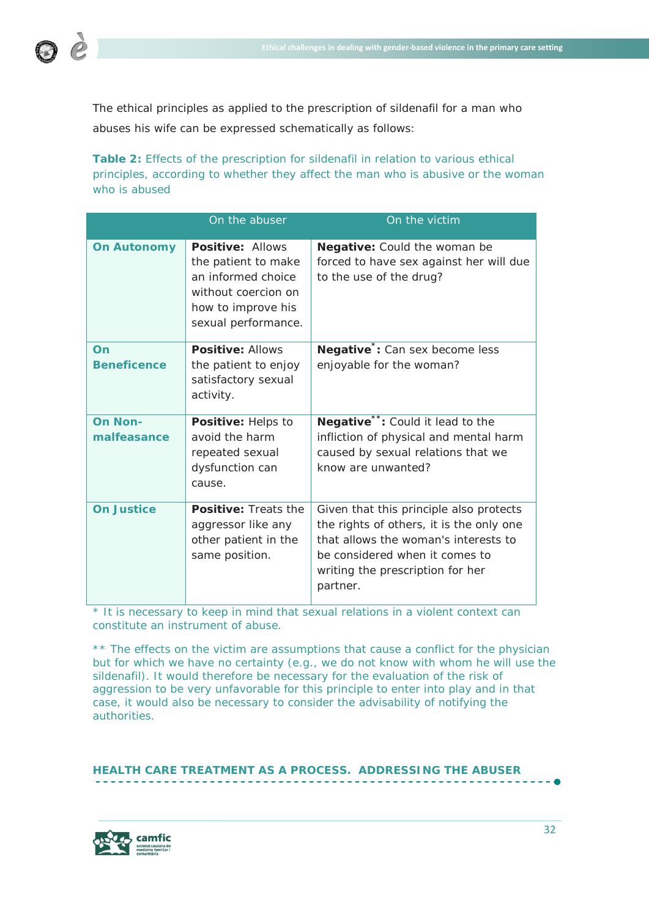The ethical principles as applied to the prescription of sildenafil for a man who abuses his wife can be expressed schematically as follows:

**Table 2:** Effects of the prescription for sildenafil in relation to various ethical principles, according to whether they affect the man who is abusive or the woman who is abused

| | On the abuser | On the victim |
|---|---|---|
| **On Autonomy** | **Positive:** Allows the patient to make an informed choice without coercion on how to improve his sexual performance. | **Negative:** Could the woman be forced to have sex against her will due to the use of the drug? |
| **On Beneficence** | **Positive:** Allows the patient to enjoy satisfactory sexual activity. | **Negative*:** Can sex become less enjoyable for the woman? |
| **On Non-malfeasance** | **Positive:** Helps to avoid the harm repeated sexual dysfunction can cause. | **Negative**:** Could it lead to the infliction of physical and mental harm caused by sexual relations that we know are unwanted? |
| **On Justice** | **Positive:** Treats the aggressor like any other patient in the same position. | Given that this principle also protects the rights of others, it is the only one that allows the woman's interests to be considered when it comes to writing the prescription for her partner. |

* It is necessary to keep in mind that sexual relations in a violent context can constitute an instrument of abuse.

** The effects on the victim are assumptions that cause a conflict for the physician but for which we have no certainty (e.g., we do not know with whom he will use the sildenafil). It would therefore be necessary for the evaluation of the risk of aggression to be very unfavorable for this principle to enter into play and in that case, it would also be necessary to consider the advisability of notifying the authorities.

## HEALTH CARE TREATMENT AS A PROCESS. ADDRESSING THE ABUSER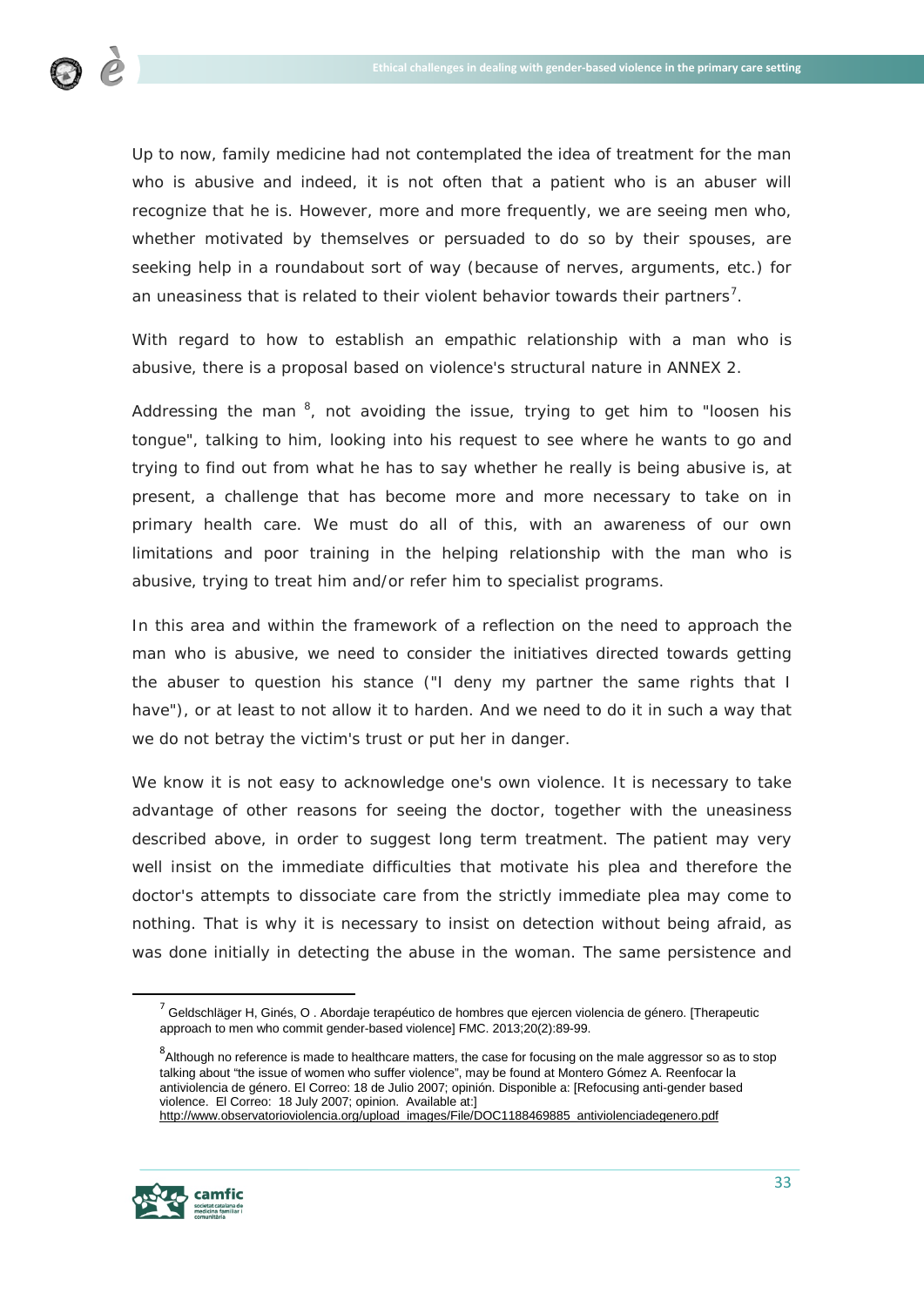Up to now, family medicine had not contemplated the idea of treatment for the man who is abusive and indeed, it is not often that a patient who is an abuser will recognize that he is. However, more and more frequently, we are seeing men who, whether motivated by themselves or persuaded to do so by their spouses, are seeking help in a roundabout sort of way (because of nerves, arguments, etc.) for an uneasiness that is related to their violent behavior towards their partners[7].

With regard to how to establish an empathic relationship with a man who is abusive, there is a proposal based on violence's structural nature in ANNEX 2.

Addressing the man [8], not avoiding the issue, trying to get him to "loosen his tongue", talking to him, looking into his request to see where he wants to go and trying to find out from what he has to say whether he really is being abusive is, at present, a challenge that has become more and more necessary to take on in primary health care. We must do all of this, with an awareness of our own limitations and poor training in the helping relationship with the man who is abusive, trying to treat him and/or refer him to specialist programs.

In this area and within the framework of a reflection on the need to approach the man who is abusive, we need to consider the initiatives directed towards getting the abuser to question his stance ("I deny my partner the same rights that I have"), or at least to not allow it to harden. And we need to do it in such a way that we do not betray the victim's trust or put her in danger.

We know it is not easy to acknowledge one's own violence. It is necessary to take advantage of other reasons for seeing the doctor, together with the uneasiness described above, in order to suggest long term treatment. The patient may very well insist on the immediate difficulties that motivate his plea and therefore the doctor's attempts to dissociate care from the strictly immediate plea may come to nothing. That is why it is necessary to insist on detection without being afraid, as was done initially in detecting the abuse in the woman. The same persistence and

---

[7] Geldschläger H, Ginés, O . Abordaje terapéutico de hombres que ejercen violencia de género. [Therapeutic approach to men who commit gender-based violence] FMC. 2013;20(2):89-99.

[8] Although no reference is made to healthcare matters, the case for focusing on the male aggressor so as to stop talking about "the issue of women who suffer violence", may be found at Montero Gómez A. Reenfocar la antiviolencia de género. El Correo: 18 de Julio 2007; opinión. Disponible a: [Refocusing anti-gender based violence. El Correo: 18 July 2007; opinion. Available at:] http://www.observatorioviolencia.org/upload_images/File/DOC1188469885_antiviolenciadegenero.pdf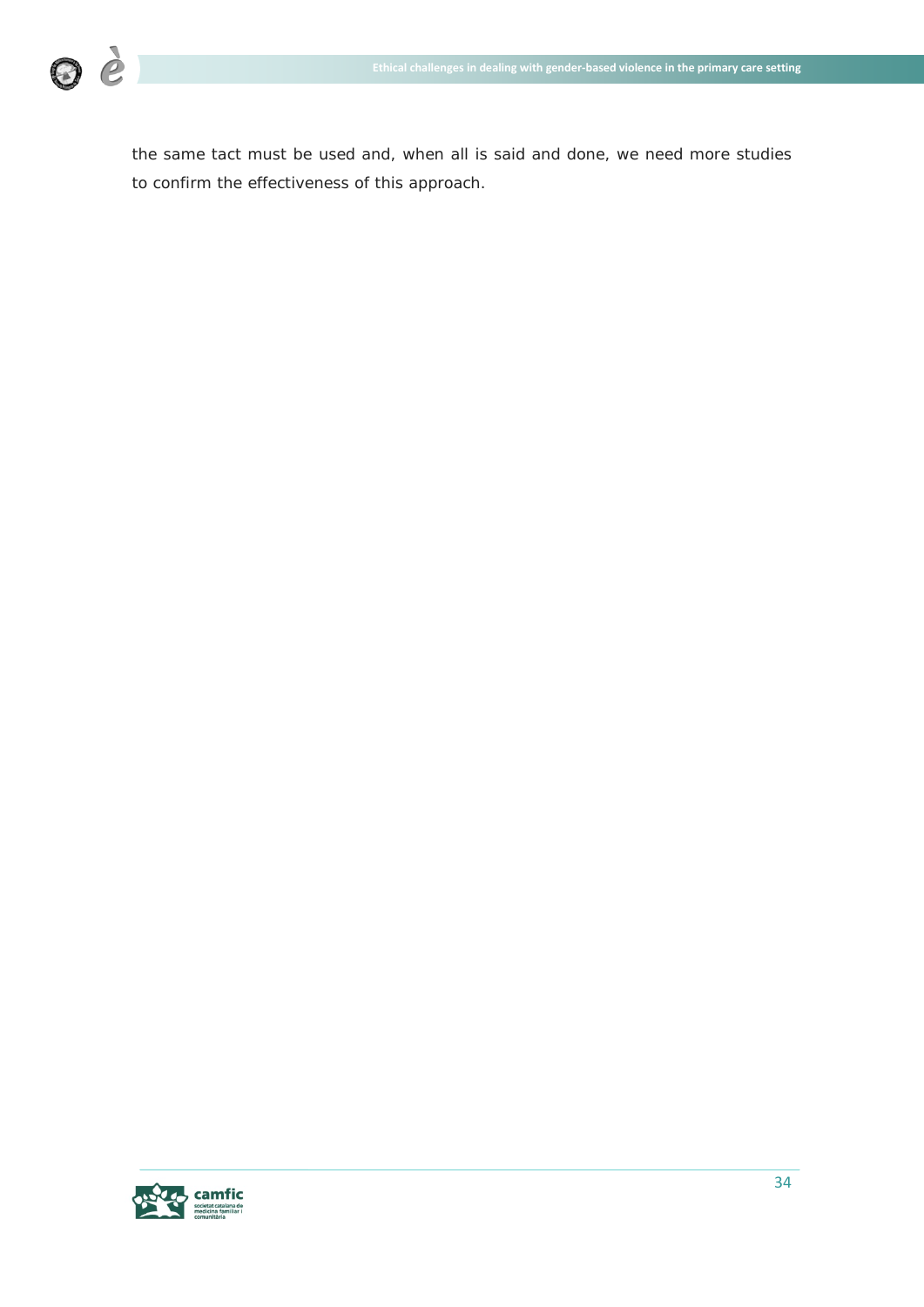the same tact must be used and, when all is said and done, we need more studies to confirm the effectiveness of this approach.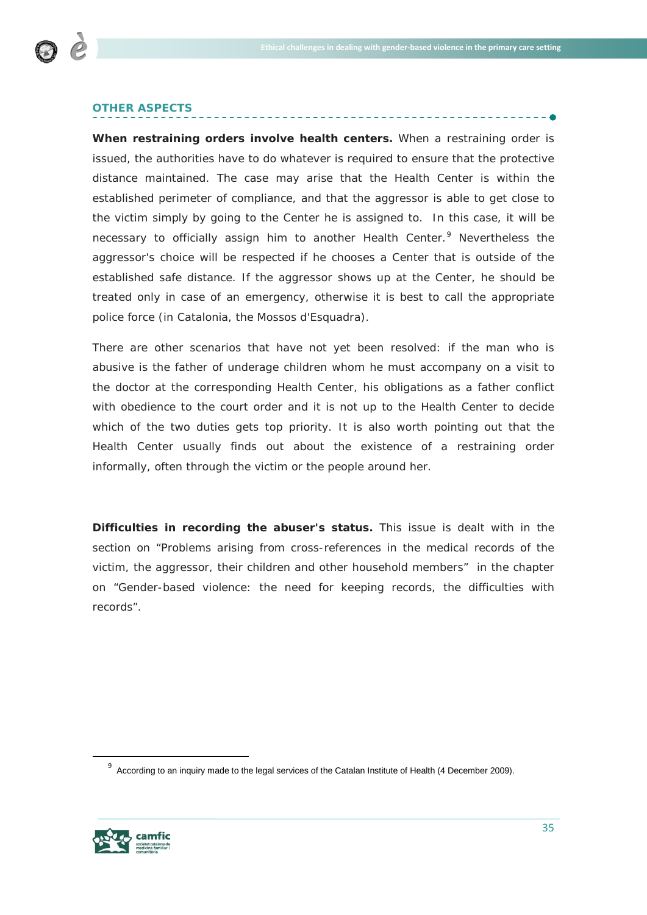## OTHER ASPECTS

**When restraining orders involve health centers.** When a restraining order is issued, the authorities have to do whatever is required to ensure that the protective distance maintained. The case may arise that the Health Center is within the established perimeter of compliance, and that the aggressor is able to get close to the victim simply by going to the Center he is assigned to. In this case, it will be necessary to officially assign him to another Health Center.[9] Nevertheless the aggressor's choice will be respected if he chooses a Center that is outside of the established safe distance. If the aggressor shows up at the Center, he should be treated only in case of an emergency, otherwise it is best to call the appropriate police force (in Catalonia, the Mossos d'Esquadra).

There are other scenarios that have not yet been resolved: if the man who is abusive is the father of underage children whom he must accompany on a visit to the doctor at the corresponding Health Center, his obligations as a father conflict with obedience to the court order and it is not up to the Health Center to decide which of the two duties gets top priority. It is also worth pointing out that the Health Center usually finds out about the existence of a restraining order informally, often through the victim or the people around her.

**Difficulties in recording the abuser's status.** This issue is dealt with in the section on "Problems arising from cross-references in the medical records of the victim, the aggressor, their children and other household members" in the chapter on "Gender-based violence: the need for keeping records, the difficulties with records".

[9] According to an inquiry made to the legal services of the Catalan Institute of Health (4 December 2009).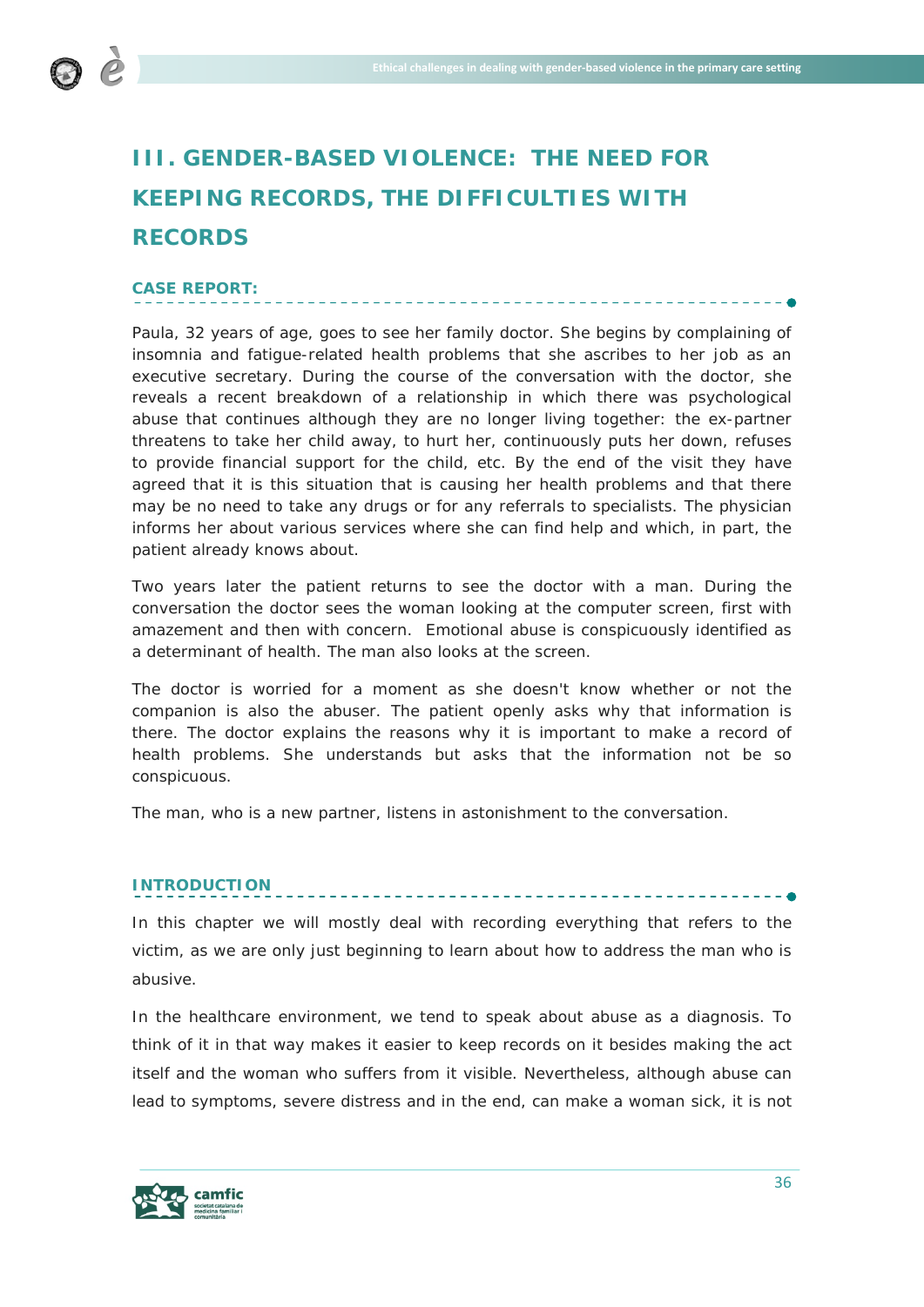# III. GENDER-BASED VIOLENCE: THE NEED FOR KEEPING RECORDS, THE DIFFICULTIES WITH RECORDS

## CASE REPORT:

Paula, 32 years of age, goes to see her family doctor. She begins by complaining of insomnia and fatigue-related health problems that she ascribes to her job as an executive secretary. During the course of the conversation with the doctor, she reveals a recent breakdown of a relationship in which there was psychological abuse that continues although they are no longer living together: the ex-partner threatens to take her child away, to hurt her, continuously puts her down, refuses to provide financial support for the child, etc. By the end of the visit they have agreed that it is this situation that is causing her health problems and that there may be no need to take any drugs or for any referrals to specialists. The physician informs her about various services where she can find help and which, in part, the patient already knows about.

Two years later the patient returns to see the doctor with a man. During the conversation the doctor sees the woman looking at the computer screen, first with amazement and then with concern. Emotional abuse is conspicuously identified as a determinant of health. The man also looks at the screen.

The doctor is worried for a moment as she doesn't know whether or not the companion is also the abuser. The patient openly asks why that information is there. The doctor explains the reasons why it is important to make a record of health problems. She understands but asks that the information not be so conspicuous.

The man, who is a new partner, listens in astonishment to the conversation.

## INTRODUCTION

In this chapter we will mostly deal with recording everything that refers to the victim, as we are only just beginning to learn about how to address the man who is abusive.

In the healthcare environment, we tend to speak about abuse as a diagnosis. To think of it in that way makes it easier to keep records on it besides making the act itself and the woman who suffers from it visible. Nevertheless, although abuse can lead to symptoms, severe distress and in the end, can make a woman sick, it is not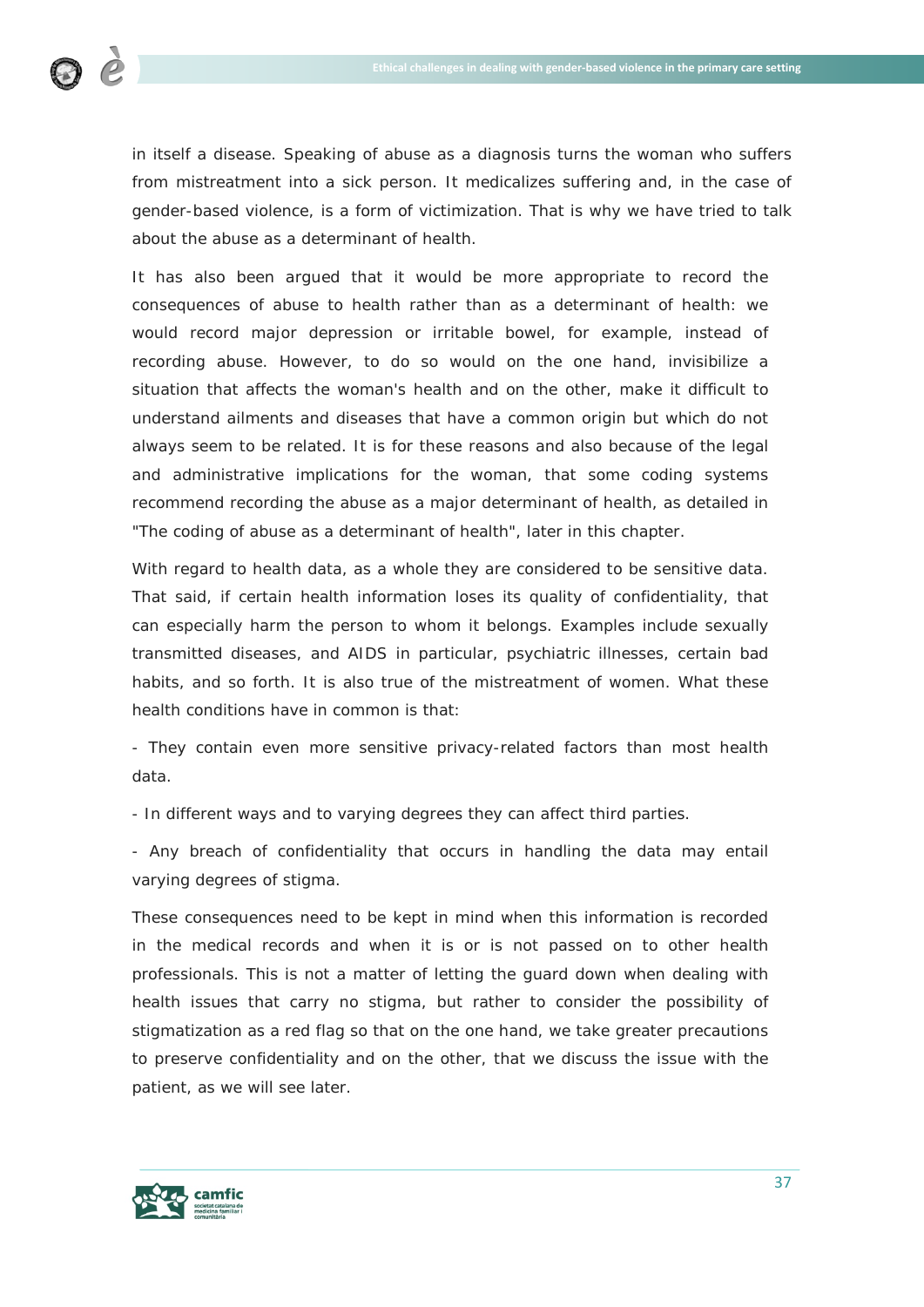in itself a disease. Speaking of abuse as a diagnosis turns the woman who suffers from mistreatment into a sick person. It medicalizes suffering and, in the case of gender-based violence, is a form of victimization. That is why we have tried to talk about the abuse as a determinant of health.

It has also been argued that it would be more appropriate to record the consequences of abuse to health rather than as a determinant of health: we would record major depression or irritable bowel, for example, instead of recording abuse. However, to do so would on the one hand, invisibilize a situation that affects the woman's health and on the other, make it difficult to understand ailments and diseases that have a common origin but which do not always seem to be related. It is for these reasons and also because of the legal and administrative implications for the woman, that some coding systems recommend recording the abuse as a major determinant of health, as detailed in "The coding of abuse as a determinant of health", later in this chapter.

With regard to health data, as a whole they are considered to be sensitive data. That said, if certain health information loses its quality of confidentiality, that can especially harm the person to whom it belongs. Examples include sexually transmitted diseases, and AIDS in particular, psychiatric illnesses, certain bad habits, and so forth. It is also true of the mistreatment of women. What these health conditions have in common is that:

- They contain even more sensitive privacy-related factors than most health data.

- In different ways and to varying degrees they can affect third parties.

- Any breach of confidentiality that occurs in handling the data may entail varying degrees of stigma.

These consequences need to be kept in mind when this information is recorded in the medical records and when it is or is not passed on to other health professionals. This is not a matter of letting the guard down when dealing with health issues that carry no stigma, but rather to consider the possibility of stigmatization as a red flag so that on the one hand, we take greater precautions to preserve confidentiality and on the other, that we discuss the issue with the patient, as we will see later.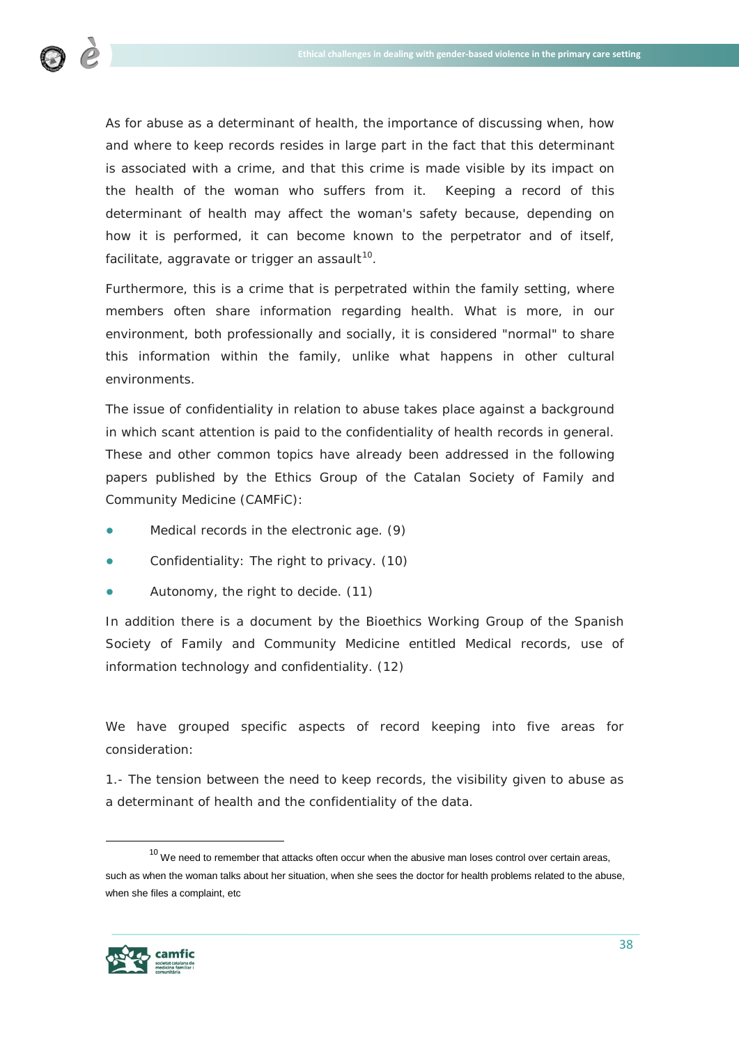As for abuse as a determinant of health, the importance of discussing when, how and where to keep records resides in large part in the fact that this determinant is associated with a crime, and that this crime is made visible by its impact on the health of the woman who suffers from it. Keeping a record of this determinant of health may affect the woman's safety because, depending on how it is performed, it can become known to the perpetrator and of itself, facilitate, aggravate or trigger an assault[10].

Furthermore, this is a crime that is perpetrated within the family setting, where members often share information regarding health. What is more, in our environment, both professionally and socially, it is considered "normal" to share this information within the family, unlike what happens in other cultural environments.

The issue of confidentiality in relation to abuse takes place against a background in which scant attention is paid to the confidentiality of health records in general. These and other common topics have already been addressed in the following papers published by the Ethics Group of the Catalan Society of Family and Community Medicine (CAMFiC):

- Medical records in the electronic age. (9)
- Confidentiality: The right to privacy. (10)
- Autonomy, the right to decide. (11)

In addition there is a document by the Bioethics Working Group of the Spanish Society of Family and Community Medicine entitled Medical records, use of information technology and confidentiality. (12)

We have grouped specific aspects of record keeping into five areas for consideration:

1.- The tension between the need to keep records, the visibility given to abuse as a determinant of health and the confidentiality of the data.

[10] We need to remember that attacks often occur when the abusive man loses control over certain areas, such as when the woman talks about her situation, when she sees the doctor for health problems related to the abuse, when she files a complaint, etc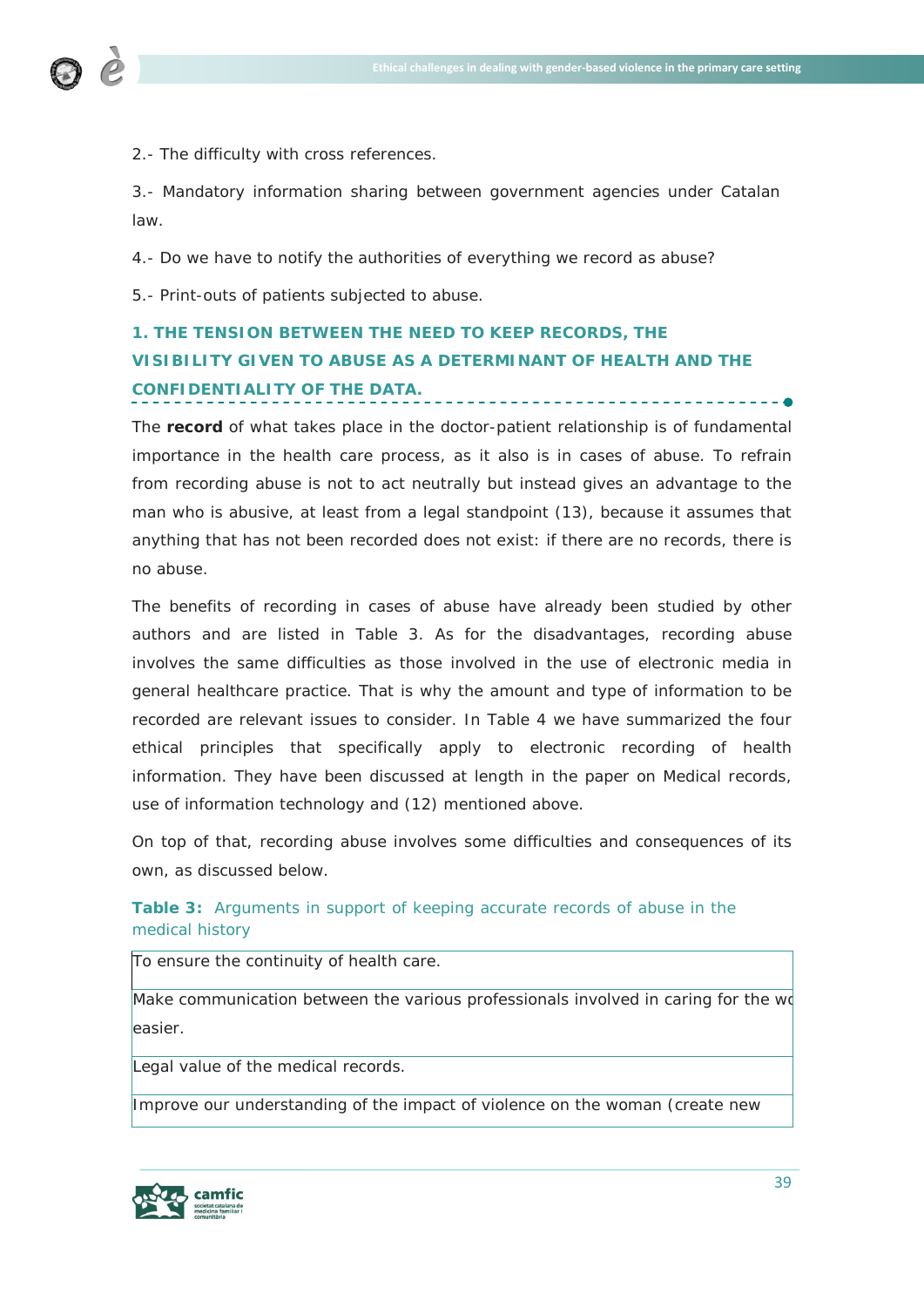2.- The difficulty with cross references.

3.- Mandatory information sharing between government agencies under Catalan law.

4.- Do we have to notify the authorities of everything we record as abuse?

5.- Print-outs of patients subjected to abuse.

## 1. THE TENSION BETWEEN THE NEED TO KEEP RECORDS, THE VISIBILITY GIVEN TO ABUSE AS A DETERMINANT OF HEALTH AND THE CONFIDENTIALITY OF THE DATA.

The **record** of what takes place in the doctor-patient relationship is of fundamental importance in the health care process, as it also is in cases of abuse. To refrain from recording abuse is not to act neutrally but instead gives an advantage to the man who is abusive, at least from a legal standpoint (13), because it assumes that anything that has not been recorded does not exist: if there are no records, there is no abuse.

The benefits of recording in cases of abuse have already been studied by other authors and are listed in Table 3. As for the disadvantages, recording abuse involves the same difficulties as those involved in the use of electronic media in general healthcare practice. That is why the amount and type of information to be recorded are relevant issues to consider. In Table 4 we have summarized the four ethical principles that specifically apply to electronic recording of health information. They have been discussed at length in the paper on Medical records, use of information technology and (12) mentioned above.

On top of that, recording abuse involves some difficulties and consequences of its own, as discussed below.

**Table 3:** Arguments in support of keeping accurate records of abuse in the medical history

| |
|---|
| To ensure the continuity of health care. |
| Make communication between the various professionals involved in caring for the wo easier. |
| Legal value of the medical records. |
| Improve our understanding of the impact of violence on the woman (create new |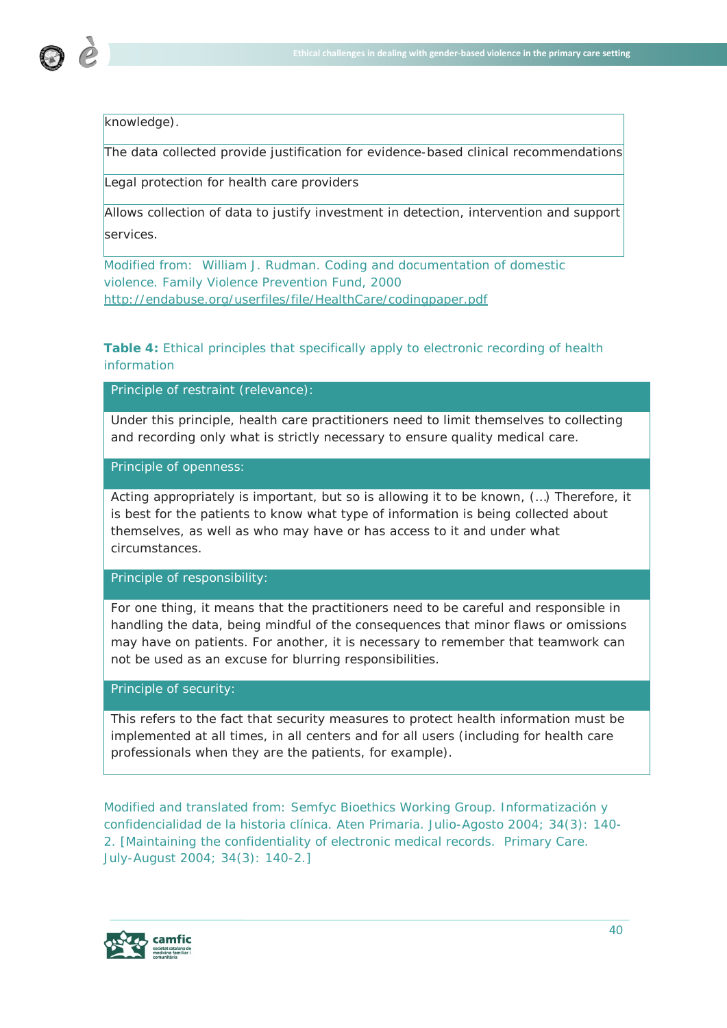| knowledge). |
|---|
| The data collected provide justification for evidence-based clinical recommendations |
| Legal protection for health care providers |
| Allows collection of data to justify investment in detection, intervention and support services. |

Modified from: William J. Rudman. Coding and documentation of domestic violence. Family Violence Prevention Fund, 2000 http://endabuse.org/userfiles/file/HealthCare/codingpaper.pdf

**Table 4:** Ethical principles that specifically apply to electronic recording of health information

| Principle of restraint (relevance): |
|---|
| Under this principle, health care practitioners need to limit themselves to collecting and recording only what is strictly necessary to ensure quality medical care. |
| Principle of openness: |
| Acting appropriately is important, but so is allowing it to be known, (…) Therefore, it is best for the patients to know what type of information is being collected about themselves, as well as who may have or has access to it and under what circumstances. |
| Principle of responsibility: |
| For one thing, it means that the practitioners need to be careful and responsible in handling the data, being mindful of the consequences that minor flaws or omissions may have on patients. For another, it is necessary to remember that teamwork can not be used as an excuse for blurring responsibilities. |
| Principle of security: |
| This refers to the fact that security measures to protect health information must be implemented at all times, in all centers and for all users (including for health care professionals when they are the patients, for example). |

Modified and translated from: Semfyc Bioethics Working Group. Informatización y confidencialidad de la historia clínica. Aten Primaria. Julio-Agosto 2004; 34(3): 140-2. [Maintaining the confidentiality of electronic medical records. Primary Care. July-August 2004; 34(3): 140-2.]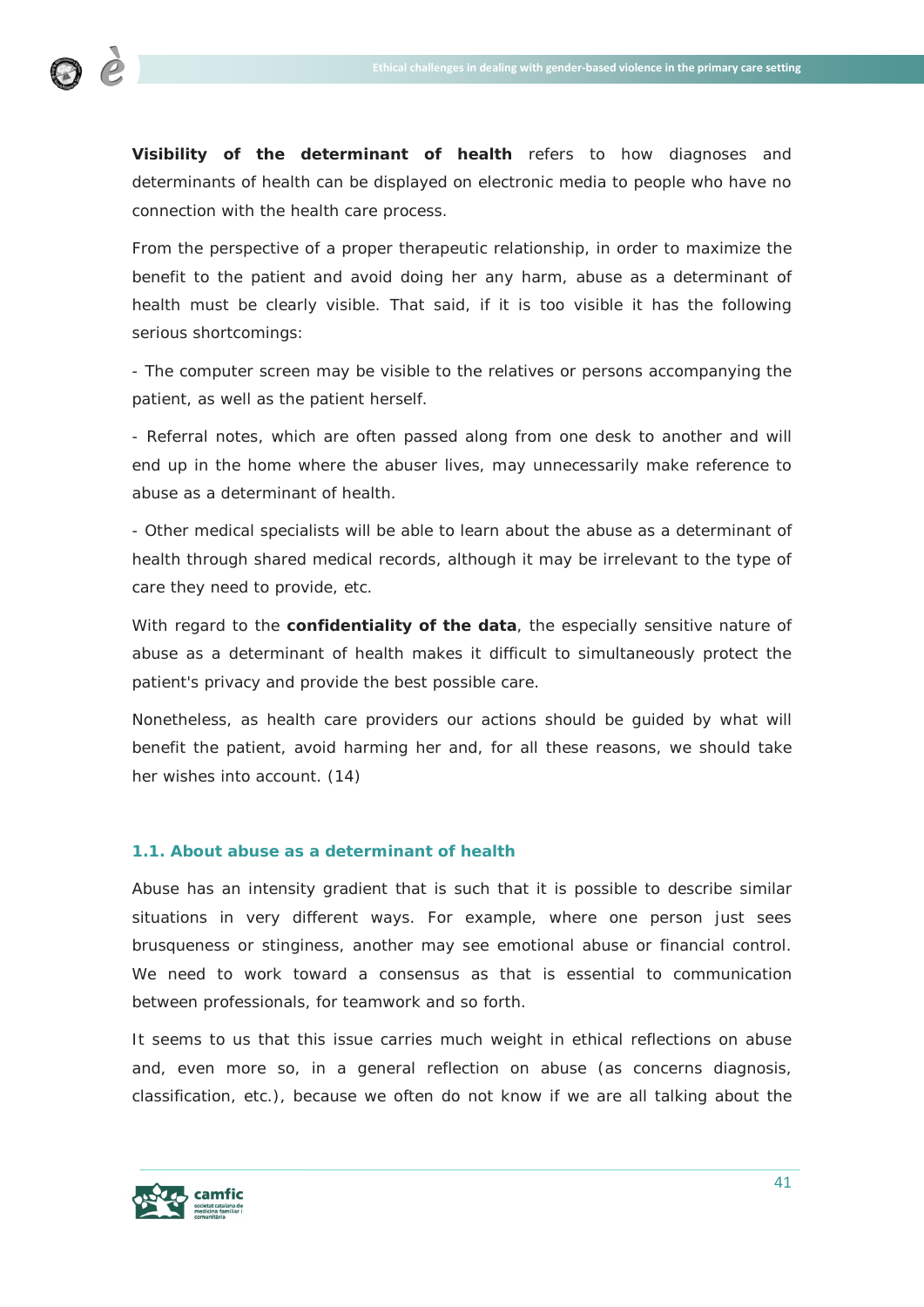**Visibility of the determinant of health** refers to how diagnoses and determinants of health can be displayed on electronic media to people who have no connection with the health care process.

From the perspective of a proper therapeutic relationship, in order to maximize the benefit to the patient and avoid doing her any harm, abuse as a determinant of health must be clearly visible. That said, if it is too visible it has the following serious shortcomings:

- The computer screen may be visible to the relatives or persons accompanying the patient, as well as the patient herself.

- Referral notes, which are often passed along from one desk to another and will end up in the home where the abuser lives, may unnecessarily make reference to abuse as a determinant of health.

- Other medical specialists will be able to learn about the abuse as a determinant of health through shared medical records, although it may be irrelevant to the type of care they need to provide, etc.

With regard to the **confidentiality of the data**, the especially sensitive nature of abuse as a determinant of health makes it difficult to simultaneously protect the patient's privacy and provide the best possible care.

Nonetheless, as health care providers our actions should be guided by what will benefit the patient, avoid harming her and, for all these reasons, we should take her wishes into account. (14)

### 1.1. About abuse as a determinant of health

Abuse has an intensity gradient that is such that it is possible to describe similar situations in very different ways. For example, where one person just sees brusqueness or stinginess, another may see emotional abuse or financial control. We need to work toward a consensus as that is essential to communication between professionals, for teamwork and so forth.

It seems to us that this issue carries much weight in ethical reflections on abuse and, even more so, in a general reflection on abuse (as concerns diagnosis, classification, etc.), because we often do not know if we are all talking about the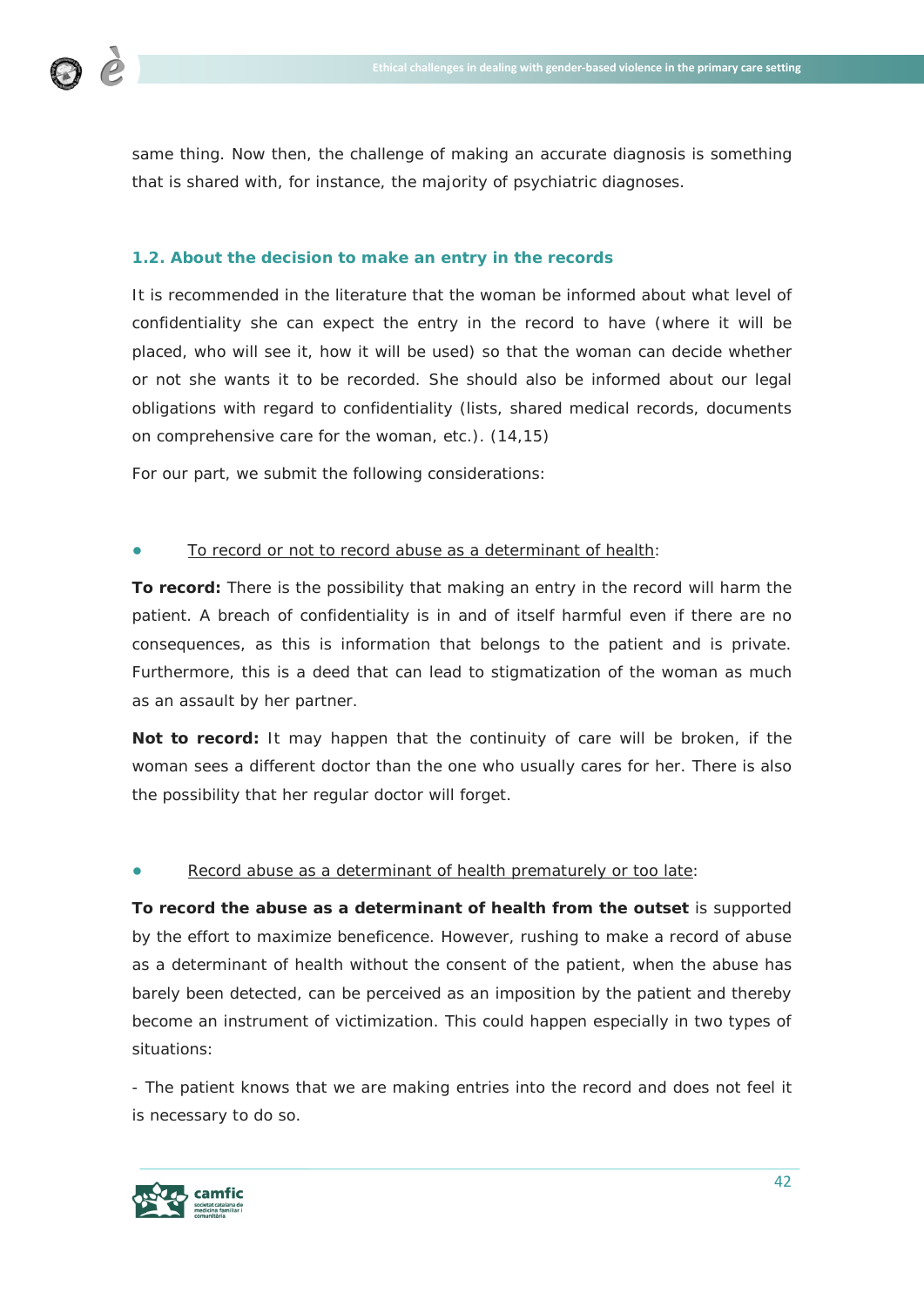same thing. Now then, the challenge of making an accurate diagnosis is something that is shared with, for instance, the majority of psychiatric diagnoses.

### 1.2. About the decision to make an entry in the records

It is recommended in the literature that the woman be informed about what level of confidentiality she can expect the entry in the record to have (where it will be placed, who will see it, how it will be used) so that the woman can decide whether or not she wants it to be recorded. She should also be informed about our legal obligations with regard to confidentiality (lists, shared medical records, documents on comprehensive care for the woman, etc.). (14,15)

For our part, we submit the following considerations:

- <u>To record or not to record abuse as a determinant of health</u>:

**To record:** There is the possibility that making an entry in the record will harm the patient. A breach of confidentiality is in and of itself harmful even if there are no consequences, as this is information that belongs to the patient and is private. Furthermore, this is a deed that can lead to stigmatization of the woman as much as an assault by her partner.

**Not to record:** It may happen that the continuity of care will be broken, if the woman sees a different doctor than the one who usually cares for her. There is also the possibility that her regular doctor will forget.

- <u>Record abuse as a determinant of health prematurely or too late</u>:

**To record the abuse as a determinant of health from the outset** is supported by the effort to maximize beneficence. However, rushing to make a record of abuse as a determinant of health without the consent of the patient, when the abuse has barely been detected, can be perceived as an imposition by the patient and thereby become an instrument of victimization. This could happen especially in two types of situations:

- The patient knows that we are making entries into the record and does not feel it is necessary to do so.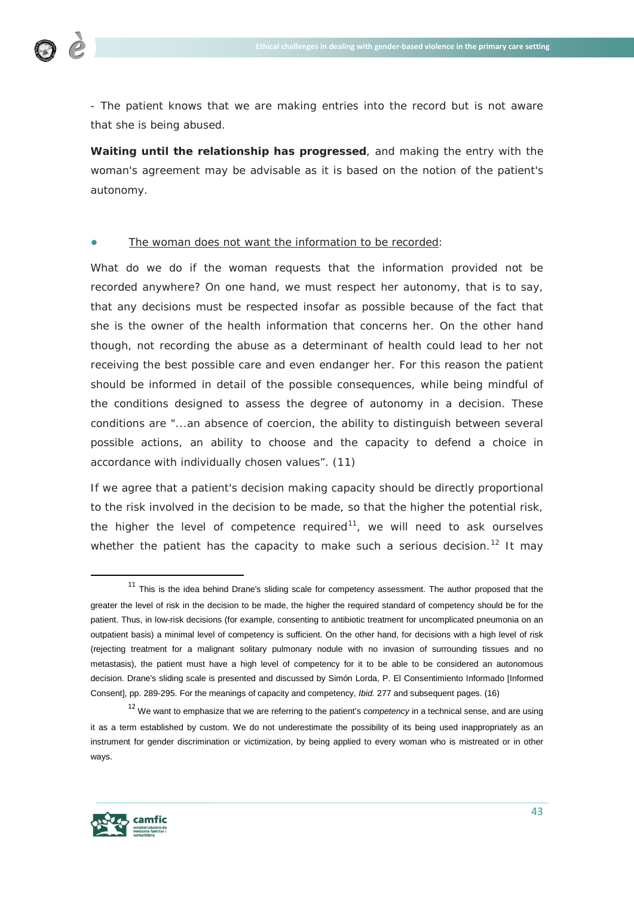- The patient knows that we are making entries into the record but is not aware that she is being abused.

**Waiting until the relationship has progressed**, and making the entry with the woman's agreement may be advisable as it is based on the notion of the patient's autonomy.

- <u>The woman does not want the information to be recorded</u>:

What do we do if the woman requests that the information provided not be recorded anywhere? On one hand, we must respect her autonomy, that is to say, that any decisions must be respected insofar as possible because of the fact that she is the owner of the health information that concerns her. On the other hand though, not recording the abuse as a determinant of health could lead to her not receiving the best possible care and even endanger her. For this reason the patient should be informed in detail of the possible consequences, while being mindful of the conditions designed to assess the degree of autonomy in a decision. These conditions are "...an absence of coercion, the ability to distinguish between several possible actions, an ability to choose and the capacity to defend a choice in accordance with individually chosen values". (11)

If we agree that a patient's decision making capacity should be directly proportional to the risk involved in the decision to be made, so that the higher the potential risk, the higher the level of competence required[11], we will need to ask ourselves whether the patient has the capacity to make such a serious decision.[12] It may

---

[11] This is the idea behind Drane's sliding scale for competency assessment. The author proposed that the greater the level of risk in the decision to be made, the higher the required standard of competency should be for the patient. Thus, in low-risk decisions (for example, consenting to antibiotic treatment for uncomplicated pneumonia on an outpatient basis) a minimal level of competency is sufficient. On the other hand, for decisions with a high level of risk (rejecting treatment for a malignant solitary pulmonary nodule with no invasion of surrounding tissues and no metastasis), the patient must have a high level of competency for it to be able to be considered an autonomous decision. Drane's sliding scale is presented and discussed by Simón Lorda, P. El Consentimiento Informado [Informed Consent], pp. 289-295. For the meanings of capacity and competency, *Ibid.* 277 and subsequent pages. (16)

[12] We want to emphasize that we are referring to the patient's *competency* in a technical sense, and are using it as a term established by custom. We do not underestimate the possibility of its being used inappropriately as an instrument for gender discrimination or victimization, by being applied to every woman who is mistreated or in other ways.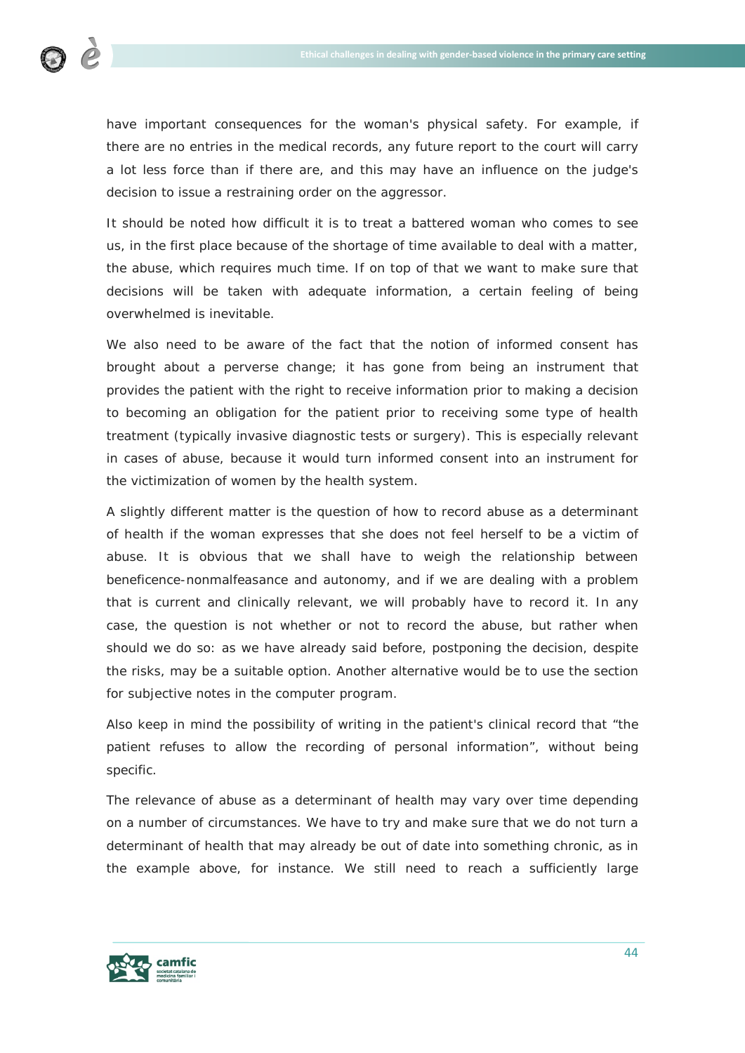have important consequences for the woman's physical safety. For example, if there are no entries in the medical records, any future report to the court will carry a lot less force than if there are, and this may have an influence on the judge's decision to issue a restraining order on the aggressor.

It should be noted how difficult it is to treat a battered woman who comes to see us, in the first place because of the shortage of time available to deal with a matter, the abuse, which requires much time. If on top of that we want to make sure that decisions will be taken with adequate information, a certain feeling of being overwhelmed is inevitable.

We also need to be aware of the fact that the notion of informed consent has brought about a perverse change; it has gone from being an instrument that provides the patient with the right to receive information prior to making a decision to becoming an obligation for the patient prior to receiving some type of health treatment (typically invasive diagnostic tests or surgery). This is especially relevant in cases of abuse, because it would turn informed consent into an instrument for the victimization of women by the health system.

A slightly different matter is the question of how to record abuse as a determinant of health if the woman expresses that she does not feel herself to be a victim of abuse. It is obvious that we shall have to weigh the relationship between beneficence-nonmalfeasance and autonomy, and if we are dealing with a problem that is current and clinically relevant, we will probably have to record it. In any case, the question is not whether or not to record the abuse, but rather when should we do so: as we have already said before, postponing the decision, despite the risks, may be a suitable option. Another alternative would be to use the section for subjective notes in the computer program.

Also keep in mind the possibility of writing in the patient's clinical record that “the patient refuses to allow the recording of personal information”, without being specific.

The relevance of abuse as a determinant of health may vary over time depending on a number of circumstances. We have to try and make sure that we do not turn a determinant of health that may already be out of date into something chronic, as in the example above, for instance. We still need to reach a sufficiently large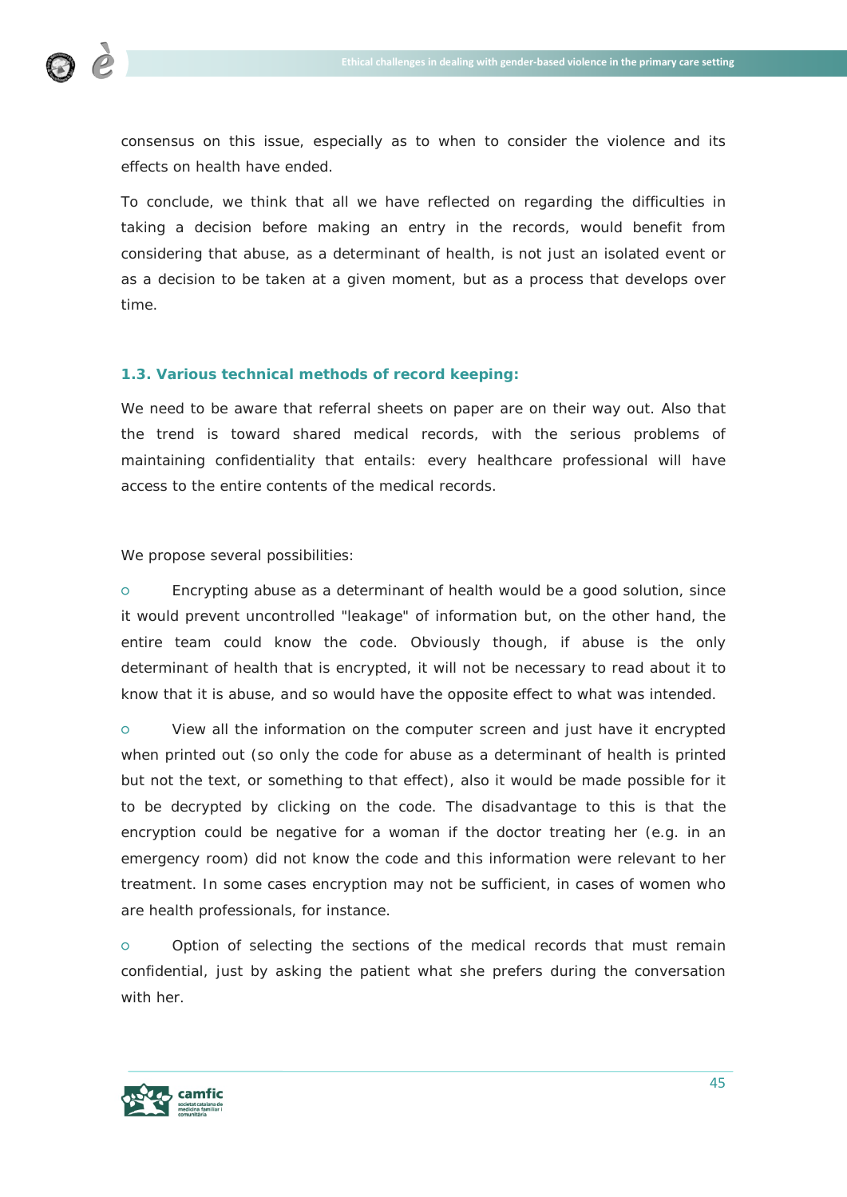consensus on this issue, especially as to when to consider the violence and its effects on health have ended.

To conclude, we think that all we have reflected on regarding the difficulties in taking a decision before making an entry in the records, would benefit from considering that abuse, as a determinant of health, is not just an isolated event or as a decision to be taken at a given moment, but as a process that develops over time.

### 1.3. Various technical methods of record keeping:

We need to be aware that referral sheets on paper are on their way out. Also that the trend is toward shared medical records, with the serious problems of maintaining confidentiality that entails: every healthcare professional will have access to the entire contents of the medical records.

We propose several possibilities:

- Encrypting abuse as a determinant of health would be a good solution, since it would prevent uncontrolled "leakage" of information but, on the other hand, the entire team could know the code. Obviously though, if abuse is the only determinant of health that is encrypted, it will not be necessary to read about it to know that it is abuse, and so would have the opposite effect to what was intended.
- View all the information on the computer screen and just have it encrypted when printed out (so only the code for abuse as a determinant of health is printed but not the text, or something to that effect), also it would be made possible for it to be decrypted by clicking on the code. The disadvantage to this is that the encryption could be negative for a woman if the doctor treating her (e.g. in an emergency room) did not know the code and this information were relevant to her treatment. In some cases encryption may not be sufficient, in cases of women who are health professionals, for instance.
- Option of selecting the sections of the medical records that must remain confidential, just by asking the patient what she prefers during the conversation with her.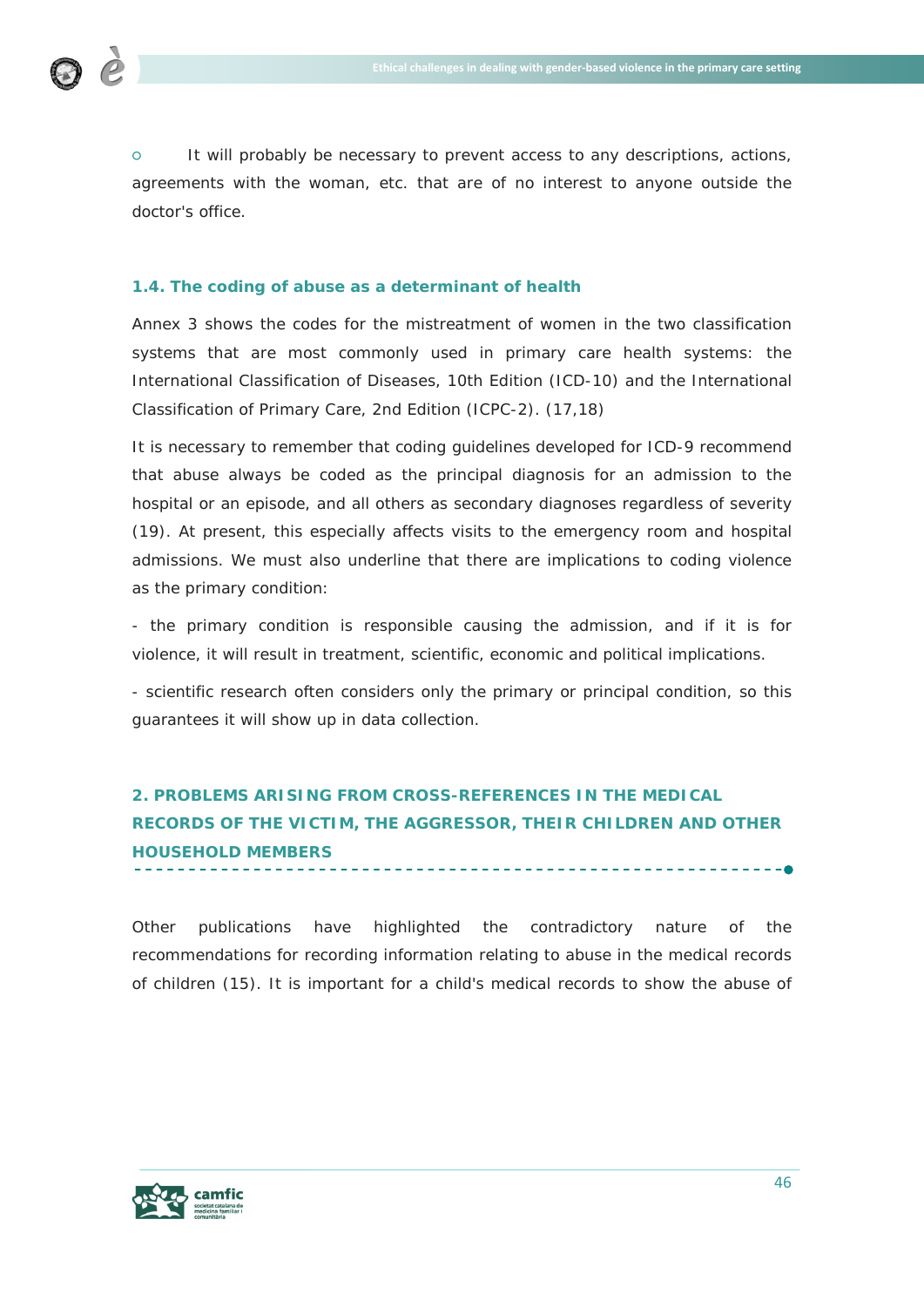- It will probably be necessary to prevent access to any descriptions, actions, agreements with the woman, etc. that are of no interest to anyone outside the doctor's office.

### 1.4. The coding of abuse as a determinant of health

Annex 3 shows the codes for the mistreatment of women in the two classification systems that are most commonly used in primary care health systems: the International Classification of Diseases, 10th Edition (ICD-10) and the International Classification of Primary Care, 2nd Edition (ICPC-2). (17,18)

It is necessary to remember that coding guidelines developed for ICD-9 recommend that abuse always be coded as the principal diagnosis for an admission to the hospital or an episode, and all others as secondary diagnoses regardless of severity (19). At present, this especially affects visits to the emergency room and hospital admissions. We must also underline that there are implications to coding violence as the primary condition:

- the primary condition is responsible causing the admission, and if it is for violence, it will result in treatment, scientific, economic and political implications.

- scientific research often considers only the primary or principal condition, so this guarantees it will show up in data collection.

## 2. PROBLEMS ARISING FROM CROSS-REFERENCES IN THE MEDICAL RECORDS OF THE VICTIM, THE AGGRESSOR, THEIR CHILDREN AND OTHER HOUSEHOLD MEMBERS

Other publications have highlighted the contradictory nature of the recommendations for recording information relating to abuse in the medical records of children (15). It is important for a child's medical records to show the abuse of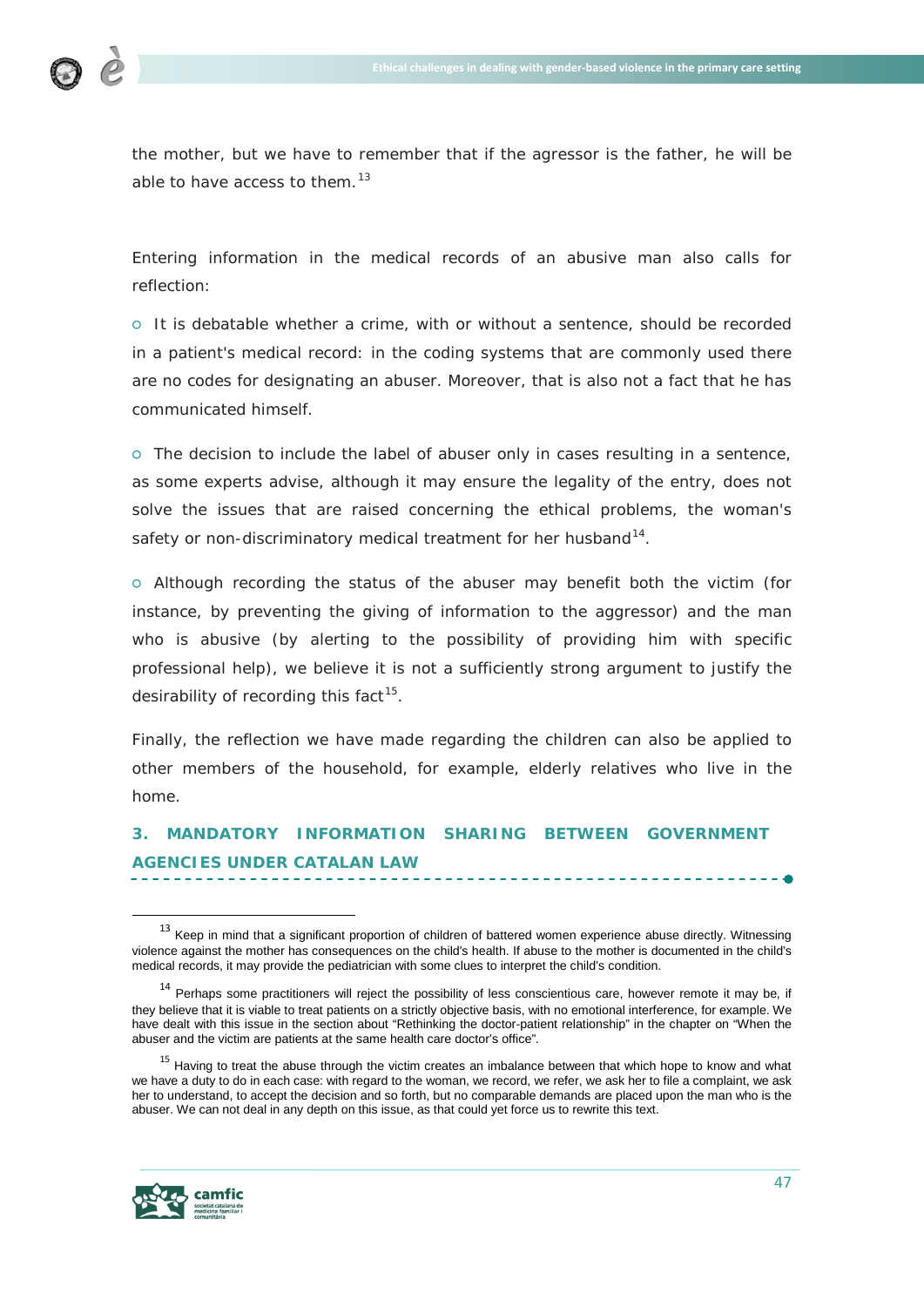the mother, but we have to remember that if the agressor is the father, he will be able to have access to them.[13]

Entering information in the medical records of an abusive man also calls for reflection:

- It is debatable whether a crime, with or without a sentence, should be recorded in a patient's medical record: in the coding systems that are commonly used there are no codes for designating an abuser. Moreover, that is also not a fact that he has communicated himself.
- The decision to include the label of abuser only in cases resulting in a sentence, as some experts advise, although it may ensure the legality of the entry, does not solve the issues that are raised concerning the ethical problems, the woman's safety or non-discriminatory medical treatment for her husband[14].
- Although recording the status of the abuser may benefit both the victim (for instance, by preventing the giving of information to the aggressor) and the man who is abusive (by alerting to the possibility of providing him with specific professional help), we believe it is not a sufficiently strong argument to justify the desirability of recording this fact[15].

Finally, the reflection we have made regarding the children can also be applied to other members of the household, for example, elderly relatives who live in the home.

## 3. MANDATORY INFORMATION SHARING BETWEEN GOVERNMENT AGENCIES UNDER CATALAN LAW

---

[13] Keep in mind that a significant proportion of children of battered women experience abuse directly. Witnessing violence against the mother has consequences on the child's health. If abuse to the mother is documented in the child's medical records, it may provide the pediatrician with some clues to interpret the child's condition.

[14] Perhaps some practitioners will reject the possibility of less conscientious care, however remote it may be, if they believe that it is viable to treat patients on a strictly objective basis, with no emotional interference, for example. We have dealt with this issue in the section about "Rethinking the doctor-patient relationship" in the chapter on "When the abuser and the victim are patients at the same health care doctor's office".

[15] Having to treat the abuse through the victim creates an imbalance between that which hope to know and what we have a duty to do in each case: with regard to the woman, we record, we refer, we ask her to file a complaint, we ask her to understand, to accept the decision and so forth, but no comparable demands are placed upon the man who is the abuser. We can not deal in any depth on this issue, as that could yet force us to rewrite this text.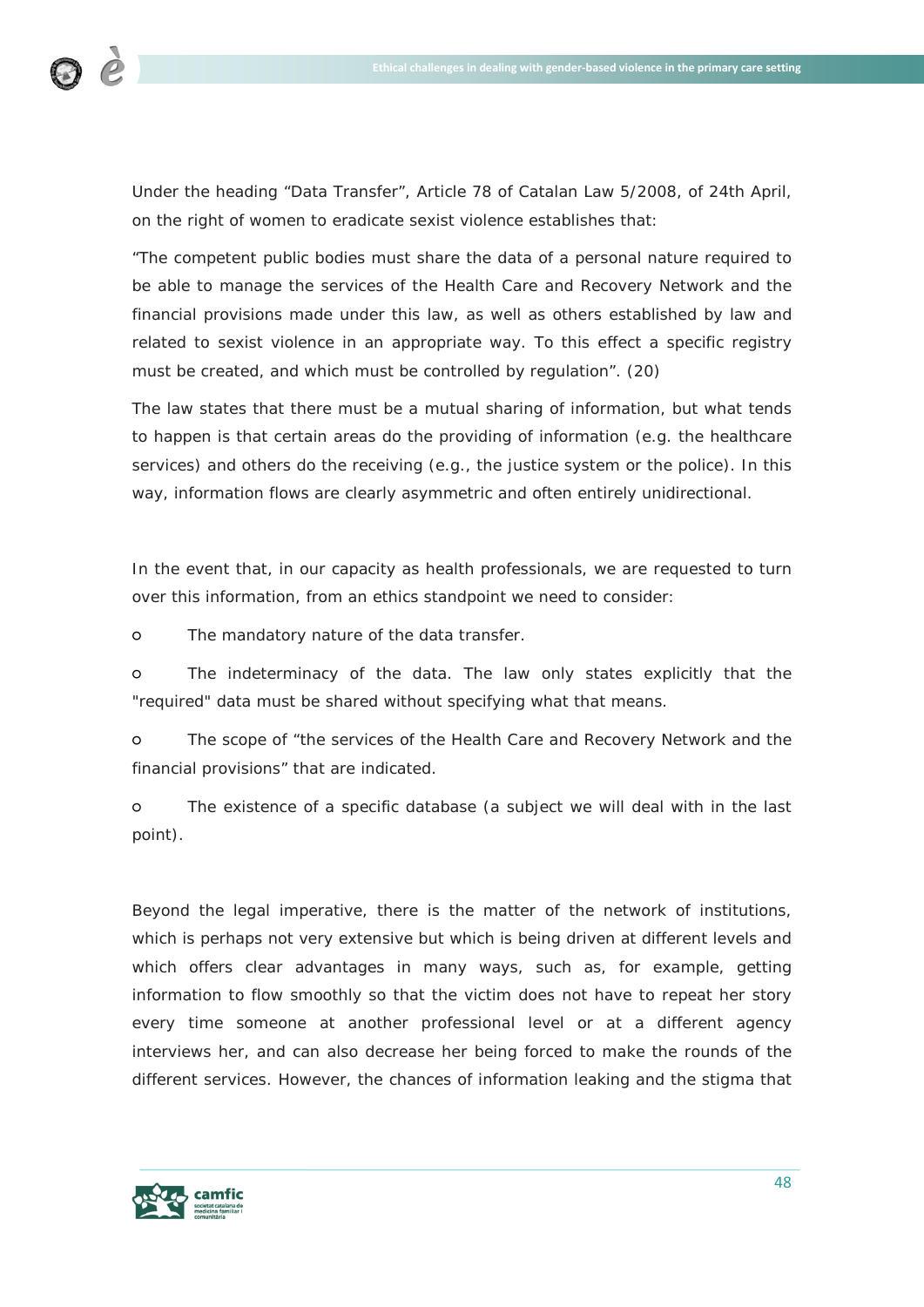Under the heading "Data Transfer", Article 78 of Catalan Law 5/2008, of 24th April, on the right of women to eradicate sexist violence establishes that:

"The competent public bodies must share the data of a personal nature required to be able to manage the services of the Health Care and Recovery Network and the financial provisions made under this law, as well as others established by law and related to sexist violence in an appropriate way. To this effect a specific registry must be created, and which must be controlled by regulation". (20)

The law states that there must be a mutual sharing of information, but what tends to happen is that certain areas do the providing of information (e.g. the healthcare services) and others do the receiving (e.g., the justice system or the police). In this way, information flows are clearly asymmetric and often entirely unidirectional.

In the event that, in our capacity as health professionals, we are requested to turn over this information, from an ethics standpoint we need to consider:

- The mandatory nature of the data transfer.
- The indeterminacy of the data. The law only states explicitly that the "required" data must be shared without specifying what that means.
- The scope of "the services of the Health Care and Recovery Network and the financial provisions" that are indicated.
- The existence of a specific database (a subject we will deal with in the last point).

Beyond the legal imperative, there is the matter of the network of institutions, which is perhaps not very extensive but which is being driven at different levels and which offers clear advantages in many ways, such as, for example, getting information to flow smoothly so that the victim does not have to repeat her story every time someone at another professional level or at a different agency interviews her, and can also decrease her being forced to make the rounds of the different services. However, the chances of information leaking and the stigma that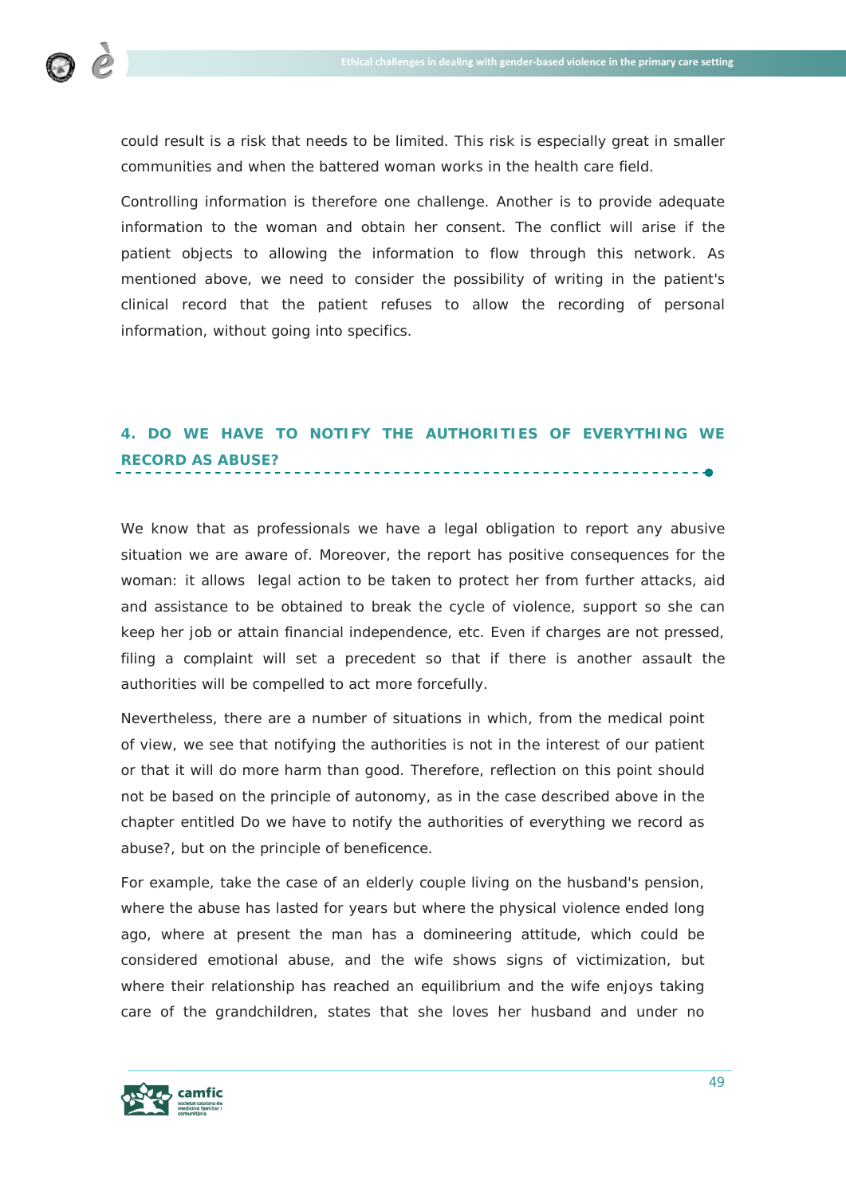could result is a risk that needs to be limited. This risk is especially great in smaller communities and when the battered woman works in the health care field.

Controlling information is therefore one challenge. Another is to provide adequate information to the woman and obtain her consent. The conflict will arise if the patient objects to allowing the information to flow through this network. As mentioned above, we need to consider the possibility of writing in the patient's clinical record that the patient refuses to allow the recording of personal information, without going into specifics.

## 4. DO WE HAVE TO NOTIFY THE AUTHORITIES OF EVERYTHING WE RECORD AS ABUSE?

We know that as professionals we have a legal obligation to report any abusive situation we are aware of. Moreover, the report has positive consequences for the woman: it allows legal action to be taken to protect her from further attacks, aid and assistance to be obtained to break the cycle of violence, support so she can keep her job or attain financial independence, etc. Even if charges are not pressed, filing a complaint will set a precedent so that if there is another assault the authorities will be compelled to act more forcefully.

Nevertheless, there are a number of situations in which, from the medical point of view, we see that notifying the authorities is not in the interest of our patient or that it will do more harm than good. Therefore, reflection on this point should not be based on the principle of autonomy, as in the case described above in the chapter entitled Do we have to notify the authorities of everything we record as abuse?, but on the principle of beneficence.

For example, take the case of an elderly couple living on the husband's pension, where the abuse has lasted for years but where the physical violence ended long ago, where at present the man has a domineering attitude, which could be considered emotional abuse, and the wife shows signs of victimization, but where their relationship has reached an equilibrium and the wife enjoys taking care of the grandchildren, states that she loves her husband and under no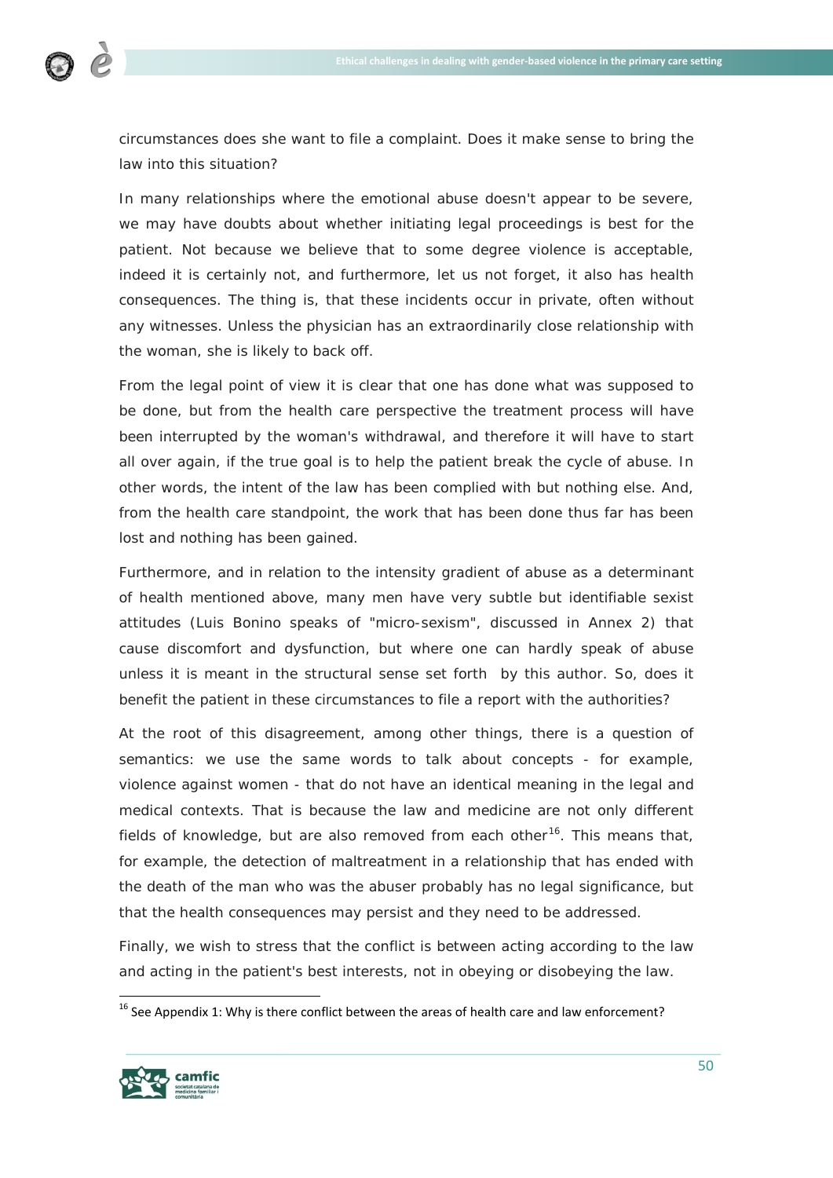circumstances does she want to file a complaint. Does it make sense to bring the law into this situation?

In many relationships where the emotional abuse doesn't appear to be severe, we may have doubts about whether initiating legal proceedings is best for the patient. Not because we believe that to some degree violence is acceptable, indeed it is certainly not, and furthermore, let us not forget, it also has health consequences. The thing is, that these incidents occur in private, often without any witnesses. Unless the physician has an extraordinarily close relationship with the woman, she is likely to back off.

From the legal point of view it is clear that one has done what was supposed to be done, but from the health care perspective the treatment process will have been interrupted by the woman's withdrawal, and therefore it will have to start all over again, if the true goal is to help the patient break the cycle of abuse. In other words, the intent of the law has been complied with but nothing else. And, from the health care standpoint, the work that has been done thus far has been lost and nothing has been gained.

Furthermore, and in relation to the intensity gradient of abuse as a determinant of health mentioned above, many men have very subtle but identifiable sexist attitudes (Luis Bonino speaks of "micro-sexism", discussed in Annex 2) that cause discomfort and dysfunction, but where one can hardly speak of abuse unless it is meant in the structural sense set forth by this author. So, does it benefit the patient in these circumstances to file a report with the authorities?

At the root of this disagreement, among other things, there is a question of semantics: we use the same words to talk about concepts - for example, violence against women - that do not have an identical meaning in the legal and medical contexts. That is because the law and medicine are not only different fields of knowledge, but are also removed from each other[16]. This means that, for example, the detection of maltreatment in a relationship that has ended with the death of the man who was the abuser probably has no legal significance, but that the health consequences may persist and they need to be addressed.

Finally, we wish to stress that the conflict is between acting according to the law and acting in the patient's best interests, not in obeying or disobeying the law.

[16] See Appendix 1: Why is there conflict between the areas of health care and law enforcement?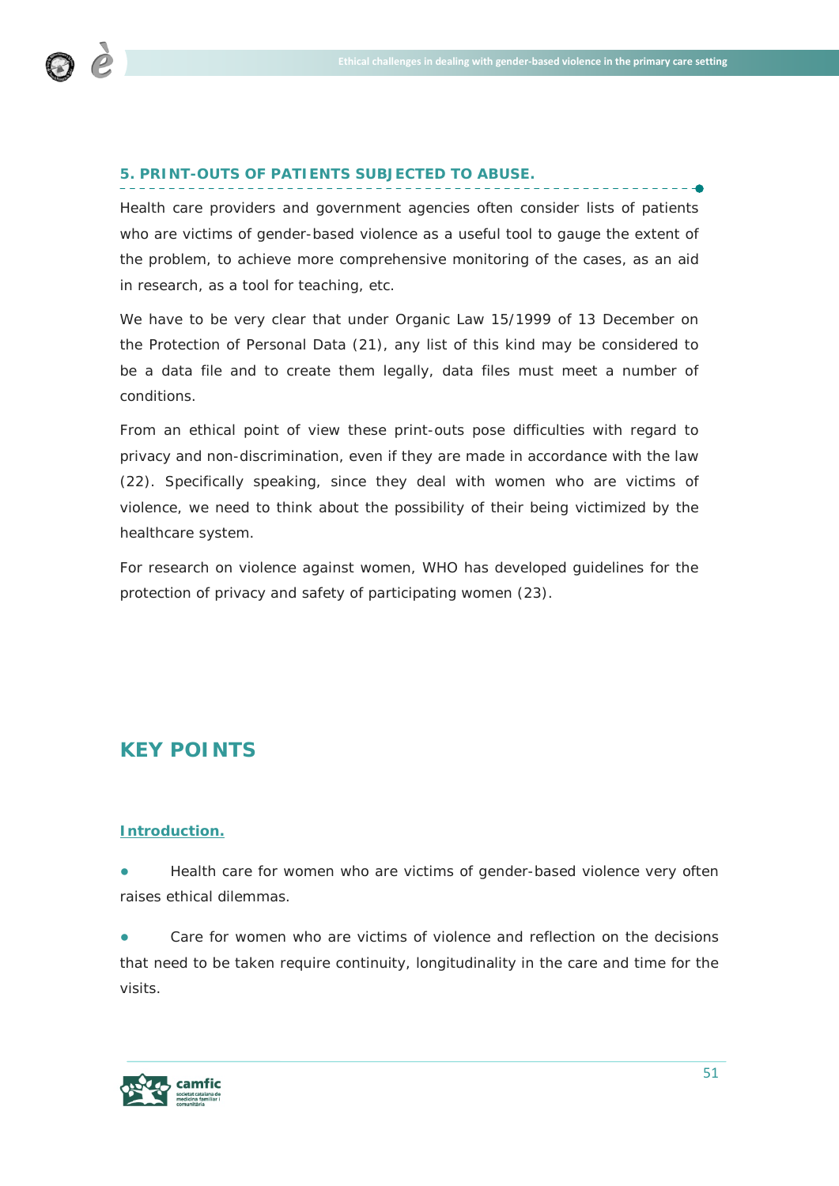### 5. PRINT-OUTS OF PATIENTS SUBJECTED TO ABUSE.

Health care providers and government agencies often consider lists of patients who are victims of gender-based violence as a useful tool to gauge the extent of the problem, to achieve more comprehensive monitoring of the cases, as an aid in research, as a tool for teaching, etc.

We have to be very clear that under Organic Law 15/1999 of 13 December on the Protection of Personal Data (21), any list of this kind may be considered to be a data file and to create them legally, data files must meet a number of conditions.

From an ethical point of view these print-outs pose difficulties with regard to privacy and non-discrimination, even if they are made in accordance with the law (22). Specifically speaking, since they deal with women who are victims of violence, we need to think about the possibility of their being victimized by the healthcare system.

For research on violence against women, WHO has developed guidelines for the protection of privacy and safety of participating women (23).

## KEY POINTS

### Introduction.

- Health care for women who are victims of gender-based violence very often raises ethical dilemmas.

- Care for women who are victims of violence and reflection on the decisions that need to be taken require continuity, longitudinality in the care and time for the visits.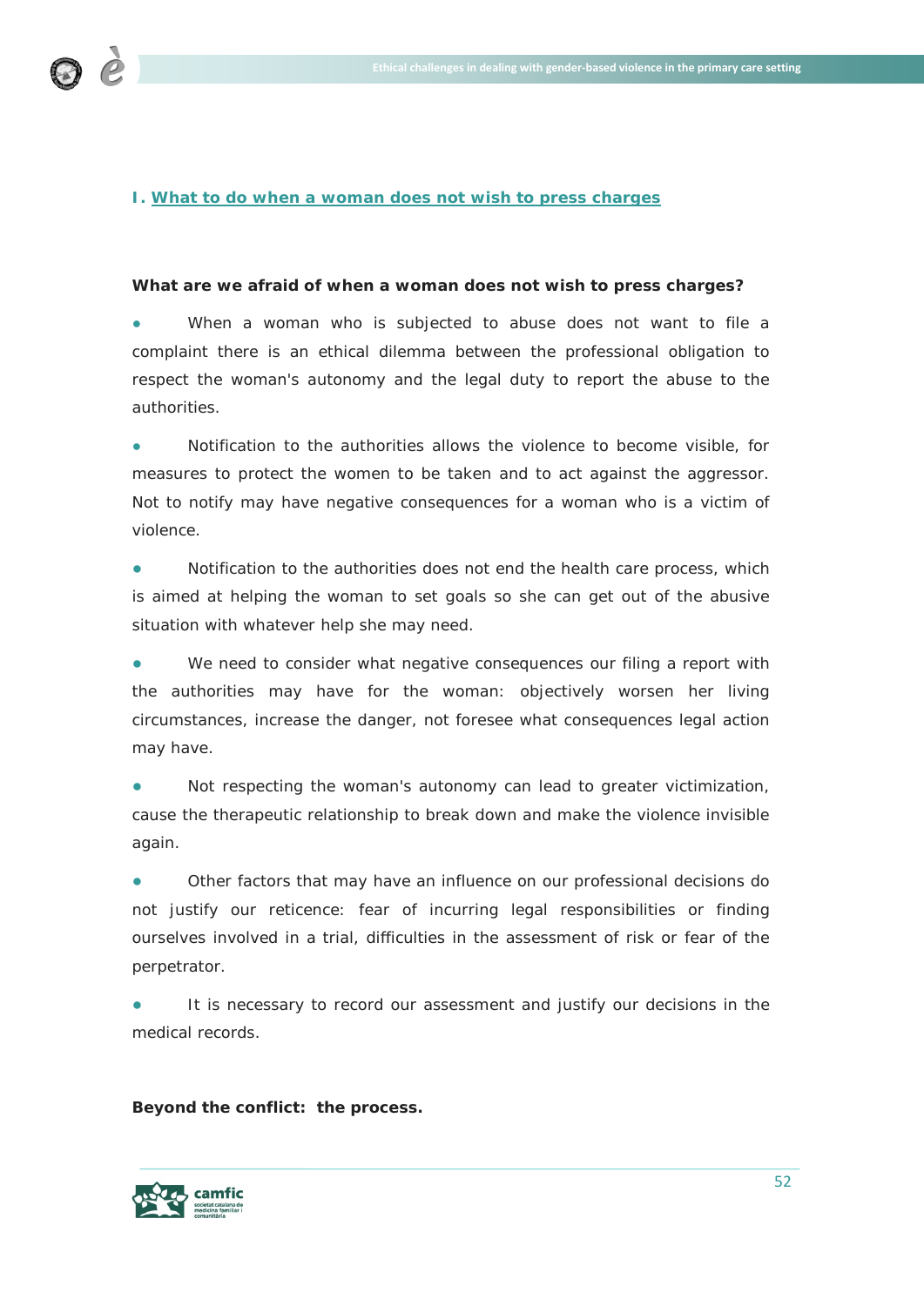## I. What to do when a woman does not wish to press charges

**What are we afraid of when a woman does not wish to press charges?**

- When a woman who is subjected to abuse does not want to file a complaint there is an ethical dilemma between the professional obligation to respect the woman's autonomy and the legal duty to report the abuse to the authorities.

- Notification to the authorities allows the violence to become visible, for measures to protect the women to be taken and to act against the aggressor. Not to notify may have negative consequences for a woman who is a victim of violence.

- Notification to the authorities does not end the health care process, which is aimed at helping the woman to set goals so she can get out of the abusive situation with whatever help she may need.

- We need to consider what negative consequences our filing a report with the authorities may have for the woman: objectively worsen her living circumstances, increase the danger, not foresee what consequences legal action may have.

- Not respecting the woman's autonomy can lead to greater victimization, cause the therapeutic relationship to break down and make the violence invisible again.

- Other factors that may have an influence on our professional decisions do not justify our reticence: fear of incurring legal responsibilities or finding ourselves involved in a trial, difficulties in the assessment of risk or fear of the perpetrator.

- It is necessary to record our assessment and justify our decisions in the medical records.

**Beyond the conflict: the process.**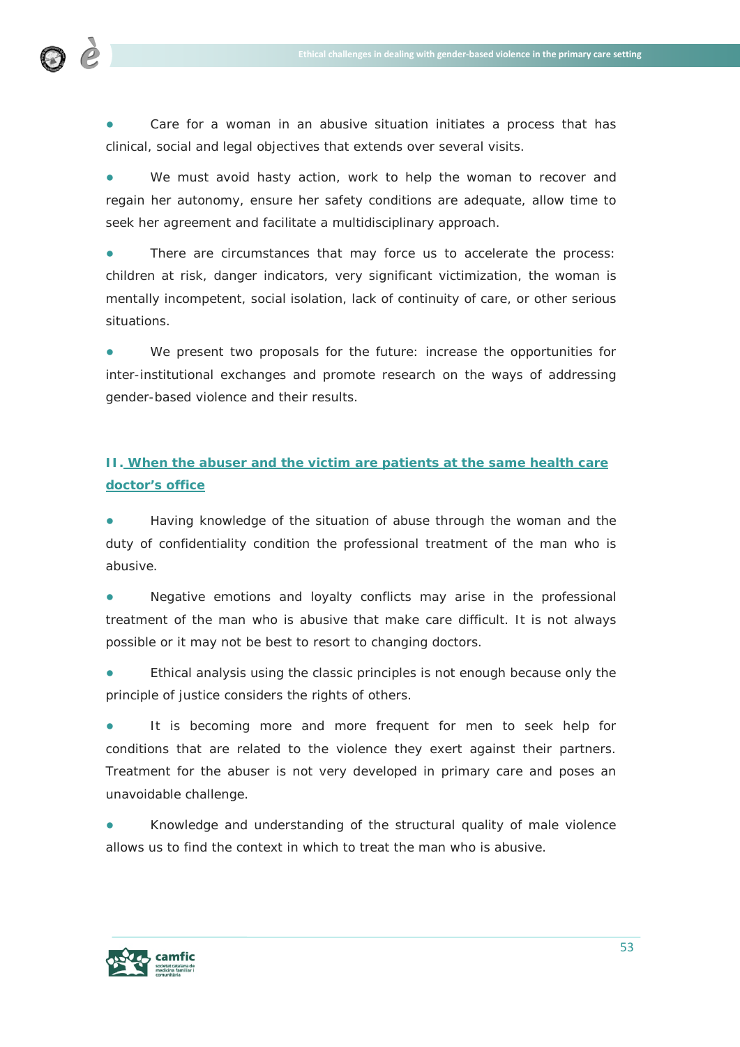- Care for a woman in an abusive situation initiates a process that has clinical, social and legal objectives that extends over several visits.

- We must avoid hasty action, work to help the woman to recover and regain her autonomy, ensure her safety conditions are adequate, allow time to seek her agreement and facilitate a multidisciplinary approach.

- There are circumstances that may force us to accelerate the process: children at risk, danger indicators, very significant victimization, the woman is mentally incompetent, social isolation, lack of continuity of care, or other serious situations.

- We present two proposals for the future: increase the opportunities for inter-institutional exchanges and promote research on the ways of addressing gender-based violence and their results.

## II. When the abuser and the victim are patients at the same health care doctor's office

- Having knowledge of the situation of abuse through the woman and the duty of confidentiality condition the professional treatment of the man who is abusive.

- Negative emotions and loyalty conflicts may arise in the professional treatment of the man who is abusive that make care difficult. It is not always possible or it may not be best to resort to changing doctors.

- Ethical analysis using the classic principles is not enough because only the principle of justice considers the rights of others.

- It is becoming more and more frequent for men to seek help for conditions that are related to the violence they exert against their partners. Treatment for the abuser is not very developed in primary care and poses an unavoidable challenge.

- Knowledge and understanding of the structural quality of male violence allows us to find the context in which to treat the man who is abusive.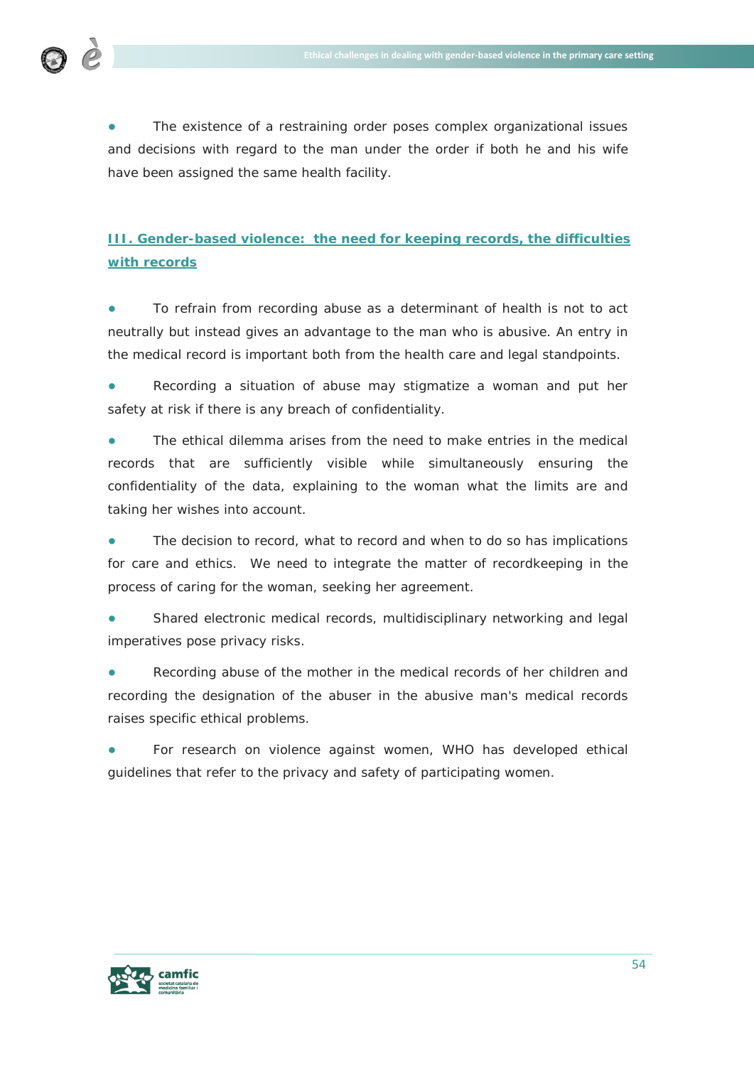- The existence of a restraining order poses complex organizational issues and decisions with regard to the man under the order if both he and his wife have been assigned the same health facility.

## III. Gender-based violence: the need for keeping records, the difficulties with records

- To refrain from recording abuse as a determinant of health is not to act neutrally but instead gives an advantage to the man who is abusive. An entry in the medical record is important both from the health care and legal standpoints.
- Recording a situation of abuse may stigmatize a woman and put her safety at risk if there is any breach of confidentiality.
- The ethical dilemma arises from the need to make entries in the medical records that are sufficiently visible while simultaneously ensuring the confidentiality of the data, explaining to the woman what the limits are and taking her wishes into account.
- The decision to record, what to record and when to do so has implications for care and ethics. We need to integrate the matter of recordkeeping in the process of caring for the woman, seeking her agreement.
- Shared electronic medical records, multidisciplinary networking and legal imperatives pose privacy risks.
- Recording abuse of the mother in the medical records of her children and recording the designation of the abuser in the abusive man's medical records raises specific ethical problems.
- For research on violence against women, WHO has developed ethical guidelines that refer to the privacy and safety of participating women.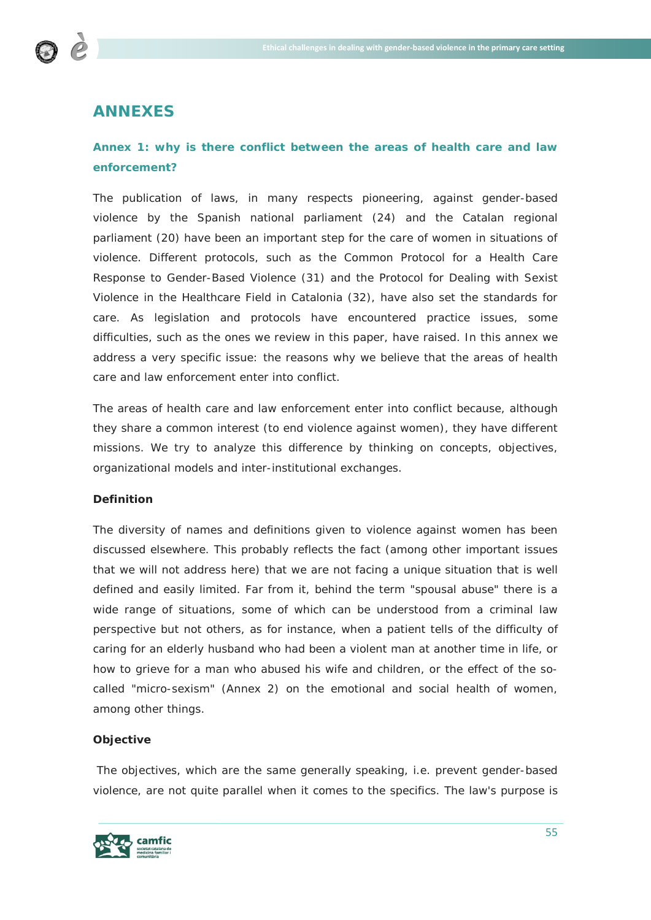# ANNEXES

## Annex 1: why is there conflict between the areas of health care and law enforcement?

The publication of laws, in many respects pioneering, against gender-based violence by the Spanish national parliament (24) and the Catalan regional parliament (20) have been an important step for the care of women in situations of violence. Different protocols, such as the Common Protocol for a Health Care Response to Gender-Based Violence (31) and the Protocol for Dealing with Sexist Violence in the Healthcare Field in Catalonia (32), have also set the standards for care. As legislation and protocols have encountered practice issues, some difficulties, such as the ones we review in this paper, have raised. In this annex we address a very specific issue: the reasons why we believe that the areas of health care and law enforcement enter into conflict.

The areas of health care and law enforcement enter into conflict because, although they share a common interest (to end violence against women), they have different missions. We try to analyze this difference by thinking on concepts, objectives, organizational models and inter-institutional exchanges.

**Definition**

The diversity of names and definitions given to violence against women has been discussed elsewhere. This probably reflects the fact (among other important issues that we will not address here) that we are not facing a unique situation that is well defined and easily limited. Far from it, behind the term "spousal abuse" there is a wide range of situations, some of which can be understood from a criminal law perspective but not others, as for instance, when a patient tells of the difficulty of caring for an elderly husband who had been a violent man at another time in life, or how to grieve for a man who abused his wife and children, or the effect of the so-called "micro-sexism" (Annex 2) on the emotional and social health of women, among other things.

**Objective**

The objectives, which are the same generally speaking, i.e. prevent gender-based violence, are not quite parallel when it comes to the specifics. The law's purpose is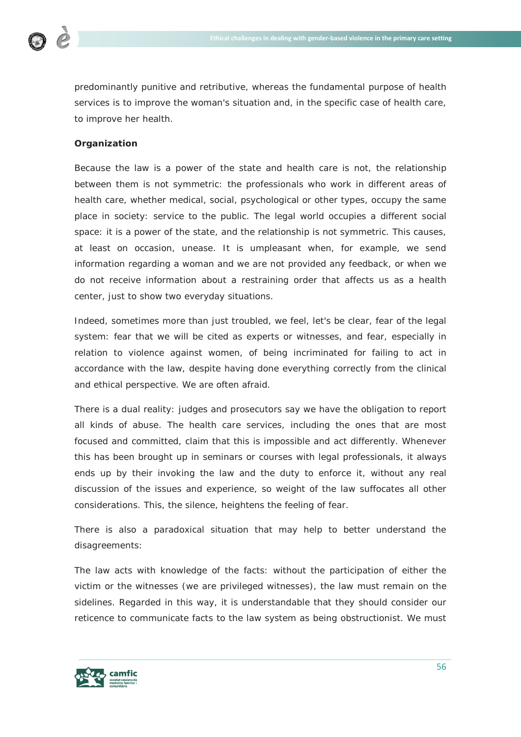predominantly punitive and retributive, whereas the fundamental purpose of health services is to improve the woman's situation and, in the specific case of health care, to improve her health.

**Organization**

Because the law is a power of the state and health care is not, the relationship between them is not symmetric: the professionals who work in different areas of health care, whether medical, social, psychological or other types, occupy the same place in society: service to the public. The legal world occupies a different social space: it is a power of the state, and the relationship is not symmetric. This causes, at least on occasion, unease. It is umpleasant when, for example, we send information regarding a woman and we are not provided any feedback, or when we do not receive information about a restraining order that affects us as a health center, just to show two everyday situations.

Indeed, sometimes more than just troubled, we feel, let's be clear, fear of the legal system: fear that we will be cited as experts or witnesses, and fear, especially in relation to violence against women, of being incriminated for failing to act in accordance with the law, despite having done everything correctly from the clinical and ethical perspective. We are often afraid.

There is a dual reality: judges and prosecutors say we have the obligation to report all kinds of abuse. The health care services, including the ones that are most focused and committed, claim that this is impossible and act differently. Whenever this has been brought up in seminars or courses with legal professionals, it always ends up by their invoking the law and the duty to enforce it, without any real discussion of the issues and experience, so weight of the law suffocates all other considerations. This, the silence, heightens the feeling of fear.

There is also a paradoxical situation that may help to better understand the disagreements:

The law acts with knowledge of the facts: without the participation of either the victim or the witnesses (we are privileged witnesses), the law must remain on the sidelines. Regarded in this way, it is understandable that they should consider our reticence to communicate facts to the law system as being obstructionist. We must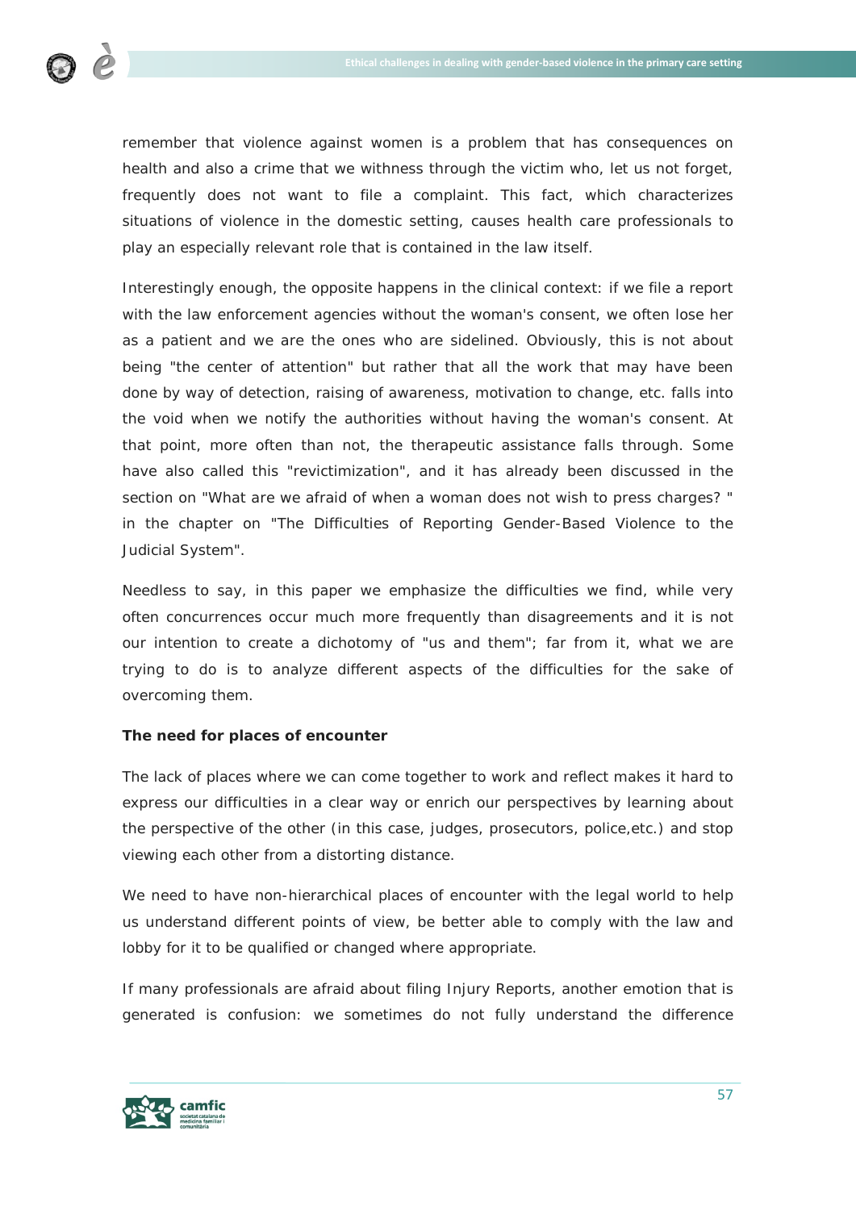remember that violence against women is a problem that has consequences on health and also a crime that we withness through the victim who, let us not forget, frequently does not want to file a complaint. This fact, which characterizes situations of violence in the domestic setting, causes health care professionals to play an especially relevant role that is contained in the law itself.

Interestingly enough, the opposite happens in the clinical context: if we file a report with the law enforcement agencies without the woman's consent, we often lose her as a patient and we are the ones who are sidelined. Obviously, this is not about being "the center of attention" but rather that all the work that may have been done by way of detection, raising of awareness, motivation to change, etc. falls into the void when we notify the authorities without having the woman's consent. At that point, more often than not, the therapeutic assistance falls through. Some have also called this "revictimization", and it has already been discussed in the section on "What are we afraid of when a woman does not wish to press charges? " in the chapter on "The Difficulties of Reporting Gender-Based Violence to the Judicial System".

Needless to say, in this paper we emphasize the difficulties we find, while very often concurrences occur much more frequently than disagreements and it is not our intention to create a dichotomy of "us and them"; far from it, what we are trying to do is to analyze different aspects of the difficulties for the sake of overcoming them.

**The need for places of encounter**

The lack of places where we can come together to work and reflect makes it hard to express our difficulties in a clear way or enrich our perspectives by learning about the perspective of the other (in this case, judges, prosecutors, police,etc.) and stop viewing each other from a distorting distance.

We need to have non-hierarchical places of encounter with the legal world to help us understand different points of view, be better able to comply with the law and lobby for it to be qualified or changed where appropriate.

If many professionals are afraid about filing Injury Reports, another emotion that is generated is confusion: we sometimes do not fully understand the difference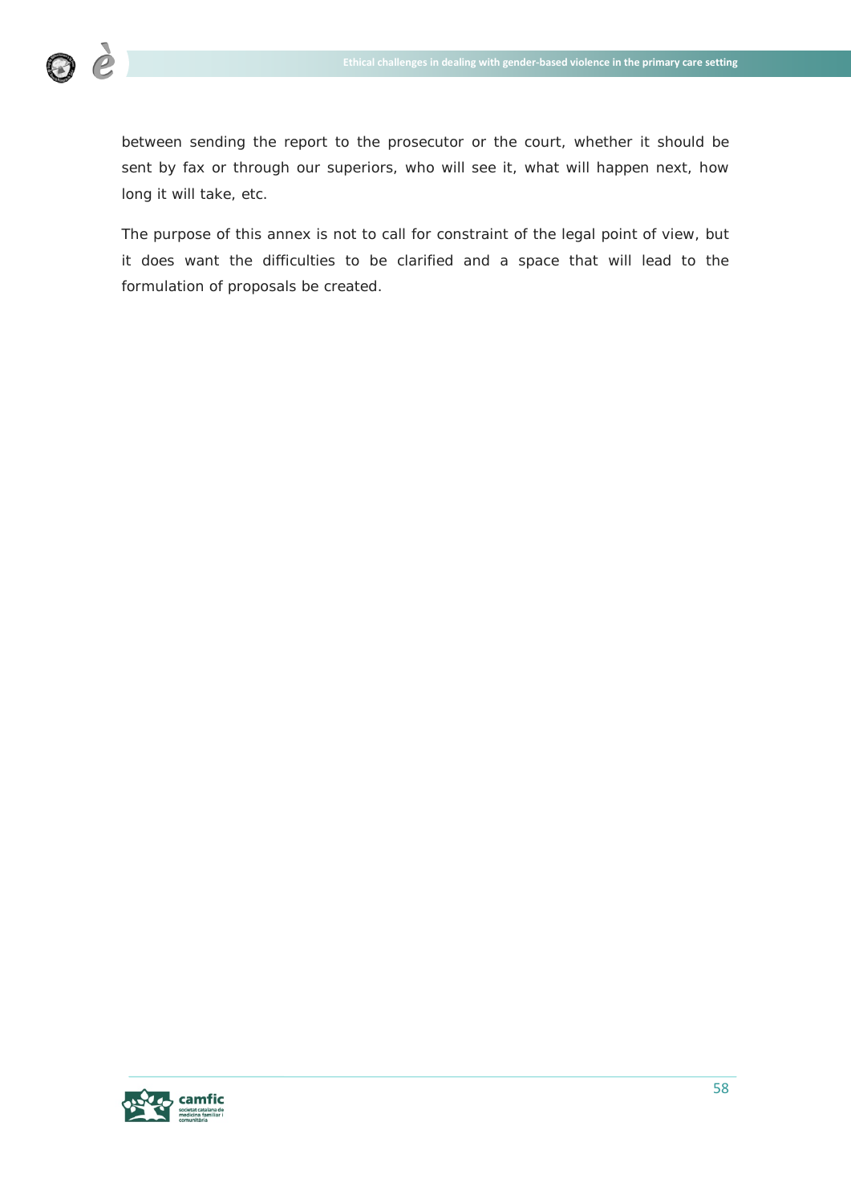between sending the report to the prosecutor or the court, whether it should be sent by fax or through our superiors, who will see it, what will happen next, how long it will take, etc.

The purpose of this annex is not to call for constraint of the legal point of view, but it does want the difficulties to be clarified and a space that will lead to the formulation of proposals be created.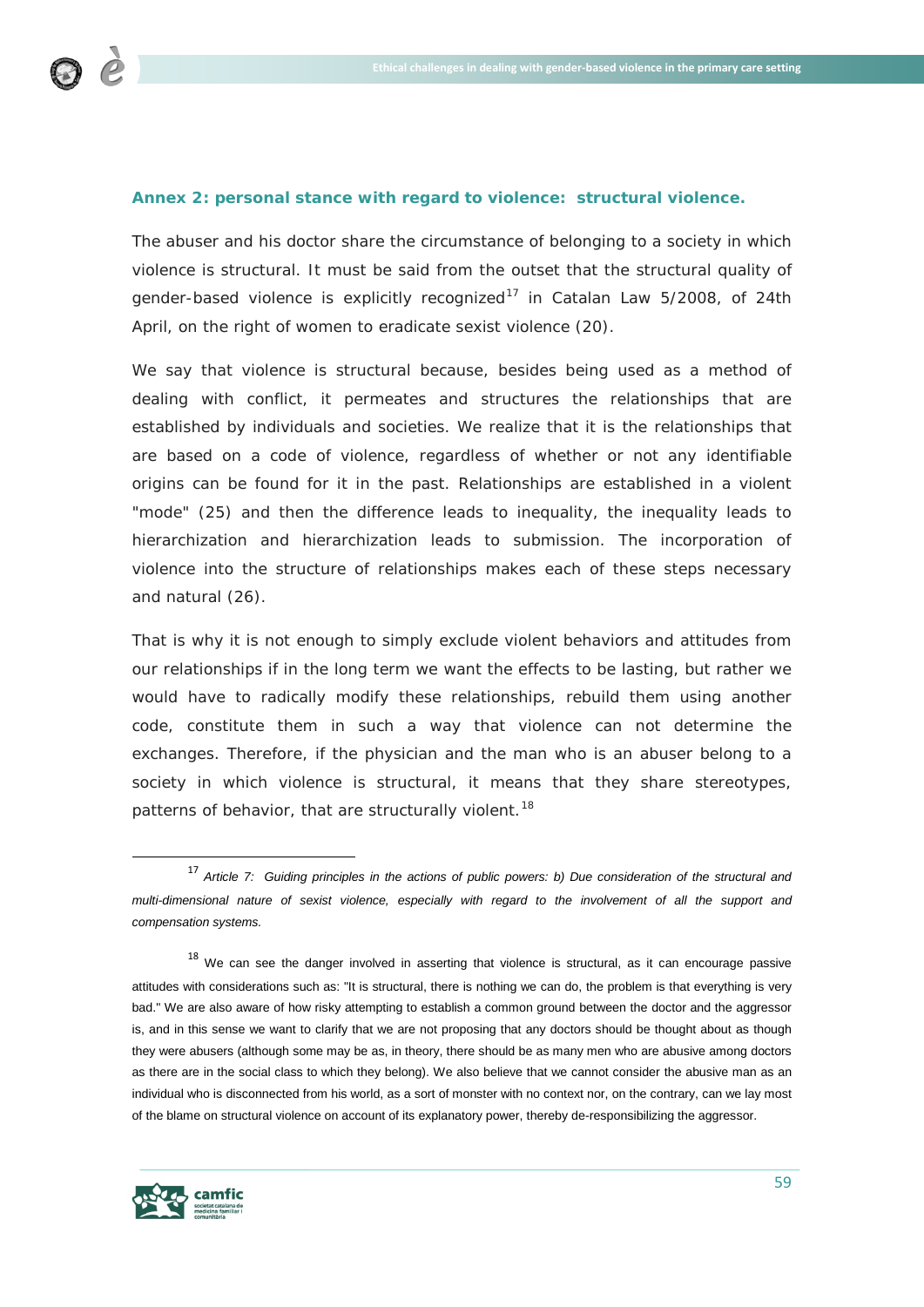## Annex 2: personal stance with regard to violence: structural violence.

The abuser and his doctor share the circumstance of belonging to a society in which violence is structural. It must be said from the outset that the structural quality of gender-based violence is explicitly recognized[17] in Catalan Law 5/2008, of 24th April, on the right of women to eradicate sexist violence (20).

We say that violence is structural because, besides being used as a method of dealing with conflict, it permeates and structures the relationships that are established by individuals and societies. We realize that it is the relationships that are based on a code of violence, regardless of whether or not any identifiable origins can be found for it in the past. Relationships are established in a violent "mode" (25) and then the difference leads to inequality, the inequality leads to hierarchization and hierarchization leads to submission. The incorporation of violence into the structure of relationships makes each of these steps necessary and natural (26).

That is why it is not enough to simply exclude violent behaviors and attitudes from our relationships if in the long term we want the effects to be lasting, but rather we would have to radically modify these relationships, rebuild them using another code, constitute them in such a way that violence can not determine the exchanges. Therefore, if the physician and the man who is an abuser belong to a society in which violence is structural, it means that they share stereotypes, patterns of behavior, that are structurally violent.[18]

---

[17] *Article 7: Guiding principles in the actions of public powers: b) Due consideration of the structural and multi-dimensional nature of sexist violence, especially with regard to the involvement of all the support and compensation systems.*

[18] We can see the danger involved in asserting that violence is structural, as it can encourage passive attitudes with considerations such as: "It is structural, there is nothing we can do, the problem is that everything is very bad." We are also aware of how risky attempting to establish a common ground between the doctor and the aggressor is, and in this sense we want to clarify that we are not proposing that any doctors should be thought about as though they were abusers (although some may be as, in theory, there should be as many men who are abusive among doctors as there are in the social class to which they belong). We also believe that we cannot consider the abusive man as an individual who is disconnected from his world, as a sort of monster with no context nor, on the contrary, can we lay most of the blame on structural violence on account of its explanatory power, thereby de-responsibilizing the aggressor.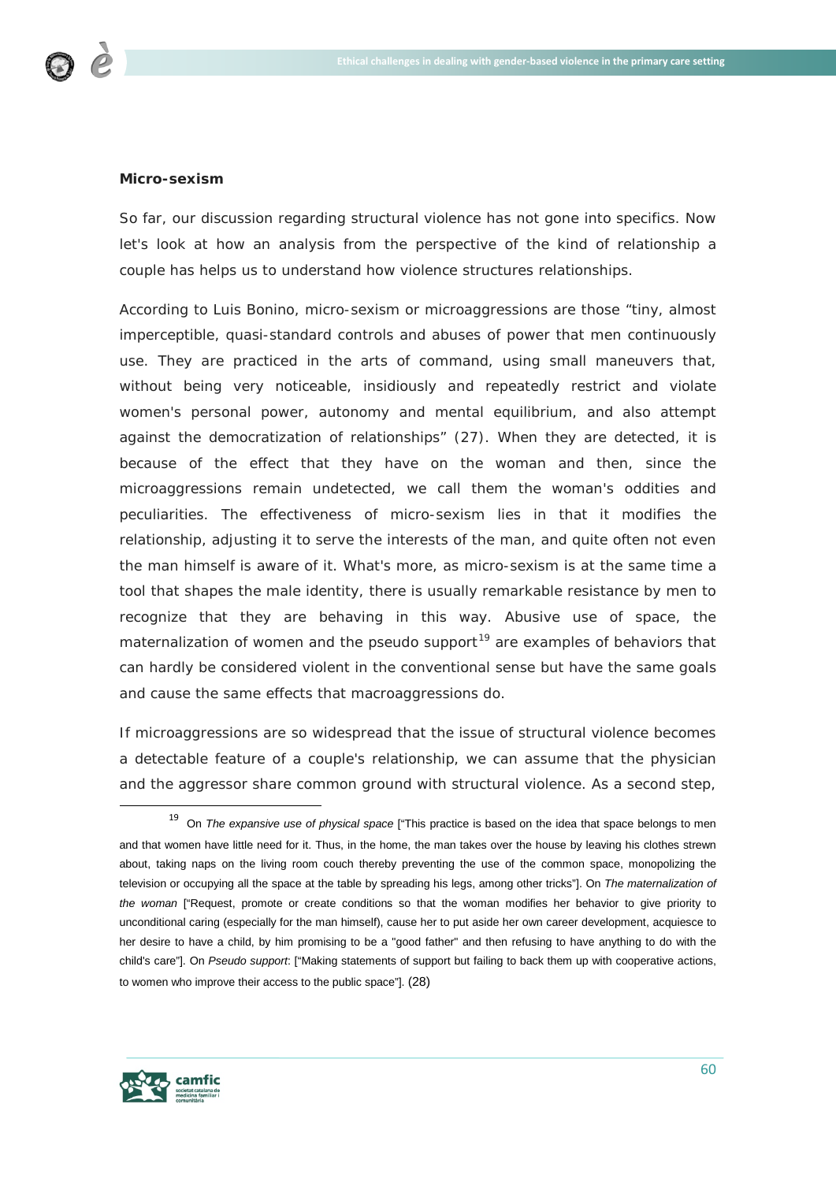**Micro-sexism**

So far, our discussion regarding structural violence has not gone into specifics. Now let's look at how an analysis from the perspective of the kind of relationship a couple has helps us to understand how violence structures relationships.

According to Luis Bonino, micro-sexism or microaggressions are those "tiny, almost imperceptible, quasi-standard controls and abuses of power that men continuously use. They are practiced in the arts of command, using small maneuvers that, without being very noticeable, insidiously and repeatedly restrict and violate women's personal power, autonomy and mental equilibrium, and also attempt against the democratization of relationships" (27). When they are detected, it is because of the effect that they have on the woman and then, since the microaggressions remain undetected, we call them the woman's oddities and peculiarities. The effectiveness of micro-sexism lies in that it modifies the relationship, adjusting it to serve the interests of the man, and quite often not even the man himself is aware of it. What's more, as micro-sexism is at the same time a tool that shapes the male identity, there is usually remarkable resistance by men to recognize that they are behaving in this way. Abusive use of space, the maternalization of women and the pseudo support[19] are examples of behaviors that can hardly be considered violent in the conventional sense but have the same goals and cause the same effects that macroaggressions do.

If microaggressions are so widespread that the issue of structural violence becomes a detectable feature of a couple's relationship, we can assume that the physician and the aggressor share common ground with structural violence. As a second step,

[19] On *The expansive use of physical space* ["This practice is based on the idea that space belongs to men and that women have little need for it. Thus, in the home, the man takes over the house by leaving his clothes strewn about, taking naps on the living room couch thereby preventing the use of the common space, monopolizing the television or occupying all the space at the table by spreading his legs, among other tricks"]. On *The maternalization of the woman* ["Request, promote or create conditions so that the woman modifies her behavior to give priority to unconditional caring (especially for the man himself), cause her to put aside her own career development, acquiesce to her desire to have a child, by him promising to be a "good father" and then refusing to have anything to do with the child's care"]. On *Pseudo support*: ["Making statements of support but failing to back them up with cooperative actions, to women who improve their access to the public space"]. (28)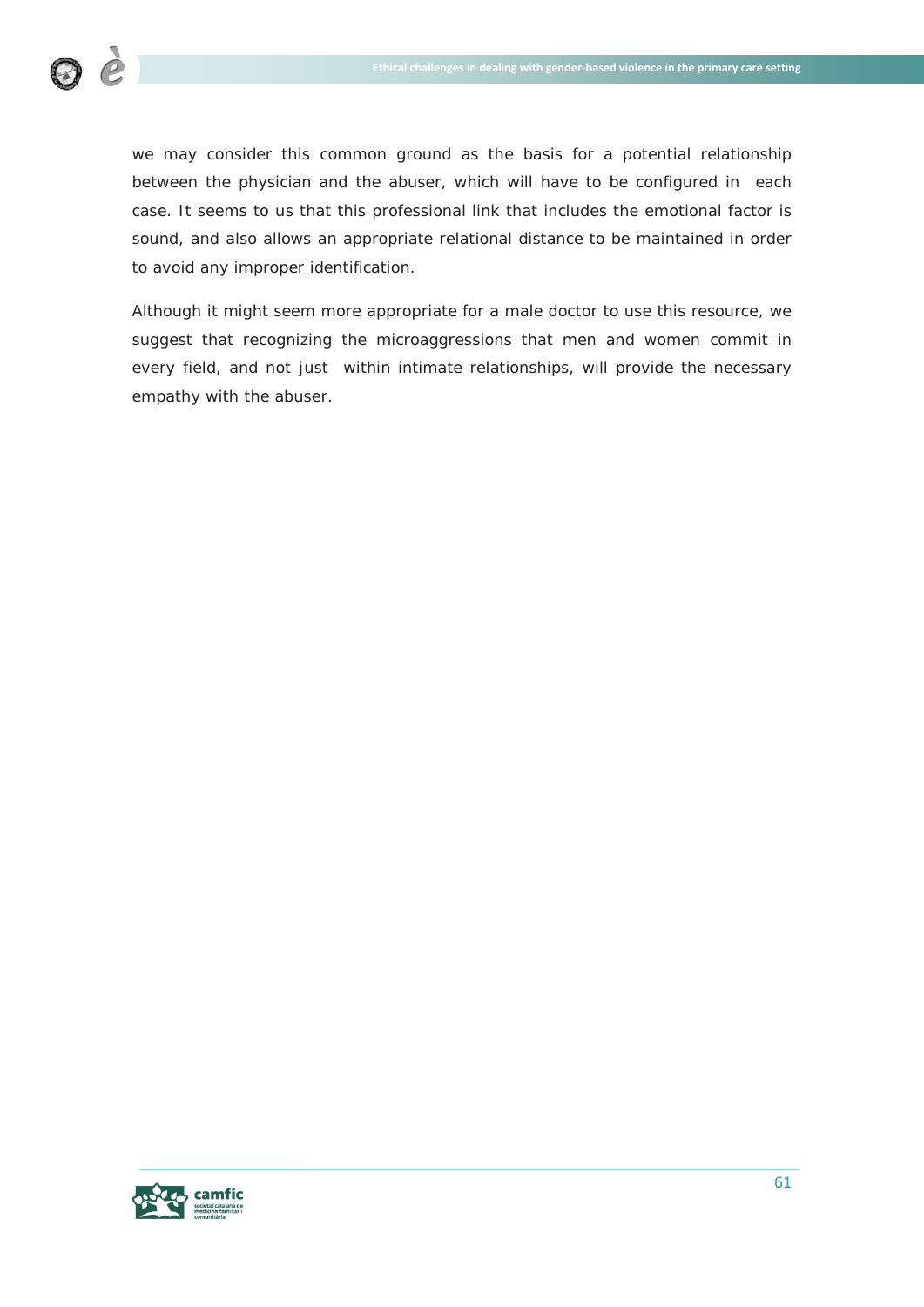we may consider this common ground as the basis for a potential relationship between the physician and the abuser, which will have to be configured in each case. It seems to us that this professional link that includes the emotional factor is sound, and also allows an appropriate relational distance to be maintained in order to avoid any improper identification.

Although it might seem more appropriate for a male doctor to use this resource, we suggest that recognizing the microaggressions that men and women commit in every field, and not just within intimate relationships, will provide the necessary empathy with the abuser.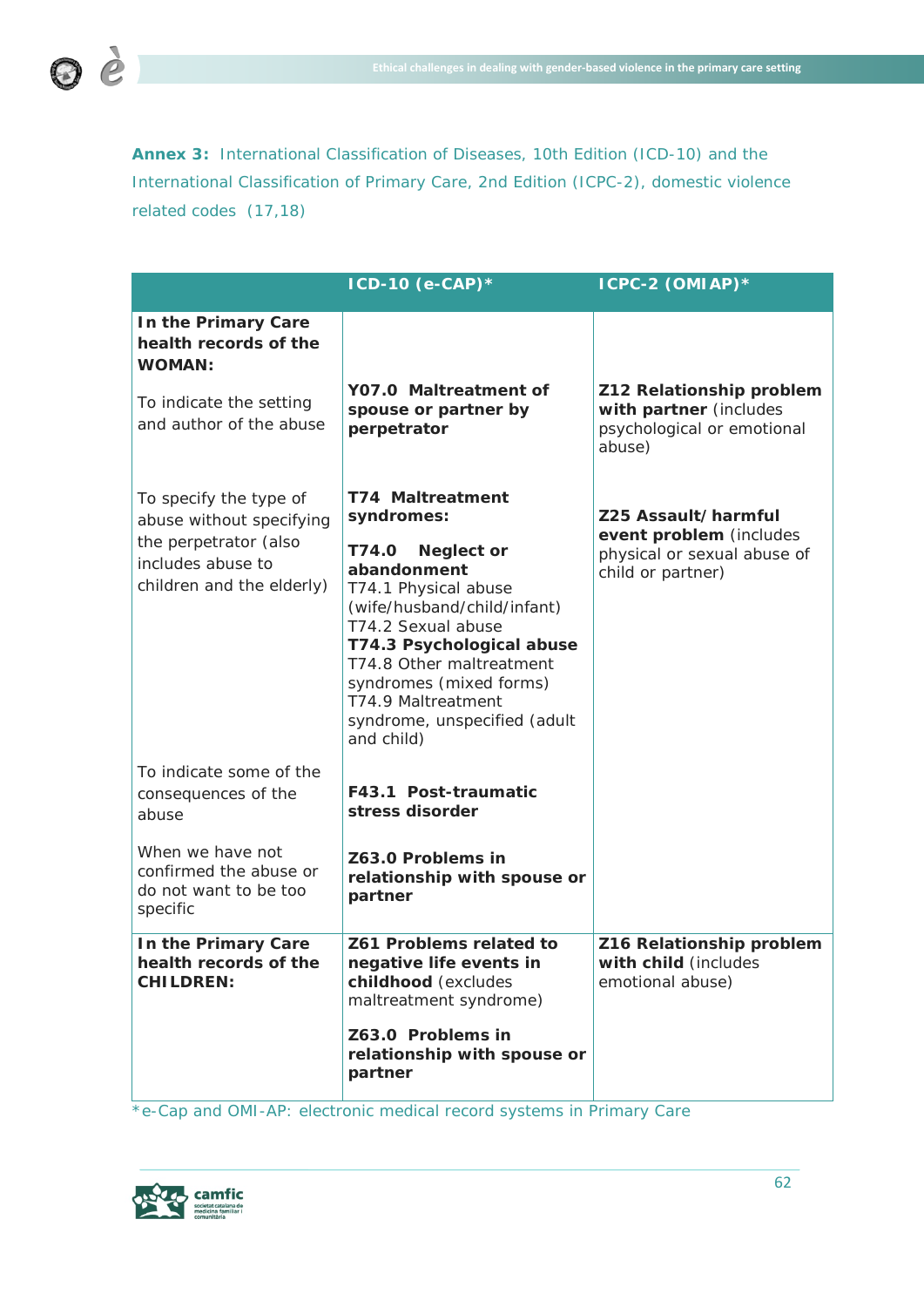**Annex 3:** International Classification of Diseases, 10th Edition (ICD-10) and the International Classification of Primary Care, 2nd Edition (ICPC-2), domestic violence related codes (17,18)

| | ICD-10 (e-CAP)* | ICPC-2 (OMIAP)* |
|---|---|---|
| **In the Primary Care health records of the WOMAN:** | | |
| To indicate the setting and author of the abuse | **Y07.0 Maltreatment of spouse or partner by perpetrator** | **Z12 Relationship problem with partner** (includes psychological or emotional abuse) |
| To specify the type of abuse without specifying the perpetrator (also includes abuse to children and the elderly) | **T74 Maltreatment syndromes:**<br>**T74.0 Neglect or abandonment**<br>T74.1 Physical abuse (wife/husband/child/infant)<br>T74.2 Sexual abuse<br>**T74.3 Psychological abuse**<br>T74.8 Other maltreatment syndromes (mixed forms)<br>T74.9 Maltreatment syndrome, unspecified (adult and child) | **Z25 Assault/harmful event problem** (includes physical or sexual abuse of child or partner) |
| To indicate some of the consequences of the abuse | **F43.1 Post-traumatic stress disorder** | |
| When we have not confirmed the abuse or do not want to be too specific | **Z63.0 Problems in relationship with spouse or partner** | |
| **In the Primary Care health records of the CHILDREN:** | **Z61 Problems related to negative life events in childhood** (excludes maltreatment syndrome)<br>**Z63.0 Problems in relationship with spouse or partner** | **Z16 Relationship problem with child** (includes emotional abuse) |

*e-Cap and OMI-AP: electronic medical record systems in Primary Care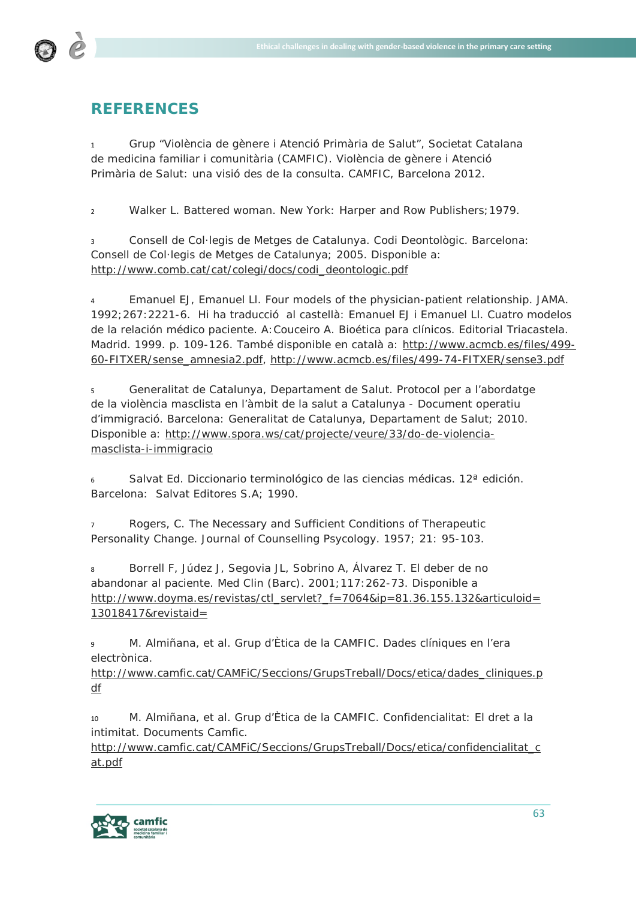## REFERENCES

1 Grup "Violència de gènere i Atenció Primària de Salut", Societat Catalana de medicina familiar i comunitària (CAMFIC). Violència de gènere i Atenció Primària de Salut: una visió des de la consulta. CAMFIC, Barcelona 2012.

2 Walker L. Battered woman. New York: Harper and Row Publishers;1979.

3 Consell de Col·legis de Metges de Catalunya. Codi Deontològic. Barcelona: Consell de Col·legis de Metges de Catalunya; 2005. Disponible a: http://www.comb.cat/cat/colegi/docs/codi_deontologic.pdf

4 Emanuel EJ, Emanuel Ll. Four models of the physician-patient relationship. JAMA. 1992;267:2221-6. Hi ha traducció al castellà: Emanuel EJ i Emanuel Ll. Cuatro modelos de la relación médico paciente. A: Couceiro A. Bioética para clínicos. Editorial Triacastela. Madrid. 1999. p. 109-126. També disponible en català a: http://www.acmcb.es/files/499-60-FITXER/sense_amnesia2.pdf, http://www.acmcb.es/files/499-74-FITXER/sense3.pdf

5 Generalitat de Catalunya, Departament de Salut. Protocol per a l'abordatge de la violència masclista en l'àmbit de la salut a Catalunya - Document operatiu d'immigració. Barcelona: Generalitat de Catalunya, Departament de Salut; 2010. Disponible a: http://www.spora.ws/cat/projecte/veure/33/do-de-violencia-masclista-i-immigracio

6 Salvat Ed. Diccionario terminológico de las ciencias médicas. 12ª edición. Barcelona: Salvat Editores S.A; 1990.

7 Rogers, C. The Necessary and Sufficient Conditions of Therapeutic Personality Change. Journal of Counselling Psycology. 1957; 21: 95-103.

8 Borrell F, Júdez J, Segovia JL, Sobrino A, Álvarez T. El deber de no abandonar al paciente. Med Clin (Barc). 2001;117:262-73. Disponible a http://www.doyma.es/revistas/ctl_servlet?_f=7064&ip=81.36.155.132&articuloid=13018417&revistaid=

9 M. Almiñana, et al. Grup d'Ètica de la CAMFIC. Dades clíniques en l'era electrònica. http://www.camfic.cat/CAMFiC/Seccions/GrupsTreball/Docs/etica/dades_cliniques.pdf

10 M. Almiñana, et al. Grup d'Ètica de la CAMFIC. Confidencialitat: El dret a la intimitat. Documents Camfic. http://www.camfic.cat/CAMFiC/Seccions/GrupsTreball/Docs/etica/confidencialitat_cat.pdf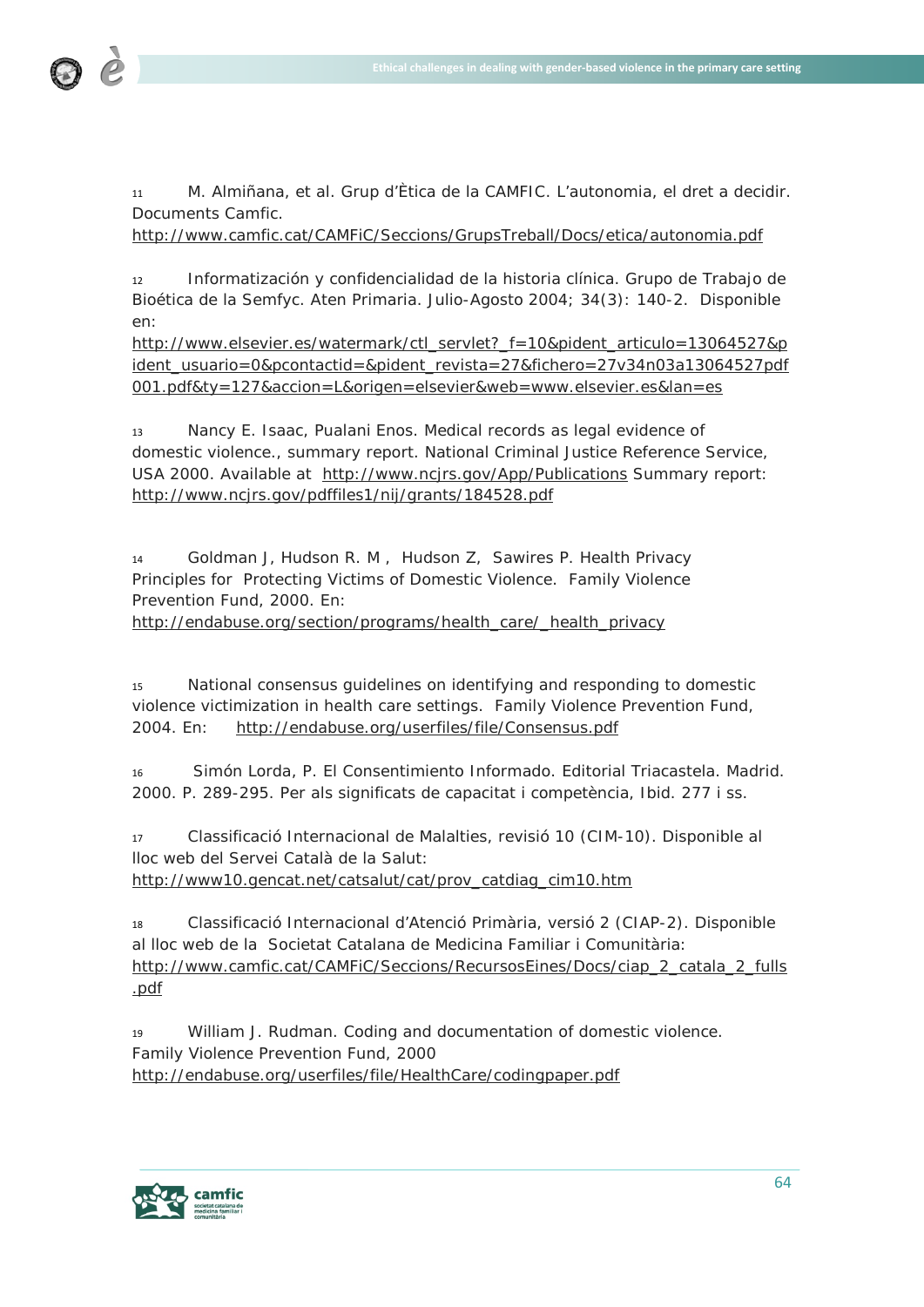[11] M. Almiñana, et al. Grup d'Ètica de la CAMFIC. L'autonomia, el dret a decidir. Documents Camfic.
http://www.camfic.cat/CAMFiC/Seccions/GrupsTreball/Docs/etica/autonomia.pdf

[12] Informatización y confidencialidad de la historia clínica. Grupo de Trabajo de Bioética de la Semfyc. Aten Primaria. Julio-Agosto 2004; 34(3): 140-2. Disponible en:
http://www.elsevier.es/watermark/ctl_servlet?_f=10&pident_articulo=13064527&pident_usuario=0&pcontactid=&pident_revista=27&fichero=27v34n03a13064527pdf001.pdf&ty=127&accion=L&origen=elsevier&web=www.elsevier.es&lan=es

[13] Nancy E. Isaac, Pualani Enos. Medical records as legal evidence of domestic violence., summary report. National Criminal Justice Reference Service, USA 2000. Available at http://www.ncjrs.gov/App/Publications Summary report: http://www.ncjrs.gov/pdffiles1/nij/grants/184528.pdf

[14] Goldman J, Hudson R. M , Hudson Z, Sawires P. Health Privacy Principles for Protecting Victims of Domestic Violence. Family Violence Prevention Fund, 2000. En:
http://endabuse.org/section/programs/health_care/_health_privacy

[15] National consensus guidelines on identifying and responding to domestic violence victimization in health care settings. Family Violence Prevention Fund, 2004. En: http://endabuse.org/userfiles/file/Consensus.pdf

[16] Simón Lorda, P. El Consentimiento Informado. Editorial Triacastela. Madrid. 2000. P. 289-295. Per als significats de capacitat i competència, Ibid. 277 i ss.

[17] Classificació Internacional de Malalties, revisió 10 (CIM-10). Disponible al lloc web del Servei Català de la Salut:
http://www10.gencat.net/catsalut/cat/prov_catdiag_cim10.htm

[18] Classificació Internacional d'Atenció Primària, versió 2 (CIAP-2). Disponible al lloc web de la Societat Catalana de Medicina Familiar i Comunitària:
http://www.camfic.cat/CAMFiC/Seccions/RecursosEines/Docs/ciap_2_catala_2_fulls.pdf

[19] William J. Rudman. Coding and documentation of domestic violence. Family Violence Prevention Fund, 2000
http://endabuse.org/userfiles/file/HealthCare/codingpaper.pdf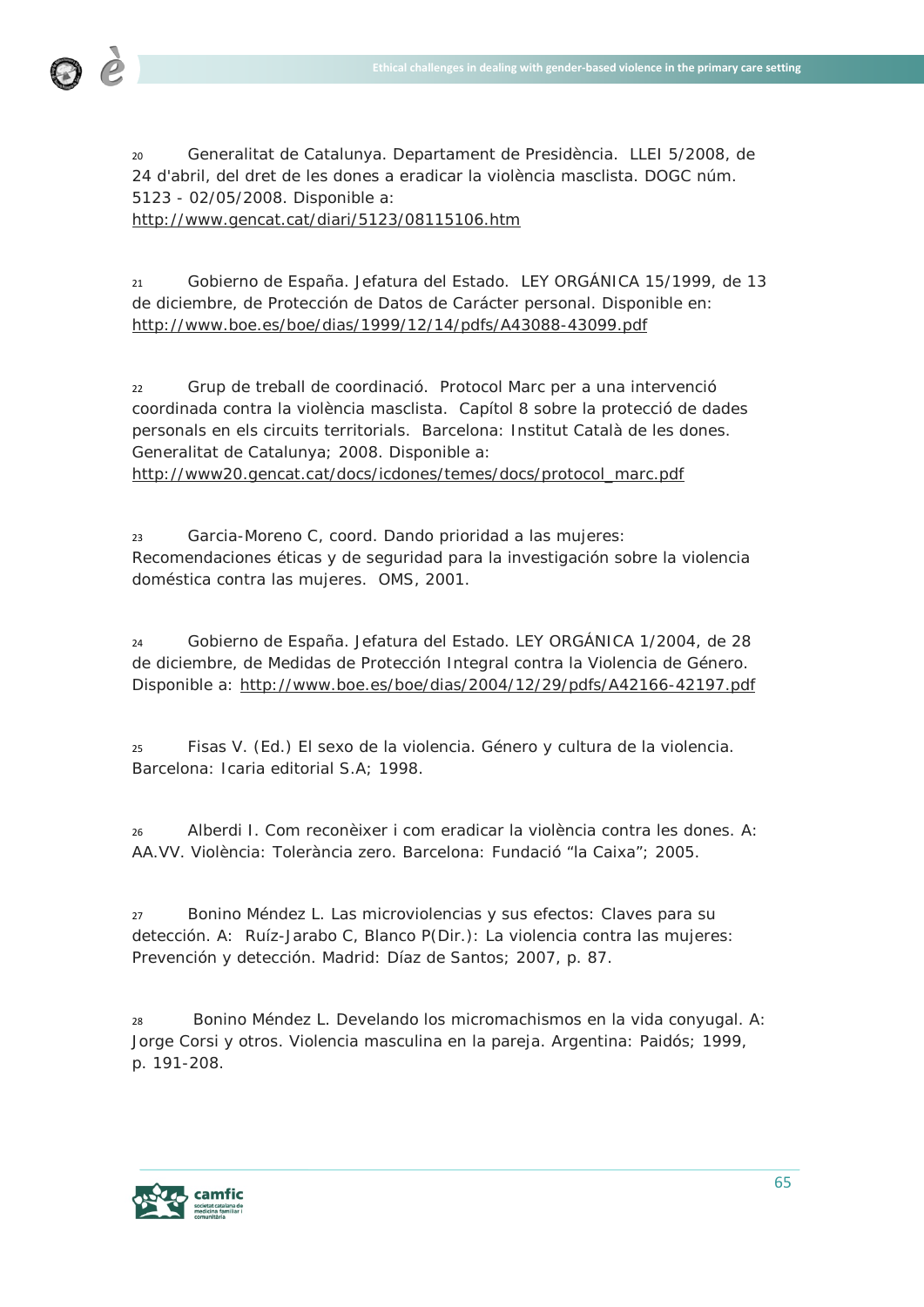[20] Generalitat de Catalunya. Departament de Presidència. LLEI 5/2008, de 24 d'abril, del dret de les dones a eradicar la violència masclista. DOGC núm. 5123 - 02/05/2008. Disponible a: http://www.gencat.cat/diari/5123/08115106.htm

[21] Gobierno de España. Jefatura del Estado. LEY ORGÁNICA 15/1999, de 13 de diciembre, de Protección de Datos de Carácter personal. Disponible en: http://www.boe.es/boe/dias/1999/12/14/pdfs/A43088-43099.pdf

[22] Grup de treball de coordinació. Protocol Marc per a una intervenció coordinada contra la violència masclista. Capítol 8 sobre la protecció de dades personals en els circuits territorials. Barcelona: Institut Català de les dones. Generalitat de Catalunya; 2008. Disponible a: http://www20.gencat.cat/docs/icdones/temes/docs/protocol_marc.pdf

[23] Garcia-Moreno C, coord. Dando prioridad a las mujeres: Recomendaciones éticas y de seguridad para la investigación sobre la violencia doméstica contra las mujeres. OMS, 2001.

[24] Gobierno de España. Jefatura del Estado. LEY ORGÁNICA 1/2004, de 28 de diciembre, de Medidas de Protección Integral contra la Violencia de Género. Disponible a: http://www.boe.es/boe/dias/2004/12/29/pdfs/A42166-42197.pdf

[25] Fisas V. (Ed.) El sexo de la violencia. Género y cultura de la violencia. Barcelona: Icaria editorial S.A; 1998.

[26] Alberdi I. Com reconèixer i com eradicar la violència contra les dones. A: AA.VV. Violència: Tolerància zero. Barcelona: Fundació "la Caixa"; 2005.

[27] Bonino Méndez L. Las microviolencias y sus efectos: Claves para su detección. A: Ruíz-Jarabo C, Blanco P(Dir.): La violencia contra las mujeres: Prevención y detección. Madrid: Díaz de Santos; 2007, p. 87.

[28] Bonino Méndez L. Develando los micromachismos en la vida conyugal. A: Jorge Corsi y otros. Violencia masculina en la pareja. Argentina: Paidós; 1999, p. 191-208.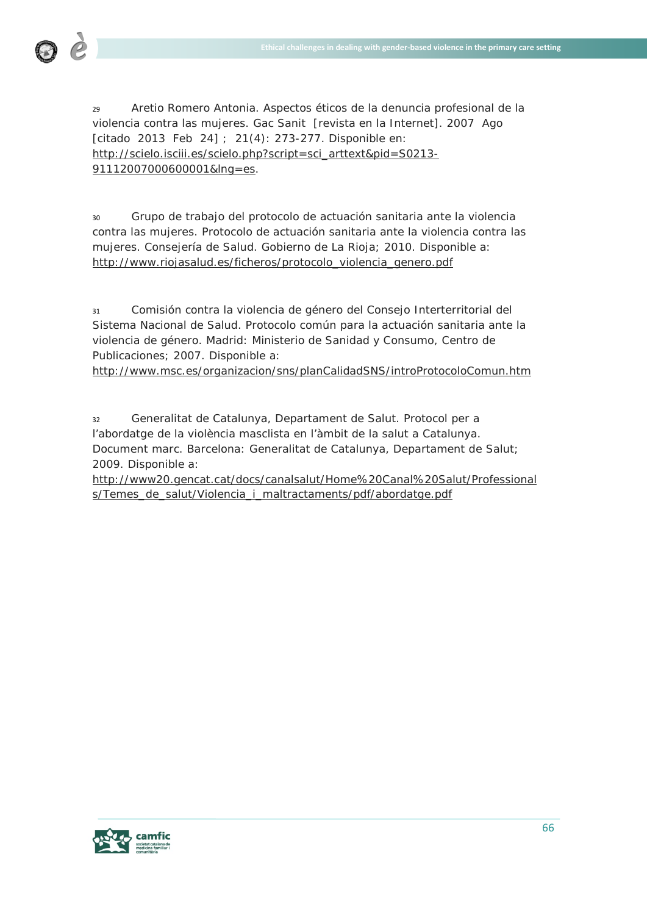29 Aretio Romero Antonia. Aspectos éticos de la denuncia profesional de la violencia contra las mujeres. Gac Sanit [revista en la Internet]. 2007 Ago [citado 2013 Feb 24] ; 21(4): 273-277. Disponible en: http://scielo.isciii.es/scielo.php?script=sci_arttext&pid=S0213-91112007000600001&lng=es.

30 Grupo de trabajo del protocolo de actuación sanitaria ante la violencia contra las mujeres. Protocolo de actuación sanitaria ante la violencia contra las mujeres. Consejería de Salud. Gobierno de La Rioja; 2010. Disponible a: http://www.riojasalud.es/ficheros/protocolo_violencia_genero.pdf

31 Comisión contra la violencia de género del Consejo Interterritorial del Sistema Nacional de Salud. Protocolo común para la actuación sanitaria ante la violencia de género. Madrid: Ministerio de Sanidad y Consumo, Centro de Publicaciones; 2007. Disponible a: http://www.msc.es/organizacion/sns/planCalidadSNS/introProtocoloComun.htm

32 Generalitat de Catalunya, Departament de Salut. Protocol per a l'abordatge de la violència masclista en l'àmbit de la salut a Catalunya. Document marc. Barcelona: Generalitat de Catalunya, Departament de Salut; 2009. Disponible a: http://www20.gencat.cat/docs/canalsalut/Home%20Canal%20Salut/Professionals/Temes_de_salut/Violencia_i_maltractaments/pdf/abordatge.pdf